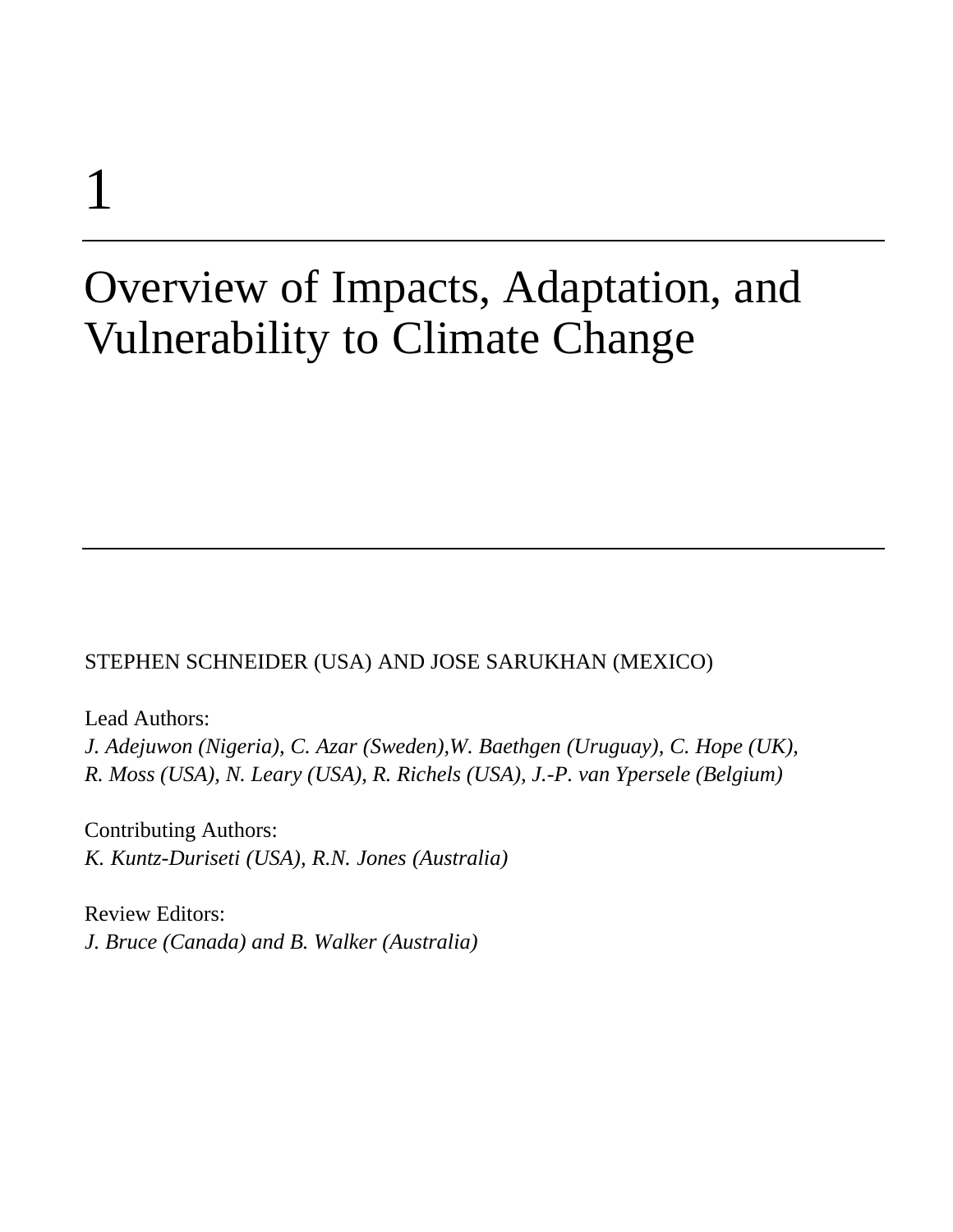# 1

# Overview of Impacts, Adaptation, and Vulnerability to Climate Change

STEPHEN SCHNEIDER (USA) AND JOSE SARUKHAN (MEXICO)

Lead Authors:

*J. Adejuwon (Nigeria), C. Azar (Sweden),W. Baethgen (Uruguay), C. Hope (UK), R. Moss (USA), N. Leary (USA), R. Richels (USA), J.-P. van Ypersele (Belgium)*

Contributing Authors:

*K. Kuntz-Duriseti (USA), R.N. Jones (Australia)*

Review Editors:

*J. Bruce (Canada) and B. Walker (Australia)*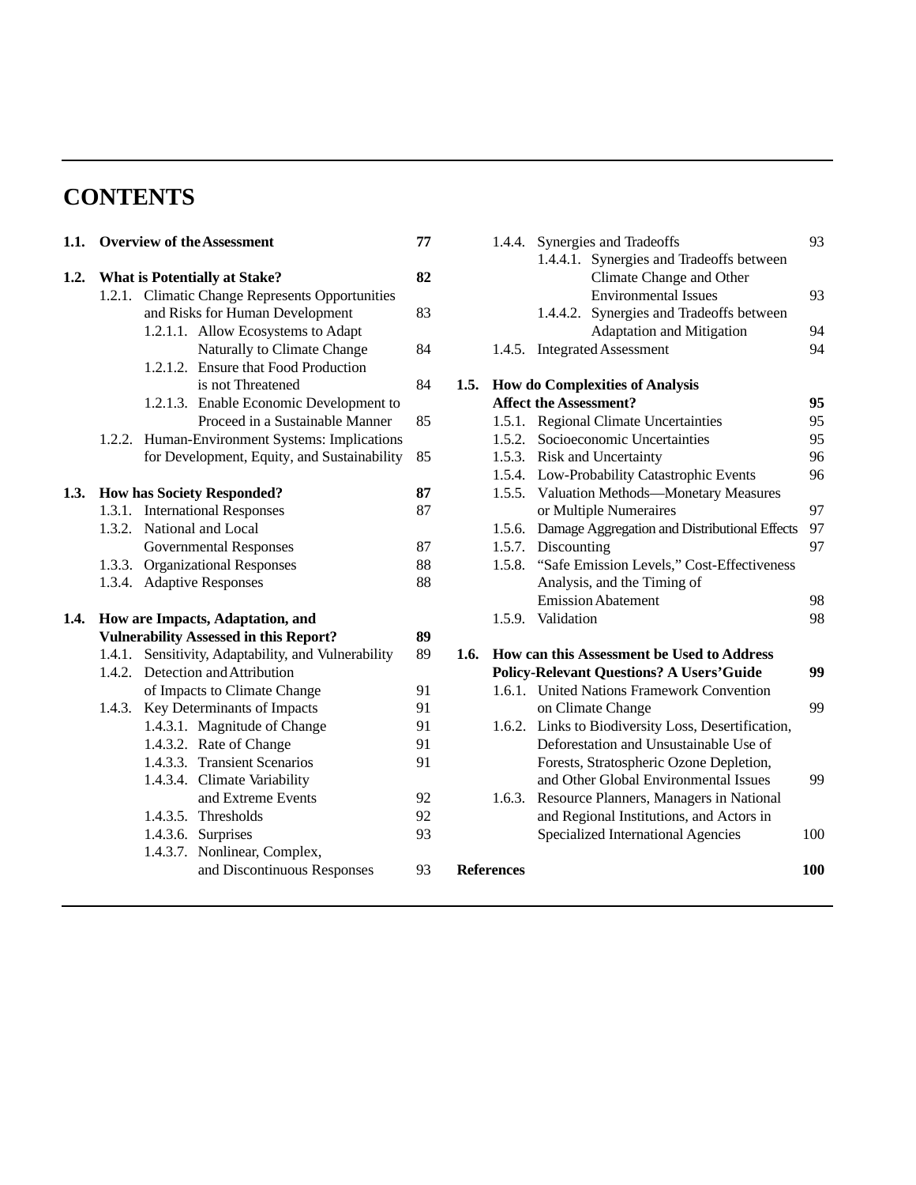# CONTENTS

**1.1. Overview of the Assessment** **77**

**1.2. What is Potentially at Stake?** **82**

- 1.2.1. Climatic Change Represents Opportunities and Risks for Human Development 83
  - 1.2.1.1. Allow Ecosystems to Adapt Naturally to Climate Change 84
  - 1.2.1.2. Ensure that Food Production is not Threatened 84
  - 1.2.1.3. Enable Economic Development to Proceed in a Sustainable Manner 85
- 1.2.2. Human-Environment Systems: Implications for Development, Equity, and Sustainability 85

**1.3. How has Society Responded?** **87**

- 1.3.1. International Responses 87
- 1.3.2. National and Local Governmental Responses 87
- 1.3.3. Organizational Responses 88
- 1.3.4. Adaptive Responses 88

**1.4. How are Impacts, Adaptation, and Vulnerability Assessed in this Report?** **89**

- 1.4.1. Sensitivity, Adaptability, and Vulnerability 89
- 1.4.2. Detection and Attribution of Impacts to Climate Change 91
- 1.4.3. Key Determinants of Impacts 91
  - 1.4.3.1. Magnitude of Change 91
  - 1.4.3.2. Rate of Change 91
  - 1.4.3.3. Transient Scenarios 91
  - 1.4.3.4. Climate Variability and Extreme Events 92
  - 1.4.3.5. Thresholds 92
  - 1.4.3.6. Surprises 93
  - 1.4.3.7. Nonlinear, Complex, and Discontinuous Responses 93
- 1.4.4. Synergies and Tradeoffs 93
  - 1.4.4.1. Synergies and Tradeoffs between Climate Change and Other Environmental Issues 93
  - 1.4.4.2. Synergies and Tradeoffs between Adaptation and Mitigation 94
- 1.4.5. Integrated Assessment 94

**1.5. How do Complexities of Analysis Affect the Assessment?** **95**

- 1.5.1. Regional Climate Uncertainties 95
- 1.5.2. Socioeconomic Uncertainties 95
- 1.5.3. Risk and Uncertainty 96
- 1.5.4. Low-Probability Catastrophic Events 96
- 1.5.5. Valuation Methods—Monetary Measures or Multiple Numeraires 97
- 1.5.6. Damage Aggregation and Distributional Effects 97
- 1.5.7. Discounting 97
- 1.5.8. "Safe Emission Levels," Cost-Effectiveness Analysis, and the Timing of Emission Abatement 98
- 1.5.9. Validation 98

**1.6. How can this Assessment be Used to Address Policy-Relevant Questions? A Users' Guide** **99**

- 1.6.1. United Nations Framework Convention on Climate Change 99
- 1.6.2. Links to Biodiversity Loss, Desertification, Deforestation and Unsustainable Use of Forests, Stratospheric Ozone Depletion, and Other Global Environmental Issues 99
- 1.6.3. Resource Planners, Managers in National and Regional Institutions, and Actors in Specialized International Agencies 100

**References** **100**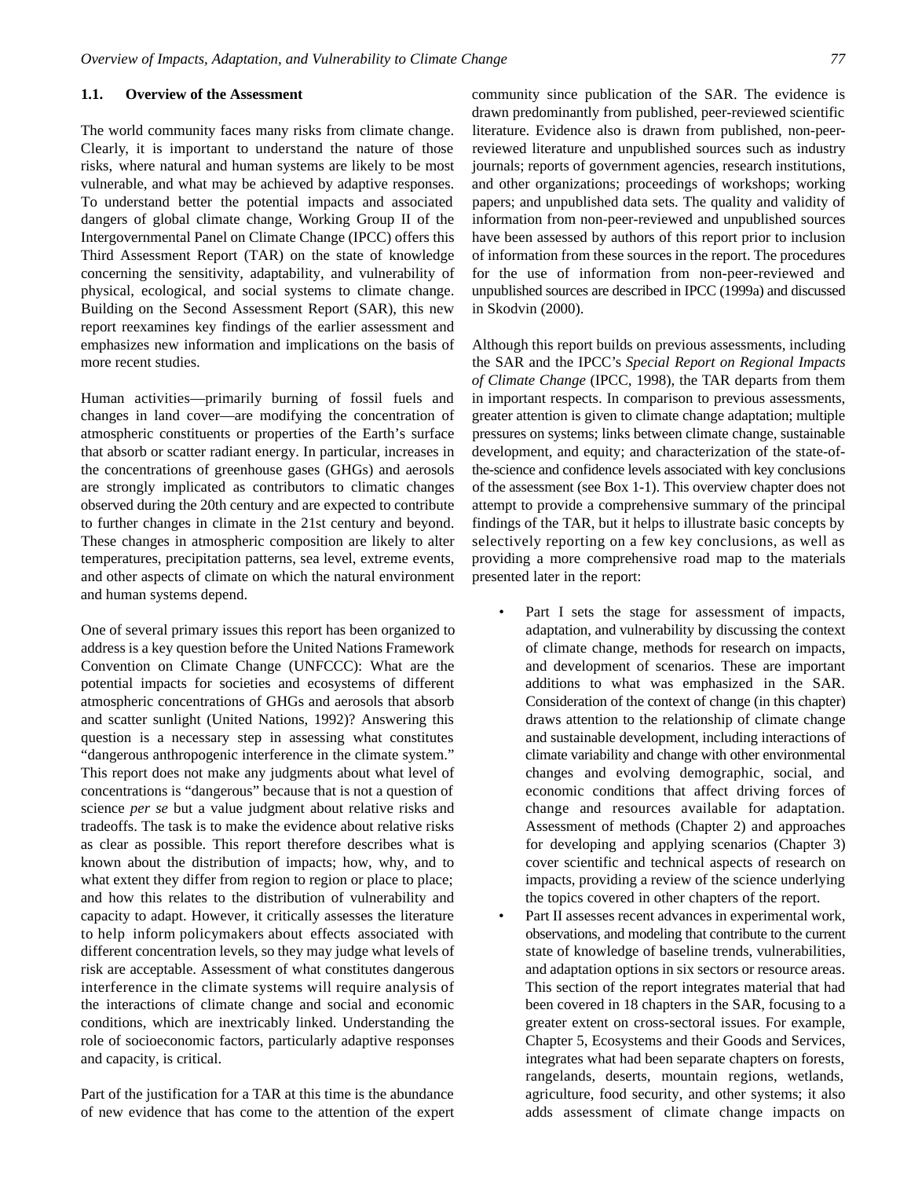## 1.1. Overview of the Assessment

The world community faces many risks from climate change. Clearly, it is important to understand the nature of those risks, where natural and human systems are likely to be most vulnerable, and what may be achieved by adaptive responses. To understand better the potential impacts and associated dangers of global climate change, Working Group II of the Intergovernmental Panel on Climate Change (IPCC) offers this Third Assessment Report (TAR) on the state of knowledge concerning the sensitivity, adaptability, and vulnerability of physical, ecological, and social systems to climate change. Building on the Second Assessment Report (SAR), this new report reexamines key findings of the earlier assessment and emphasizes new information and implications on the basis of more recent studies.

Human activities—primarily burning of fossil fuels and changes in land cover—are modifying the concentration of atmospheric constituents or properties of the Earth's surface that absorb or scatter radiant energy. In particular, increases in the concentrations of greenhouse gases (GHGs) and aerosols are strongly implicated as contributors to climatic changes observed during the 20th century and are expected to contribute to further changes in climate in the 21st century and beyond. These changes in atmospheric composition are likely to alter temperatures, precipitation patterns, sea level, extreme events, and other aspects of climate on which the natural environment and human systems depend.

One of several primary issues this report has been organized to address is a key question before the United Nations Framework Convention on Climate Change (UNFCCC): What are the potential impacts for societies and ecosystems of different atmospheric concentrations of GHGs and aerosols that absorb and scatter sunlight (United Nations, 1992)? Answering this question is a necessary step in assessing what constitutes "dangerous anthropogenic interference in the climate system." This report does not make any judgments about what level of concentrations is "dangerous" because that is not a question of science *per se* but a value judgment about relative risks and tradeoffs. The task is to make the evidence about relative risks as clear as possible. This report therefore describes what is known about the distribution of impacts; how, why, and to what extent they differ from region to region or place to place; and how this relates to the distribution of vulnerability and capacity to adapt. However, it critically assesses the literature to help inform policymakers about effects associated with different concentration levels, so they may judge what levels of risk are acceptable. Assessment of what constitutes dangerous interference in the climate systems will require analysis of the interactions of climate change and social and economic conditions, which are inextricably linked. Understanding the role of socioeconomic factors, particularly adaptive responses and capacity, is critical.

Part of the justification for a TAR at this time is the abundance of new evidence that has come to the attention of the expert community since publication of the SAR. The evidence is drawn predominantly from published, peer-reviewed scientific literature. Evidence also is drawn from published, non-peer-reviewed literature and unpublished sources such as industry journals; reports of government agencies, research institutions, and other organizations; proceedings of workshops; working papers; and unpublished data sets. The quality and validity of information from non-peer-reviewed and unpublished sources have been assessed by authors of this report prior to inclusion of information from these sources in the report. The procedures for the use of information from non-peer-reviewed and unpublished sources are described in IPCC (1999a) and discussed in Skodvin (2000).

Although this report builds on previous assessments, including the SAR and the IPCC's *Special Report on Regional Impacts of Climate Change* (IPCC, 1998), the TAR departs from them in important respects. In comparison to previous assessments, greater attention is given to climate change adaptation; multiple pressures on systems; links between climate change, sustainable development, and equity; and characterization of the state-of-the-science and confidence levels associated with key conclusions of the assessment (see Box 1-1). This overview chapter does not attempt to provide a comprehensive summary of the principal findings of the TAR, but it helps to illustrate basic concepts by selectively reporting on a few key conclusions, as well as providing a more comprehensive road map to the materials presented later in the report:

- Part I sets the stage for assessment of impacts, adaptation, and vulnerability by discussing the context of climate change, methods for research on impacts, and development of scenarios. These are important additions to what was emphasized in the SAR. Consideration of the context of change (in this chapter) draws attention to the relationship of climate change and sustainable development, including interactions of climate variability and change with other environmental changes and evolving demographic, social, and economic conditions that affect driving forces of change and resources available for adaptation. Assessment of methods (Chapter 2) and approaches for developing and applying scenarios (Chapter 3) cover scientific and technical aspects of research on impacts, providing a review of the science underlying the topics covered in other chapters of the report.
- Part II assesses recent advances in experimental work, observations, and modeling that contribute to the current state of knowledge of baseline trends, vulnerabilities, and adaptation options in six sectors or resource areas. This section of the report integrates material that had been covered in 18 chapters in the SAR, focusing to a greater extent on cross-sectoral issues. For example, Chapter 5, Ecosystems and their Goods and Services, integrates what had been separate chapters on forests, rangelands, deserts, mountain regions, wetlands, agriculture, food security, and other systems; it also adds assessment of climate change impacts on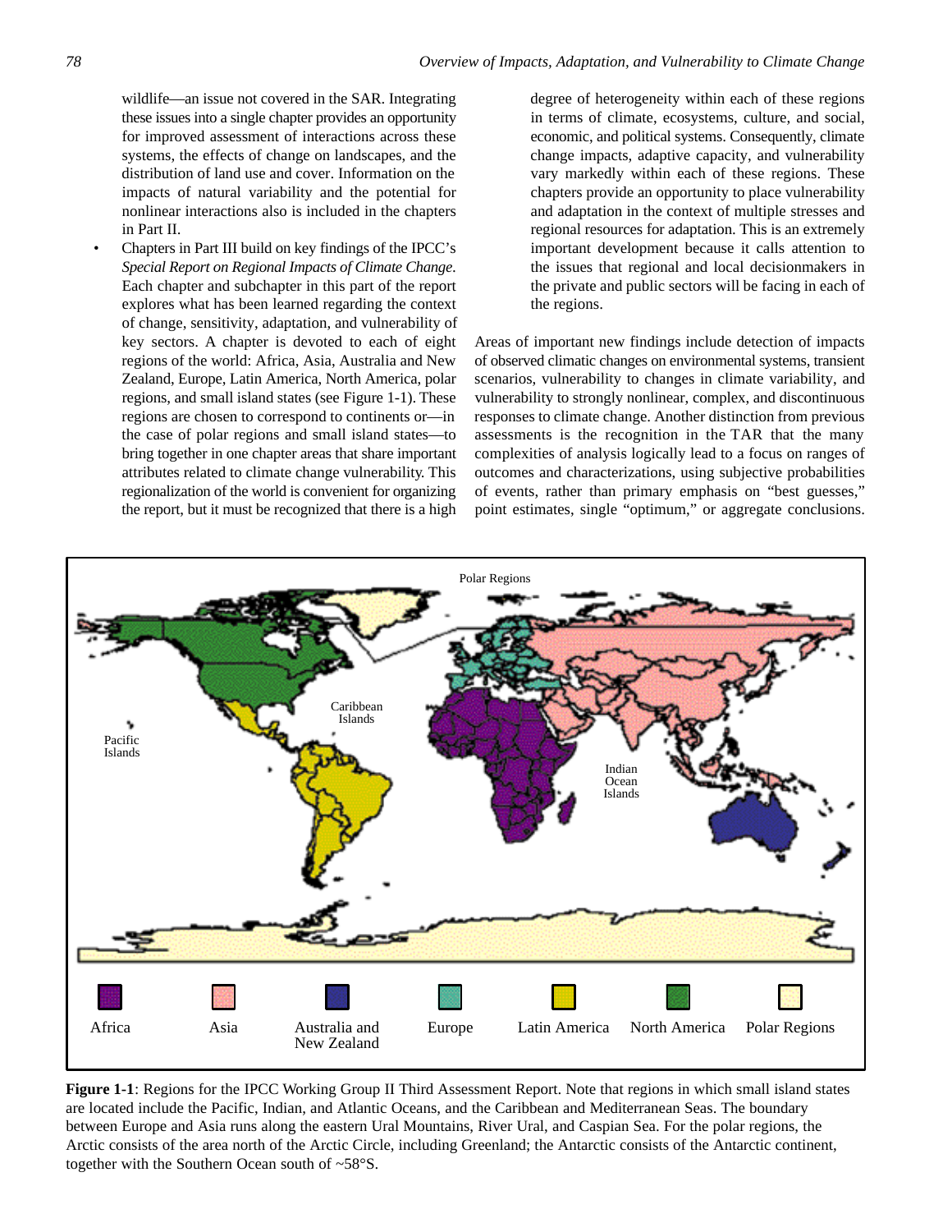wildlife—an issue not covered in the SAR. Integrating these issues into a single chapter provides an opportunity for improved assessment of interactions across these systems, the effects of change on landscapes, and the distribution of land use and cover. Information on the impacts of natural variability and the potential for nonlinear interactions also is included in the chapters in Part II.

- Chapters in Part III build on key findings of the IPCC's *Special Report on Regional Impacts of Climate Change*. Each chapter and subchapter in this part of the report explores what has been learned regarding the context of change, sensitivity, adaptation, and vulnerability of key sectors. A chapter is devoted to each of eight regions of the world: Africa, Asia, Australia and New Zealand, Europe, Latin America, North America, polar regions, and small island states (see Figure 1-1). These regions are chosen to correspond to continents or—in the case of polar regions and small island states—to bring together in one chapter areas that share important attributes related to climate change vulnerability. This regionalization of the world is convenient for organizing the report, but it must be recognized that there is a high degree of heterogeneity within each of these regions in terms of climate, ecosystems, culture, and social, economic, and political systems. Consequently, climate change impacts, adaptive capacity, and vulnerability vary markedly within each of these regions. These chapters provide an opportunity to place vulnerability and adaptation in the context of multiple stresses and regional resources for adaptation. This is an extremely important development because it calls attention to the issues that regional and local decisionmakers in the private and public sectors will be facing in each of the regions.

Areas of important new findings include detection of impacts of observed climatic changes on environmental systems, transient scenarios, vulnerability to changes in climate variability, and vulnerability to strongly nonlinear, complex, and discontinuous responses to climate change. Another distinction from previous assessments is the recognition in the TAR that the many complexities of analysis logically lead to a focus on ranges of outcomes and characterizations, using subjective probabilities of events, rather than primary emphasis on "best guesses," point estimates, single "optimum," or aggregate conclusions.

**Figure 1-1**: Regions for the IPCC Working Group II Third Assessment Report. Note that regions in which small island states are located include the Pacific, Indian, and Atlantic Oceans, and the Caribbean and Mediterranean Seas. The boundary between Europe and Asia runs along the eastern Ural Mountains, River Ural, and Caspian Sea. For the polar regions, the Arctic consists of the area north of the Arctic Circle, including Greenland; the Antarctic consists of the Antarctic continent, together with the Southern Ocean south of ~58°S.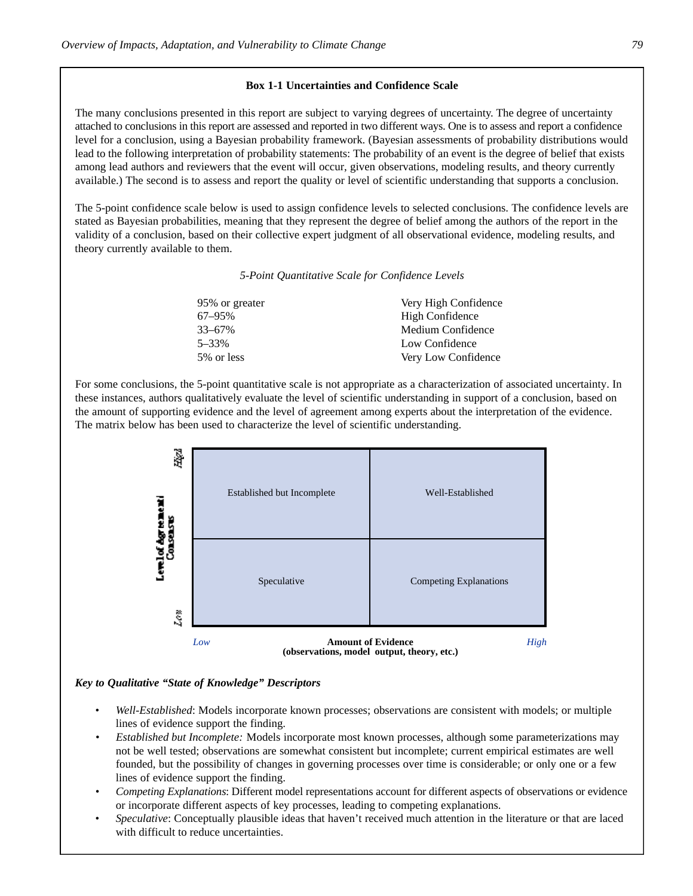### Box 1-1 Uncertainties and Confidence Scale

The many conclusions presented in this report are subject to varying degrees of uncertainty. The degree of uncertainty attached to conclusions in this report are assessed and reported in two different ways. One is to assess and report a confidence level for a conclusion, using a Bayesian probability framework. (Bayesian assessments of probability distributions would lead to the following interpretation of probability statements: The probability of an event is the degree of belief that exists among lead authors and reviewers that the event will occur, given observations, modeling results, and theory currently available.) The second is to assess and report the quality or level of scientific understanding that supports a conclusion.

The 5-point confidence scale below is used to assign confidence levels to selected conclusions. The confidence levels are stated as Bayesian probabilities, meaning that they represent the degree of belief among the authors of the report in the validity of a conclusion, based on their collective expert judgment of all observational evidence, modeling results, and theory currently available to them.

*5-Point Quantitative Scale for Confidence Levels*

| | |
|---|---|
| 95% or greater | Very High Confidence |
| 67–95% | High Confidence |
| 33–67% | Medium Confidence |
| 5–33% | Low Confidence |
| 5% or less | Very Low Confidence |

For some conclusions, the 5-point quantitative scale is not appropriate as a characterization of associated uncertainty. In these instances, authors qualitatively evaluate the level of scientific understanding in support of a conclusion, based on the amount of supporting evidence and the level of agreement among experts about the interpretation of the evidence. The matrix below has been used to characterize the level of scientific understanding.

| Level of Agreement/Consensus | Amount of Evidence (observations, model output, theory, etc.): Low | Amount of Evidence (observations, model output, theory, etc.): High |
|---|---|---|
| High | Established but Incomplete | Well-Established |
| Low | Speculative | Competing Explanations |

***Key to Qualitative "State of Knowledge" Descriptors***

- *Well-Established*: Models incorporate known processes; observations are consistent with models; or multiple lines of evidence support the finding.
- *Established but Incomplete:* Models incorporate most known processes, although some parameterizations may not be well tested; observations are somewhat consistent but incomplete; current empirical estimates are well founded, but the possibility of changes in governing processes over time is considerable; or only one or a few lines of evidence support the finding.
- *Competing Explanations*: Different model representations account for different aspects of observations or evidence or incorporate different aspects of key processes, leading to competing explanations.
- *Speculative*: Conceptually plausible ideas that haven't received much attention in the literature or that are laced with difficult to reduce uncertainties.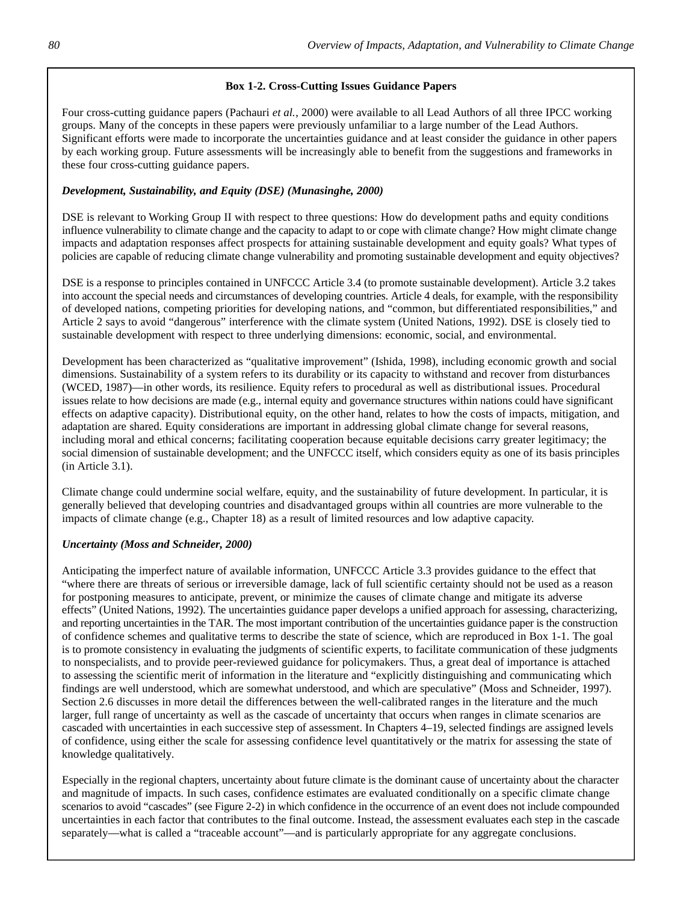**Box 1-2. Cross-Cutting Issues Guidance Papers**

Four cross-cutting guidance papers (Pachauri *et al.*, 2000) were available to all Lead Authors of all three IPCC working groups. Many of the concepts in these papers were previously unfamiliar to a large number of the Lead Authors. Significant efforts were made to incorporate the uncertainties guidance and at least consider the guidance in other papers by each working group. Future assessments will be increasingly able to benefit from the suggestions and frameworks in these four cross-cutting guidance papers.

***Development, Sustainability, and Equity (DSE) (Munasinghe, 2000)***

DSE is relevant to Working Group II with respect to three questions: How do development paths and equity conditions influence vulnerability to climate change and the capacity to adapt to or cope with climate change? How might climate change impacts and adaptation responses affect prospects for attaining sustainable development and equity goals? What types of policies are capable of reducing climate change vulnerability and promoting sustainable development and equity objectives?

DSE is a response to principles contained in UNFCCC Article 3.4 (to promote sustainable development). Article 3.2 takes into account the special needs and circumstances of developing countries. Article 4 deals, for example, with the responsibility of developed nations, competing priorities for developing nations, and "common, but differentiated responsibilities," and Article 2 says to avoid "dangerous" interference with the climate system (United Nations, 1992). DSE is closely tied to sustainable development with respect to three underlying dimensions: economic, social, and environmental.

Development has been characterized as "qualitative improvement" (Ishida, 1998), including economic growth and social dimensions. Sustainability of a system refers to its durability or its capacity to withstand and recover from disturbances (WCED, 1987)—in other words, its resilience. Equity refers to procedural as well as distributional issues. Procedural issues relate to how decisions are made (e.g., internal equity and governance structures within nations could have significant effects on adaptive capacity). Distributional equity, on the other hand, relates to how the costs of impacts, mitigation, and adaptation are shared. Equity considerations are important in addressing global climate change for several reasons, including moral and ethical concerns; facilitating cooperation because equitable decisions carry greater legitimacy; the social dimension of sustainable development; and the UNFCCC itself, which considers equity as one of its basis principles (in Article 3.1).

Climate change could undermine social welfare, equity, and the sustainability of future development. In particular, it is generally believed that developing countries and disadvantaged groups within all countries are more vulnerable to the impacts of climate change (e.g., Chapter 18) as a result of limited resources and low adaptive capacity.

***Uncertainty (Moss and Schneider, 2000)***

Anticipating the imperfect nature of available information, UNFCCC Article 3.3 provides guidance to the effect that "where there are threats of serious or irreversible damage, lack of full scientific certainty should not be used as a reason for postponing measures to anticipate, prevent, or minimize the causes of climate change and mitigate its adverse effects" (United Nations, 1992). The uncertainties guidance paper develops a unified approach for assessing, characterizing, and reporting uncertainties in the TAR. The most important contribution of the uncertainties guidance paper is the construction of confidence schemes and qualitative terms to describe the state of science, which are reproduced in Box 1-1. The goal is to promote consistency in evaluating the judgments of scientific experts, to facilitate communication of these judgments to nonspecialists, and to provide peer-reviewed guidance for policymakers. Thus, a great deal of importance is attached to assessing the scientific merit of information in the literature and "explicitly distinguishing and communicating which findings are well understood, which are somewhat understood, and which are speculative" (Moss and Schneider, 1997). Section 2.6 discusses in more detail the differences between the well-calibrated ranges in the literature and the much larger, full range of uncertainty as well as the cascade of uncertainty that occurs when ranges in climate scenarios are cascaded with uncertainties in each successive step of assessment. In Chapters 4–19, selected findings are assigned levels of confidence, using either the scale for assessing confidence level quantitatively or the matrix for assessing the state of knowledge qualitatively.

Especially in the regional chapters, uncertainty about future climate is the dominant cause of uncertainty about the character and magnitude of impacts. In such cases, confidence estimates are evaluated conditionally on a specific climate change scenarios to avoid "cascades" (see Figure 2-2) in which confidence in the occurrence of an event does not include compounded uncertainties in each factor that contributes to the final outcome. Instead, the assessment evaluates each step in the cascade separately—what is called a "traceable account"—and is particularly appropriate for any aggregate conclusions.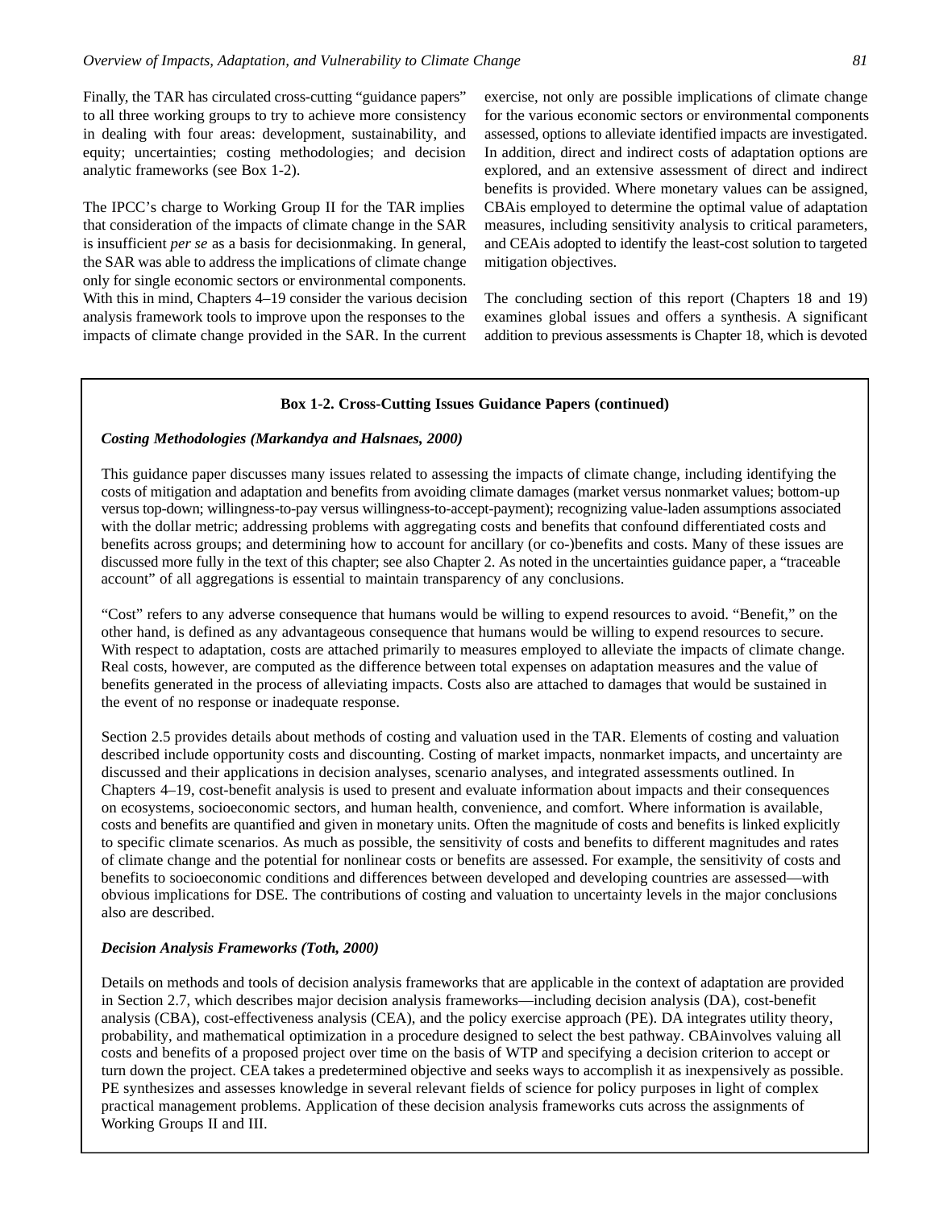Finally, the TAR has circulated cross-cutting "guidance papers" to all three working groups to try to achieve more consistency in dealing with four areas: development, sustainability, and equity; uncertainties; costing methodologies; and decision analytic frameworks (see Box 1-2).

The IPCC's charge to Working Group II for the TAR implies that consideration of the impacts of climate change in the SAR is insufficient *per se* as a basis for decisionmaking. In general, the SAR was able to address the implications of climate change only for single economic sectors or environmental components. With this in mind, Chapters 4–19 consider the various decision analysis framework tools to improve upon the responses to the impacts of climate change provided in the SAR. In the current exercise, not only are possible implications of climate change for the various economic sectors or environmental components assessed, options to alleviate identified impacts are investigated. In addition, direct and indirect costs of adaptation options are explored, and an extensive assessment of direct and indirect benefits is provided. Where monetary values can be assigned, CBAis employed to determine the optimal value of adaptation measures, including sensitivity analysis to critical parameters, and CEAis adopted to identify the least-cost solution to targeted mitigation objectives.

The concluding section of this report (Chapters 18 and 19) examines global issues and offers a synthesis. A significant addition to previous assessments is Chapter 18, which is devoted

---

**Box 1-2. Cross-Cutting Issues Guidance Papers (continued)**

***Costing Methodologies (Markandya and Halsnaes, 2000)***

This guidance paper discusses many issues related to assessing the impacts of climate change, including identifying the costs of mitigation and adaptation and benefits from avoiding climate damages (market versus nonmarket values; bottom-up versus top-down; willingness-to-pay versus willingness-to-accept-payment); recognizing value-laden assumptions associated with the dollar metric; addressing problems with aggregating costs and benefits that confound differentiated costs and benefits across groups; and determining how to account for ancillary (or co-)benefits and costs. Many of these issues are discussed more fully in the text of this chapter; see also Chapter 2. As noted in the uncertainties guidance paper, a "traceable account" of all aggregations is essential to maintain transparency of any conclusions.

"Cost" refers to any adverse consequence that humans would be willing to expend resources to avoid. "Benefit," on the other hand, is defined as any advantageous consequence that humans would be willing to expend resources to secure. With respect to adaptation, costs are attached primarily to measures employed to alleviate the impacts of climate change. Real costs, however, are computed as the difference between total expenses on adaptation measures and the value of benefits generated in the process of alleviating impacts. Costs also are attached to damages that would be sustained in the event of no response or inadequate response.

Section 2.5 provides details about methods of costing and valuation used in the TAR. Elements of costing and valuation described include opportunity costs and discounting. Costing of market impacts, nonmarket impacts, and uncertainty are discussed and their applications in decision analyses, scenario analyses, and integrated assessments outlined. In Chapters 4–19, cost-benefit analysis is used to present and evaluate information about impacts and their consequences on ecosystems, socioeconomic sectors, and human health, convenience, and comfort. Where information is available, costs and benefits are quantified and given in monetary units. Often the magnitude of costs and benefits is linked explicitly to specific climate scenarios. As much as possible, the sensitivity of costs and benefits to different magnitudes and rates of climate change and the potential for nonlinear costs or benefits are assessed. For example, the sensitivity of costs and benefits to socioeconomic conditions and differences between developed and developing countries are assessed—with obvious implications for DSE. The contributions of costing and valuation to uncertainty levels in the major conclusions also are described.

***Decision Analysis Frameworks (Toth, 2000)***

Details on methods and tools of decision analysis frameworks that are applicable in the context of adaptation are provided in Section 2.7, which describes major decision analysis frameworks—including decision analysis (DA), cost-benefit analysis (CBA), cost-effectiveness analysis (CEA), and the policy exercise approach (PE). DA integrates utility theory, probability, and mathematical optimization in a procedure designed to select the best pathway. CBAinvolves valuing all costs and benefits of a proposed project over time on the basis of WTP and specifying a decision criterion to accept or turn down the project. CEA takes a predetermined objective and seeks ways to accomplish it as inexpensively as possible. PE synthesizes and assesses knowledge in several relevant fields of science for policy purposes in light of complex practical management problems. Application of these decision analysis frameworks cuts across the assignments of Working Groups II and III.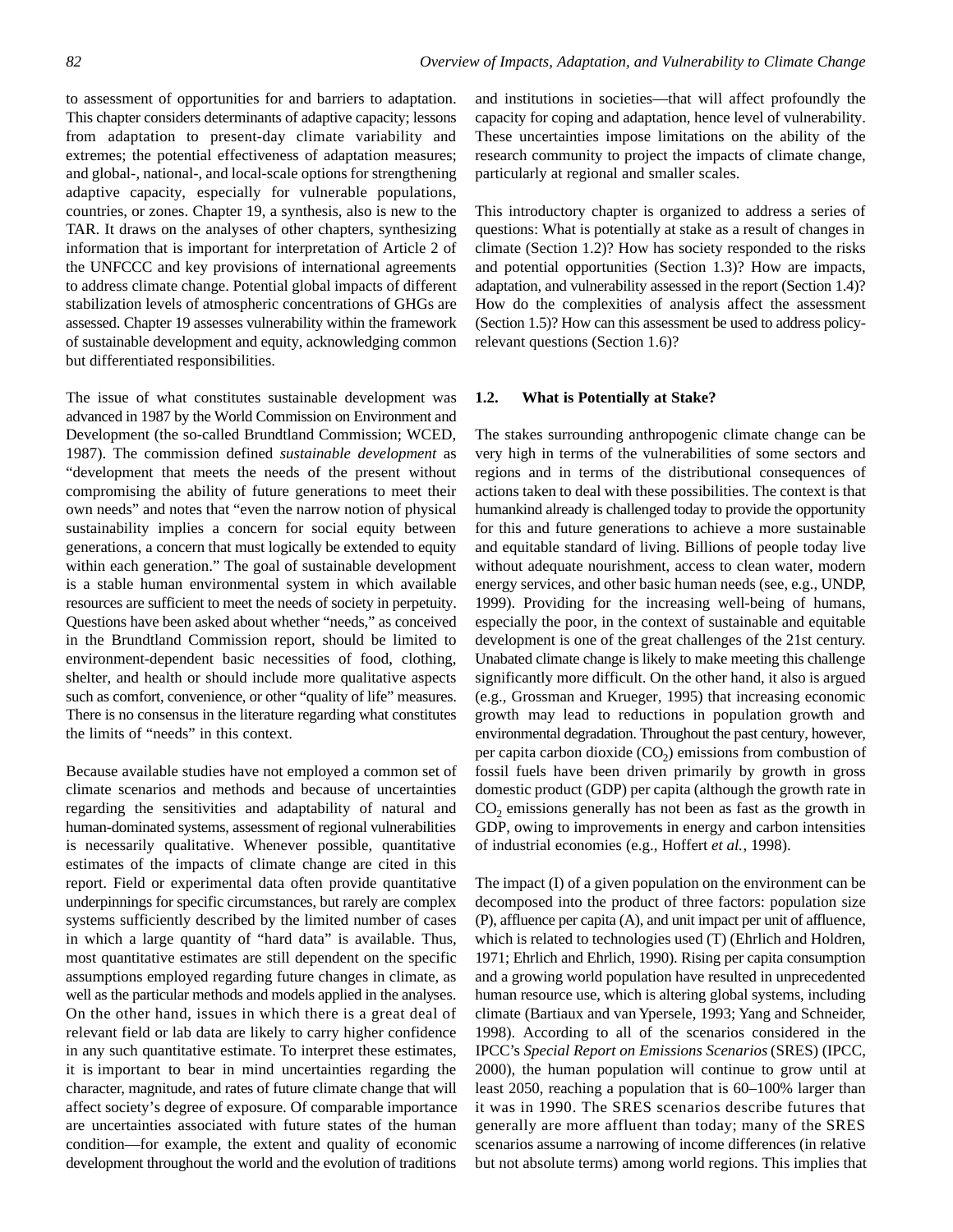to assessment of opportunities for and barriers to adaptation. This chapter considers determinants of adaptive capacity; lessons from adaptation to present-day climate variability and extremes; the potential effectiveness of adaptation measures; and global-, national-, and local-scale options for strengthening adaptive capacity, especially for vulnerable populations, countries, or zones. Chapter 19, a synthesis, also is new to the TAR. It draws on the analyses of other chapters, synthesizing information that is important for interpretation of Article 2 of the UNFCCC and key provisions of international agreements to address climate change. Potential global impacts of different stabilization levels of atmospheric concentrations of GHGs are assessed. Chapter 19 assesses vulnerability within the framework of sustainable development and equity, acknowledging common but differentiated responsibilities.

The issue of what constitutes sustainable development was advanced in 1987 by the World Commission on Environment and Development (the so-called Brundtland Commission; WCED, 1987). The commission defined *sustainable development* as "development that meets the needs of the present without compromising the ability of future generations to meet their own needs" and notes that "even the narrow notion of physical sustainability implies a concern for social equity between generations, a concern that must logically be extended to equity within each generation." The goal of sustainable development is a stable human environmental system in which available resources are sufficient to meet the needs of society in perpetuity. Questions have been asked about whether "needs," as conceived in the Brundtland Commission report, should be limited to environment-dependent basic necessities of food, clothing, shelter, and health or should include more qualitative aspects such as comfort, convenience, or other "quality of life" measures. There is no consensus in the literature regarding what constitutes the limits of "needs" in this context.

Because available studies have not employed a common set of climate scenarios and methods and because of uncertainties regarding the sensitivities and adaptability of natural and human-dominated systems, assessment of regional vulnerabilities is necessarily qualitative. Whenever possible, quantitative estimates of the impacts of climate change are cited in this report. Field or experimental data often provide quantitative underpinnings for specific circumstances, but rarely are complex systems sufficiently described by the limited number of cases in which a large quantity of "hard data" is available. Thus, most quantitative estimates are still dependent on the specific assumptions employed regarding future changes in climate, as well as the particular methods and models applied in the analyses. On the other hand, issues in which there is a great deal of relevant field or lab data are likely to carry higher confidence in any such quantitative estimate. To interpret these estimates, it is important to bear in mind uncertainties regarding the character, magnitude, and rates of future climate change that will affect society's degree of exposure. Of comparable importance are uncertainties associated with future states of the human condition—for example, the extent and quality of economic development throughout the world and the evolution of traditions and institutions in societies—that will affect profoundly the capacity for coping and adaptation, hence level of vulnerability. These uncertainties impose limitations on the ability of the research community to project the impacts of climate change, particularly at regional and smaller scales.

This introductory chapter is organized to address a series of questions: What is potentially at stake as a result of changes in climate (Section 1.2)? How has society responded to the risks and potential opportunities (Section 1.3)? How are impacts, adaptation, and vulnerability assessed in the report (Section 1.4)? How do the complexities of analysis affect the assessment (Section 1.5)? How can this assessment be used to address policy-relevant questions (Section 1.6)?

## 1.2. What is Potentially at Stake?

The stakes surrounding anthropogenic climate change can be very high in terms of the vulnerabilities of some sectors and regions and in terms of the distributional consequences of actions taken to deal with these possibilities. The context is that humankind already is challenged today to provide the opportunity for this and future generations to achieve a more sustainable and equitable standard of living. Billions of people today live without adequate nourishment, access to clean water, modern energy services, and other basic human needs (see, e.g., UNDP, 1999). Providing for the increasing well-being of humans, especially the poor, in the context of sustainable and equitable development is one of the great challenges of the 21st century. Unabated climate change is likely to make meeting this challenge significantly more difficult. On the other hand, it also is argued (e.g., Grossman and Krueger, 1995) that increasing economic growth may lead to reductions in population growth and environmental degradation. Throughout the past century, however, per capita carbon dioxide ($CO_2$) emissions from combustion of fossil fuels have been driven primarily by growth in gross domestic product (GDP) per capita (although the growth rate in $CO_2$ emissions generally has not been as fast as the growth in GDP, owing to improvements in energy and carbon intensities of industrial economies (e.g., Hoffert *et al.*, 1998).

The impact (I) of a given population on the environment can be decomposed into the product of three factors: population size (P), affluence per capita (A), and unit impact per unit of affluence, which is related to technologies used (T) (Ehrlich and Holdren, 1971; Ehrlich and Ehrlich, 1990). Rising per capita consumption and a growing world population have resulted in unprecedented human resource use, which is altering global systems, including climate (Bartiaux and van Ypersele, 1993; Yang and Schneider, 1998). According to all of the scenarios considered in the IPCC's *Special Report on Emissions Scenarios* (SRES) (IPCC, 2000), the human population will continue to grow until at least 2050, reaching a population that is 60–100% larger than it was in 1990. The SRES scenarios describe futures that generally are more affluent than today; many of the SRES scenarios assume a narrowing of income differences (in relative but not absolute terms) among world regions. This implies that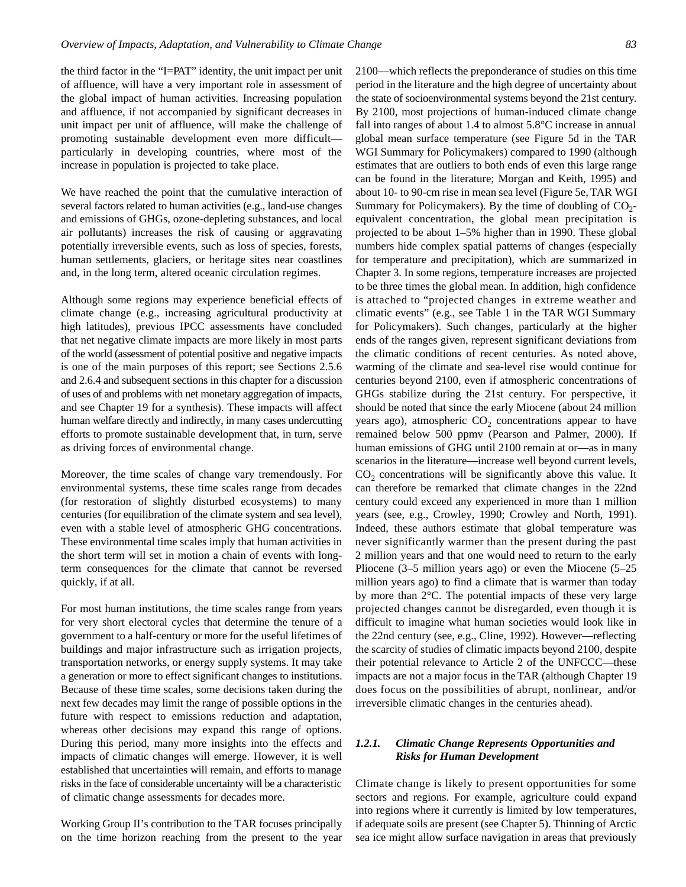the third factor in the "I=PAT" identity, the unit impact per unit of affluence, will have a very important role in assessment of the global impact of human activities. Increasing population and affluence, if not accompanied by significant decreases in unit impact per unit of affluence, will make the challenge of promoting sustainable development even more difficult—particularly in developing countries, where most of the increase in population is projected to take place.

We have reached the point that the cumulative interaction of several factors related to human activities (e.g., land-use changes and emissions of GHGs, ozone-depleting substances, and local air pollutants) increases the risk of causing or aggravating potentially irreversible events, such as loss of species, forests, human settlements, glaciers, or heritage sites near coastlines and, in the long term, altered oceanic circulation regimes.

Although some regions may experience beneficial effects of climate change (e.g., increasing agricultural productivity at high latitudes), previous IPCC assessments have concluded that net negative climate impacts are more likely in most parts of the world (assessment of potential positive and negative impacts is one of the main purposes of this report; see Sections 2.5.6 and 2.6.4 and subsequent sections in this chapter for a discussion of uses of and problems with net monetary aggregation of impacts, and see Chapter 19 for a synthesis). These impacts will affect human welfare directly and indirectly, in many cases undercutting efforts to promote sustainable development that, in turn, serve as driving forces of environmental change.

Moreover, the time scales of change vary tremendously. For environmental systems, these time scales range from decades (for restoration of slightly disturbed ecosystems) to many centuries (for equilibration of the climate system and sea level), even with a stable level of atmospheric GHG concentrations. These environmental time scales imply that human activities in the short term will set in motion a chain of events with long-term consequences for the climate that cannot be reversed quickly, if at all.

For most human institutions, the time scales range from years for very short electoral cycles that determine the tenure of a government to a half-century or more for the useful lifetimes of buildings and major infrastructure such as irrigation projects, transportation networks, or energy supply systems. It may take a generation or more to effect significant changes to institutions. Because of these time scales, some decisions taken during the next few decades may limit the range of possible options in the future with respect to emissions reduction and adaptation, whereas other decisions may expand this range of options. During this period, many more insights into the effects and impacts of climatic changes will emerge. However, it is well established that uncertainties will remain, and efforts to manage risks in the face of considerable uncertainty will be a characteristic of climatic change assessments for decades more.

Working Group II's contribution to the TAR focuses principally on the time horizon reaching from the present to the year 2100—which reflects the preponderance of studies on this time period in the literature and the high degree of uncertainty about the state of socioenvironmental systems beyond the 21st century. By 2100, most projections of human-induced climate change fall into ranges of about 1.4 to almost 5.8°C increase in annual global mean surface temperature (see Figure 5d in the TAR WGI Summary for Policymakers) compared to 1990 (although estimates that are outliers to both ends of even this large range can be found in the literature; Morgan and Keith, 1995) and about 10- to 90-cm rise in mean sea level (Figure 5e, TAR WGI Summary for Policymakers). By the time of doubling of $CO_2$-equivalent concentration, the global mean precipitation is projected to be about 1–5% higher than in 1990. These global numbers hide complex spatial patterns of changes (especially for temperature and precipitation), which are summarized in Chapter 3. In some regions, temperature increases are projected to be three times the global mean. In addition, high confidence is attached to "projected changes in extreme weather and climatic events" (e.g., see Table 1 in the TAR WGI Summary for Policymakers). Such changes, particularly at the higher ends of the ranges given, represent significant deviations from the climatic conditions of recent centuries. As noted above, warming of the climate and sea-level rise would continue for centuries beyond 2100, even if atmospheric concentrations of GHGs stabilize during the 21st century. For perspective, it should be noted that since the early Miocene (about 24 million years ago), atmospheric $CO_2$ concentrations appear to have remained below 500 ppmv (Pearson and Palmer, 2000). If human emissions of GHG until 2100 remain at or—as in many scenarios in the literature—increase well beyond current levels, $CO_2$ concentrations will be significantly above this value. It can therefore be remarked that climate changes in the 22nd century could exceed any experienced in more than 1 million years (see, e.g., Crowley, 1990; Crowley and North, 1991). Indeed, these authors estimate that global temperature was never significantly warmer than the present during the past 2 million years and that one would need to return to the early Pliocene (3–5 million years ago) or even the Miocene (5–25 million years ago) to find a climate that is warmer than today by more than 2°C. The potential impacts of these very large projected changes cannot be disregarded, even though it is difficult to imagine what human societies would look like in the 22nd century (see, e.g., Cline, 1992). However—reflecting the scarcity of studies of climatic impacts beyond 2100, despite their potential relevance to Article 2 of the UNFCCC—these impacts are not a major focus in the TAR (although Chapter 19 does focus on the possibilities of abrupt, nonlinear, and/or irreversible climatic changes in the centuries ahead).

### 1.2.1. *Climatic Change Represents Opportunities and Risks for Human Development*

Climate change is likely to present opportunities for some sectors and regions. For example, agriculture could expand into regions where it currently is limited by low temperatures, if adequate soils are present (see Chapter 5). Thinning of Arctic sea ice might allow surface navigation in areas that previously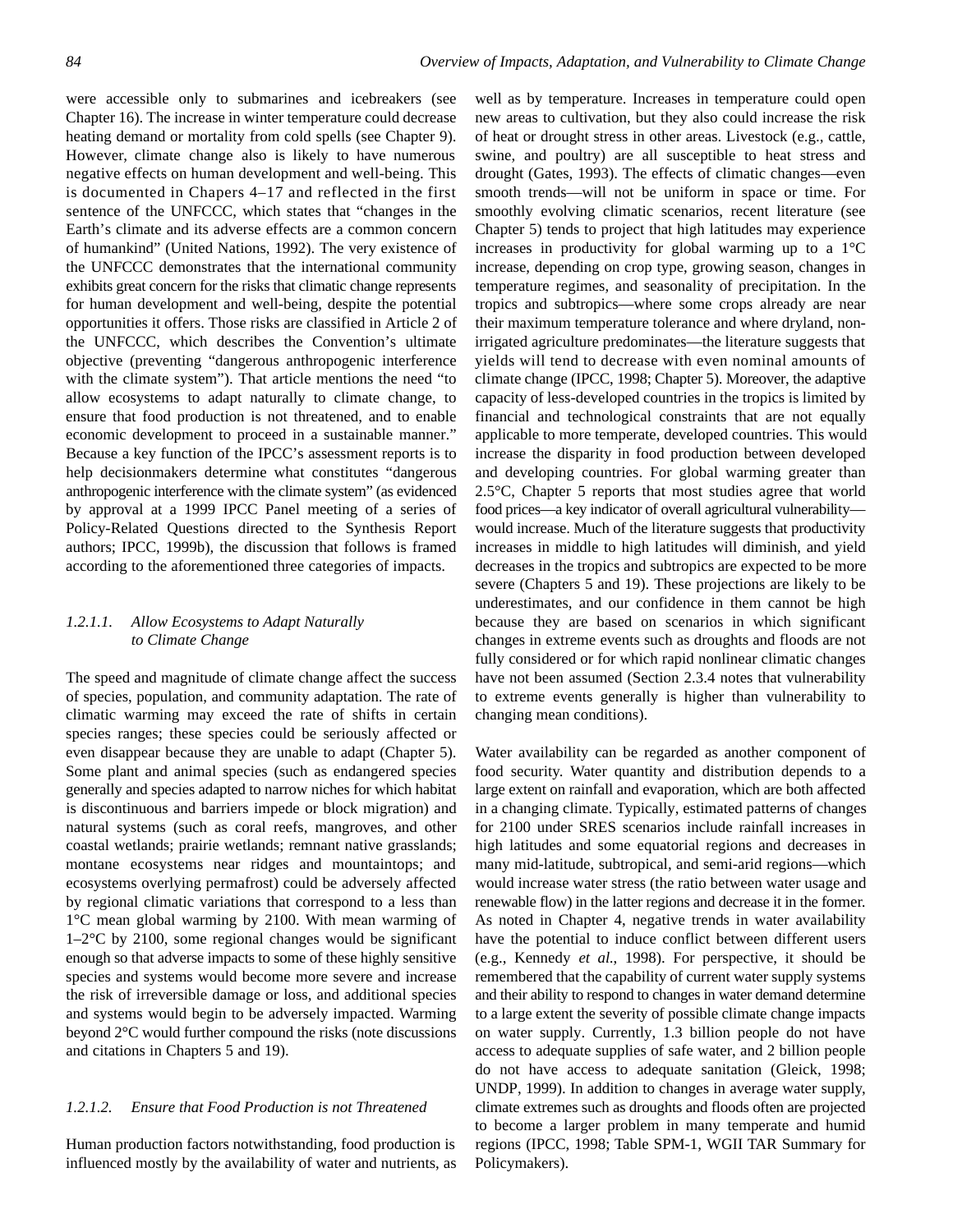were accessible only to submarines and icebreakers (see Chapter 16). The increase in winter temperature could decrease heating demand or mortality from cold spells (see Chapter 9). However, climate change also is likely to have numerous negative effects on human development and well-being. This is documented in Chapers 4–17 and reflected in the first sentence of the UNFCCC, which states that "changes in the Earth's climate and its adverse effects are a common concern of humankind" (United Nations, 1992). The very existence of the UNFCCC demonstrates that the international community exhibits great concern for the risks that climatic change represents for human development and well-being, despite the potential opportunities it offers. Those risks are classified in Article 2 of the UNFCCC, which describes the Convention's ultimate objective (preventing "dangerous anthropogenic interference with the climate system"). That article mentions the need "to allow ecosystems to adapt naturally to climate change, to ensure that food production is not threatened, and to enable economic development to proceed in a sustainable manner." Because a key function of the IPCC's assessment reports is to help decisionmakers determine what constitutes "dangerous anthropogenic interference with the climate system" (as evidenced by approval at a 1999 IPCC Panel meeting of a series of Policy-Related Questions directed to the Synthesis Report authors; IPCC, 1999b), the discussion that follows is framed according to the aforementioned three categories of impacts.

### *1.2.1.1. Allow Ecosystems to Adapt Naturally to Climate Change*

The speed and magnitude of climate change affect the success of species, population, and community adaptation. The rate of climatic warming may exceed the rate of shifts in certain species ranges; these species could be seriously affected or even disappear because they are unable to adapt (Chapter 5). Some plant and animal species (such as endangered species generally and species adapted to narrow niches for which habitat is discontinuous and barriers impede or block migration) and natural systems (such as coral reefs, mangroves, and other coastal wetlands; prairie wetlands; remnant native grasslands; montane ecosystems near ridges and mountaintops; and ecosystems overlying permafrost) could be adversely affected by regional climatic variations that correspond to a less than 1°C mean global warming by 2100. With mean warming of 1–2°C by 2100, some regional changes would be significant enough so that adverse impacts to some of these highly sensitive species and systems would become more severe and increase the risk of irreversible damage or loss, and additional species and systems would begin to be adversely impacted. Warming beyond 2°C would further compound the risks (note discussions and citations in Chapters 5 and 19).

### *1.2.1.2. Ensure that Food Production is not Threatened*

Human production factors notwithstanding, food production is influenced mostly by the availability of water and nutrients, as well as by temperature. Increases in temperature could open new areas to cultivation, but they also could increase the risk of heat or drought stress in other areas. Livestock (e.g., cattle, swine, and poultry) are all susceptible to heat stress and drought (Gates, 1993). The effects of climatic changes—even smooth trends—will not be uniform in space or time. For smoothly evolving climatic scenarios, recent literature (see Chapter 5) tends to project that high latitudes may experience increases in productivity for global warming up to a 1°C increase, depending on crop type, growing season, changes in temperature regimes, and seasonality of precipitation. In the tropics and subtropics—where some crops already are near their maximum temperature tolerance and where dryland, non-irrigated agriculture predominates—the literature suggests that yields will tend to decrease with even nominal amounts of climate change (IPCC, 1998; Chapter 5). Moreover, the adaptive capacity of less-developed countries in the tropics is limited by financial and technological constraints that are not equally applicable to more temperate, developed countries. This would increase the disparity in food production between developed and developing countries. For global warming greater than 2.5°C, Chapter 5 reports that most studies agree that world food prices—a key indicator of overall agricultural vulnerability—would increase. Much of the literature suggests that productivity increases in middle to high latitudes will diminish, and yield decreases in the tropics and subtropics are expected to be more severe (Chapters 5 and 19). These projections are likely to be underestimates, and our confidence in them cannot be high because they are based on scenarios in which significant changes in extreme events such as droughts and floods are not fully considered or for which rapid nonlinear climatic changes have not been assumed (Section 2.3.4 notes that vulnerability to extreme events generally is higher than vulnerability to changing mean conditions).

Water availability can be regarded as another component of food security. Water quantity and distribution depends to a large extent on rainfall and evaporation, which are both affected in a changing climate. Typically, estimated patterns of changes for 2100 under SRES scenarios include rainfall increases in high latitudes and some equatorial regions and decreases in many mid-latitude, subtropical, and semi-arid regions—which would increase water stress (the ratio between water usage and renewable flow) in the latter regions and decrease it in the former. As noted in Chapter 4, negative trends in water availability have the potential to induce conflict between different users (e.g., Kennedy *et al*., 1998). For perspective, it should be remembered that the capability of current water supply systems and their ability to respond to changes in water demand determine to a large extent the severity of possible climate change impacts on water supply. Currently, 1.3 billion people do not have access to adequate supplies of safe water, and 2 billion people do not have access to adequate sanitation (Gleick, 1998; UNDP, 1999). In addition to changes in average water supply, climate extremes such as droughts and floods often are projected to become a larger problem in many temperate and humid regions (IPCC, 1998; Table SPM-1, WGII TAR Summary for Policymakers).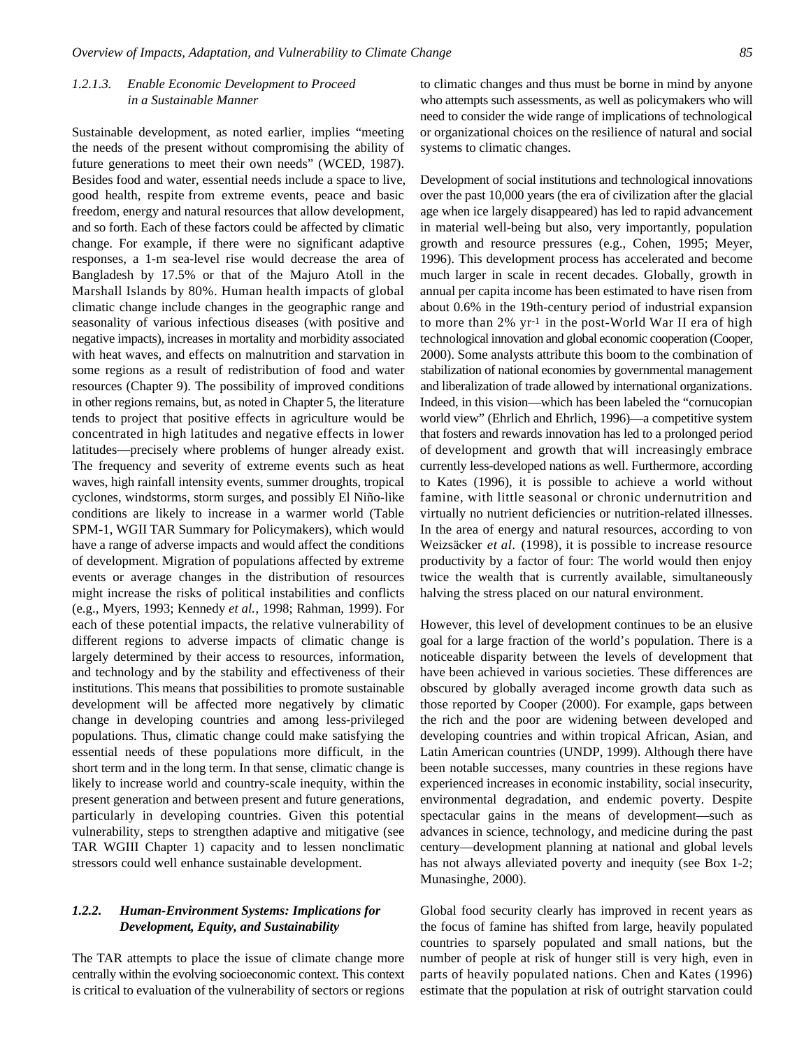#### 1.2.1.3. Enable Economic Development to Proceed in a Sustainable Manner

Sustainable development, as noted earlier, implies "meeting the needs of the present without compromising the ability of future generations to meet their own needs" (WCED, 1987). Besides food and water, essential needs include a space to live, good health, respite from extreme events, peace and basic freedom, energy and natural resources that allow development, and so forth. Each of these factors could be affected by climatic change. For example, if there were no significant adaptive responses, a 1-m sea-level rise would decrease the area of Bangladesh by 17.5% or that of the Majuro Atoll in the Marshall Islands by 80%. Human health impacts of global climatic change include changes in the geographic range and seasonality of various infectious diseases (with positive and negative impacts), increases in mortality and morbidity associated with heat waves, and effects on malnutrition and starvation in some regions as a result of redistribution of food and water resources (Chapter 9). The possibility of improved conditions in other regions remains, but, as noted in Chapter 5, the literature tends to project that positive effects in agriculture would be concentrated in high latitudes and negative effects in lower latitudes—precisely where problems of hunger already exist. The frequency and severity of extreme events such as heat waves, high rainfall intensity events, summer droughts, tropical cyclones, windstorms, storm surges, and possibly El Niño-like conditions are likely to increase in a warmer world (Table SPM-1, WGII TAR Summary for Policymakers), which would have a range of adverse impacts and would affect the conditions of development. Migration of populations affected by extreme events or average changes in the distribution of resources might increase the risks of political instabilities and conflicts (e.g., Myers, 1993; Kennedy *et al.*, 1998; Rahman, 1999). For each of these potential impacts, the relative vulnerability of different regions to adverse impacts of climatic change is largely determined by their access to resources, information, and technology and by the stability and effectiveness of their institutions. This means that possibilities to promote sustainable development will be affected more negatively by climatic change in developing countries and among less-privileged populations. Thus, climatic change could make satisfying the essential needs of these populations more difficult, in the short term and in the long term. In that sense, climatic change is likely to increase world and country-scale inequity, within the present generation and between present and future generations, particularly in developing countries. Given this potential vulnerability, steps to strengthen adaptive and mitigative (see TAR WGIII Chapter 1) capacity and to lessen nonclimatic stressors could well enhance sustainable development.

### 1.2.2. Human-Environment Systems: Implications for Development, Equity, and Sustainability

The TAR attempts to place the issue of climate change more centrally within the evolving socioeconomic context. This context is critical to evaluation of the vulnerability of sectors or regions to climatic changes and thus must be borne in mind by anyone who attempts such assessments, as well as policymakers who will need to consider the wide range of implications of technological or organizational choices on the resilience of natural and social systems to climatic changes.

Development of social institutions and technological innovations over the past 10,000 years (the era of civilization after the glacial age when ice largely disappeared) has led to rapid advancement in material well-being but also, very importantly, population growth and resource pressures (e.g., Cohen, 1995; Meyer, 1996). This development process has accelerated and become much larger in scale in recent decades. Globally, growth in annual per capita income has been estimated to have risen from about 0.6% in the 19th-century period of industrial expansion to more than 2% $yr^{-1}$ in the post-World War II era of high technological innovation and global economic cooperation (Cooper, 2000). Some analysts attribute this boom to the combination of stabilization of national economies by governmental management and liberalization of trade allowed by international organizations. Indeed, in this vision—which has been labeled the "cornucopian world view" (Ehrlich and Ehrlich, 1996)—a competitive system that fosters and rewards innovation has led to a prolonged period of development and growth that will increasingly embrace currently less-developed nations as well. Furthermore, according to Kates (1996), it is possible to achieve a world without famine, with little seasonal or chronic undernutrition and virtually no nutrient deficiencies or nutrition-related illnesses. In the area of energy and natural resources, according to von Weizsäcker *et al*. (1998), it is possible to increase resource productivity by a factor of four: The world would then enjoy twice the wealth that is currently available, simultaneously halving the stress placed on our natural environment.

However, this level of development continues to be an elusive goal for a large fraction of the world's population. There is a noticeable disparity between the levels of development that have been achieved in various societies. These differences are obscured by globally averaged income growth data such as those reported by Cooper (2000). For example, gaps between the rich and the poor are widening between developed and developing countries and within tropical African, Asian, and Latin American countries (UNDP, 1999). Although there have been notable successes, many countries in these regions have experienced increases in economic instability, social insecurity, environmental degradation, and endemic poverty. Despite spectacular gains in the means of development—such as advances in science, technology, and medicine during the past century—development planning at national and global levels has not always alleviated poverty and inequity (see Box 1-2; Munasinghe, 2000).

Global food security clearly has improved in recent years as the focus of famine has shifted from large, heavily populated countries to sparsely populated and small nations, but the number of people at risk of hunger still is very high, even in parts of heavily populated nations. Chen and Kates (1996) estimate that the population at risk of outright starvation could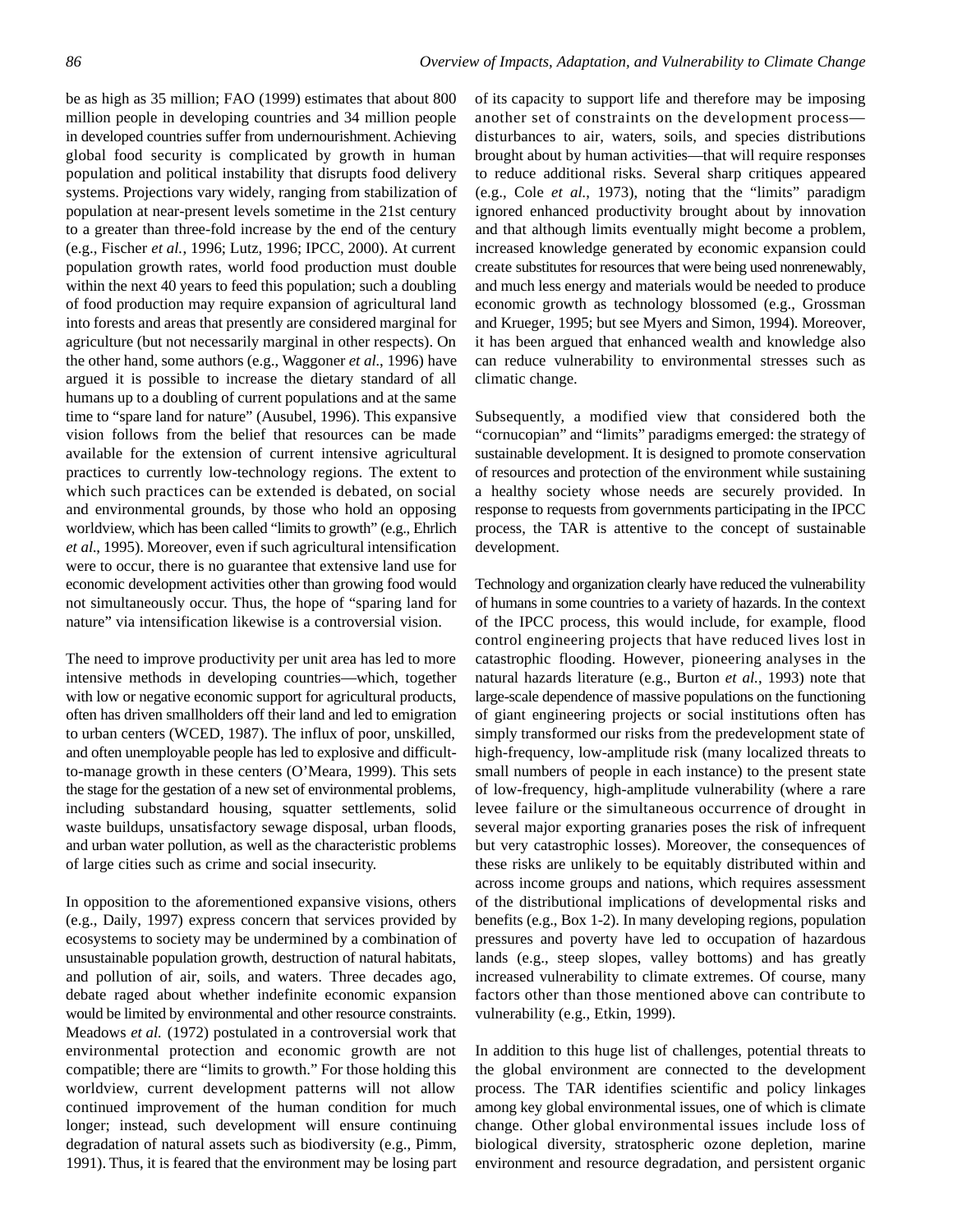be as high as 35 million; FAO (1999) estimates that about 800 million people in developing countries and 34 million people in developed countries suffer from undernourishment. Achieving global food security is complicated by growth in human population and political instability that disrupts food delivery systems. Projections vary widely, ranging from stabilization of population at near-present levels sometime in the 21st century to a greater than three-fold increase by the end of the century (e.g., Fischer *et al.*, 1996; Lutz, 1996; IPCC, 2000). At current population growth rates, world food production must double within the next 40 years to feed this population; such a doubling of food production may require expansion of agricultural land into forests and areas that presently are considered marginal for agriculture (but not necessarily marginal in other respects). On the other hand, some authors (e.g., Waggoner *et al.*, 1996) have argued it is possible to increase the dietary standard of all humans up to a doubling of current populations and at the same time to "spare land for nature" (Ausubel, 1996). This expansive vision follows from the belief that resources can be made available for the extension of current intensive agricultural practices to currently low-technology regions. The extent to which such practices can be extended is debated, on social and environmental grounds, by those who hold an opposing worldview, which has been called "limits to growth" (e.g., Ehrlich *et al.*, 1995). Moreover, even if such agricultural intensification were to occur, there is no guarantee that extensive land use for economic development activities other than growing food would not simultaneously occur. Thus, the hope of "sparing land for nature" via intensification likewise is a controversial vision.

The need to improve productivity per unit area has led to more intensive methods in developing countries—which, together with low or negative economic support for agricultural products, often has driven smallholders off their land and led to emigration to urban centers (WCED, 1987). The influx of poor, unskilled, and often unemployable people has led to explosive and difficult-to-manage growth in these centers (O'Meara, 1999). This sets the stage for the gestation of a new set of environmental problems, including substandard housing, squatter settlements, solid waste buildups, unsatisfactory sewage disposal, urban floods, and urban water pollution, as well as the characteristic problems of large cities such as crime and social insecurity.

In opposition to the aforementioned expansive visions, others (e.g., Daily, 1997) express concern that services provided by ecosystems to society may be undermined by a combination of unsustainable population growth, destruction of natural habitats, and pollution of air, soils, and waters. Three decades ago, debate raged about whether indefinite economic expansion would be limited by environmental and other resource constraints. Meadows *et al.* (1972) postulated in a controversial work that environmental protection and economic growth are not compatible; there are "limits to growth." For those holding this worldview, current development patterns will not allow continued improvement of the human condition for much longer; instead, such development will ensure continuing degradation of natural assets such as biodiversity (e.g., Pimm, 1991). Thus, it is feared that the environment may be losing part of its capacity to support life and therefore may be imposing another set of constraints on the development process—disturbances to air, waters, soils, and species distributions brought about by human activities—that will require responses to reduce additional risks. Several sharp critiques appeared (e.g., Cole *et al.*, 1973), noting that the "limits" paradigm ignored enhanced productivity brought about by innovation and that although limits eventually might become a problem, increased knowledge generated by economic expansion could create substitutes for resources that were being used nonrenewably, and much less energy and materials would be needed to produce economic growth as technology blossomed (e.g., Grossman and Krueger, 1995; but see Myers and Simon, 1994). Moreover, it has been argued that enhanced wealth and knowledge also can reduce vulnerability to environmental stresses such as climatic change.

Subsequently, a modified view that considered both the "cornucopian" and "limits" paradigms emerged: the strategy of sustainable development. It is designed to promote conservation of resources and protection of the environment while sustaining a healthy society whose needs are securely provided. In response to requests from governments participating in the IPCC process, the TAR is attentive to the concept of sustainable development.

Technology and organization clearly have reduced the vulnerability of humans in some countries to a variety of hazards. In the context of the IPCC process, this would include, for example, flood control engineering projects that have reduced lives lost in catastrophic flooding. However, pioneering analyses in the natural hazards literature (e.g., Burton *et al.*, 1993) note that large-scale dependence of massive populations on the functioning of giant engineering projects or social institutions often has simply transformed our risks from the predevelopment state of high-frequency, low-amplitude risk (many localized threats to small numbers of people in each instance) to the present state of low-frequency, high-amplitude vulnerability (where a rare levee failure or the simultaneous occurrence of drought in several major exporting granaries poses the risk of infrequent but very catastrophic losses). Moreover, the consequences of these risks are unlikely to be equitably distributed within and across income groups and nations, which requires assessment of the distributional implications of developmental risks and benefits (e.g., Box 1-2). In many developing regions, population pressures and poverty have led to occupation of hazardous lands (e.g., steep slopes, valley bottoms) and has greatly increased vulnerability to climate extremes. Of course, many factors other than those mentioned above can contribute to vulnerability (e.g., Etkin, 1999).

In addition to this huge list of challenges, potential threats to the global environment are connected to the development process. The TAR identifies scientific and policy linkages among key global environmental issues, one of which is climate change. Other global environmental issues include loss of biological diversity, stratospheric ozone depletion, marine environment and resource degradation, and persistent organic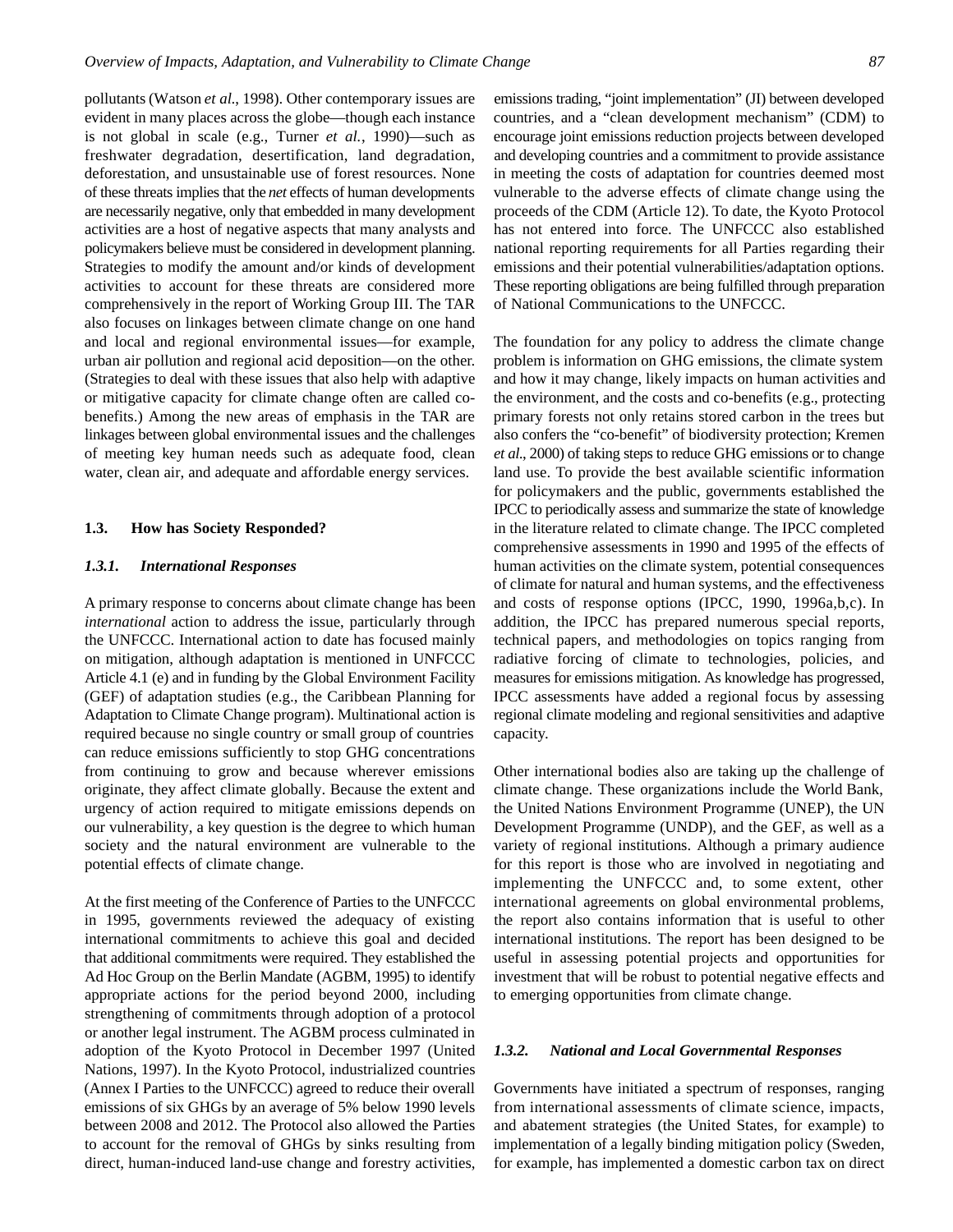pollutants (Watson *et al.*, 1998). Other contemporary issues are evident in many places across the globe—though each instance is not global in scale (e.g., Turner *et al.*, 1990)—such as freshwater degradation, desertification, land degradation, deforestation, and unsustainable use of forest resources. None of these threats implies that the *net* effects of human developments are necessarily negative, only that embedded in many development activities are a host of negative aspects that many analysts and policymakers believe must be considered in development planning. Strategies to modify the amount and/or kinds of development activities to account for these threats are considered more comprehensively in the report of Working Group III. The TAR also focuses on linkages between climate change on one hand and local and regional environmental issues—for example, urban air pollution and regional acid deposition—on the other. (Strategies to deal with these issues that also help with adaptive or mitigative capacity for climate change often are called co-benefits.) Among the new areas of emphasis in the TAR are linkages between global environmental issues and the challenges of meeting key human needs such as adequate food, clean water, clean air, and adequate and affordable energy services.

## 1.3. How has Society Responded?

### 1.3.1. International Responses

A primary response to concerns about climate change has been *international* action to address the issue, particularly through the UNFCCC. International action to date has focused mainly on mitigation, although adaptation is mentioned in UNFCCC Article 4.1 (e) and in funding by the Global Environment Facility (GEF) of adaptation studies (e.g., the Caribbean Planning for Adaptation to Climate Change program). Multinational action is required because no single country or small group of countries can reduce emissions sufficiently to stop GHG concentrations from continuing to grow and because wherever emissions originate, they affect climate globally. Because the extent and urgency of action required to mitigate emissions depends on our vulnerability, a key question is the degree to which human society and the natural environment are vulnerable to the potential effects of climate change.

At the first meeting of the Conference of Parties to the UNFCCC in 1995, governments reviewed the adequacy of existing international commitments to achieve this goal and decided that additional commitments were required. They established the Ad Hoc Group on the Berlin Mandate (AGBM, 1995) to identify appropriate actions for the period beyond 2000, including strengthening of commitments through adoption of a protocol or another legal instrument. The AGBM process culminated in adoption of the Kyoto Protocol in December 1997 (United Nations, 1997). In the Kyoto Protocol, industrialized countries (Annex I Parties to the UNFCCC) agreed to reduce their overall emissions of six GHGs by an average of 5% below 1990 levels between 2008 and 2012. The Protocol also allowed the Parties to account for the removal of GHGs by sinks resulting from direct, human-induced land-use change and forestry activities, emissions trading, "joint implementation" (JI) between developed countries, and a "clean development mechanism" (CDM) to encourage joint emissions reduction projects between developed and developing countries and a commitment to provide assistance in meeting the costs of adaptation for countries deemed most vulnerable to the adverse effects of climate change using the proceeds of the CDM (Article 12). To date, the Kyoto Protocol has not entered into force. The UNFCCC also established national reporting requirements for all Parties regarding their emissions and their potential vulnerabilities/adaptation options. These reporting obligations are being fulfilled through preparation of National Communications to the UNFCCC.

The foundation for any policy to address the climate change problem is information on GHG emissions, the climate system and how it may change, likely impacts on human activities and the environment, and the costs and co-benefits (e.g., protecting primary forests not only retains stored carbon in the trees but also confers the "co-benefit" of biodiversity protection; Kremen *et al.*, 2000) of taking steps to reduce GHG emissions or to change land use. To provide the best available scientific information for policymakers and the public, governments established the IPCC to periodically assess and summarize the state of knowledge in the literature related to climate change. The IPCC completed comprehensive assessments in 1990 and 1995 of the effects of human activities on the climate system, potential consequences of climate for natural and human systems, and the effectiveness and costs of response options (IPCC, 1990, 1996a,b,c). In addition, the IPCC has prepared numerous special reports, technical papers, and methodologies on topics ranging from radiative forcing of climate to technologies, policies, and measures for emissions mitigation. As knowledge has progressed, IPCC assessments have added a regional focus by assessing regional climate modeling and regional sensitivities and adaptive capacity.

Other international bodies also are taking up the challenge of climate change. These organizations include the World Bank, the United Nations Environment Programme (UNEP), the UN Development Programme (UNDP), and the GEF, as well as a variety of regional institutions. Although a primary audience for this report is those who are involved in negotiating and implementing the UNFCCC and, to some extent, other international agreements on global environmental problems, the report also contains information that is useful to other international institutions. The report has been designed to be useful in assessing potential projects and opportunities for investment that will be robust to potential negative effects and to emerging opportunities from climate change.

### 1.3.2. National and Local Governmental Responses

Governments have initiated a spectrum of responses, ranging from international assessments of climate science, impacts, and abatement strategies (the United States, for example) to implementation of a legally binding mitigation policy (Sweden, for example, has implemented a domestic carbon tax on direct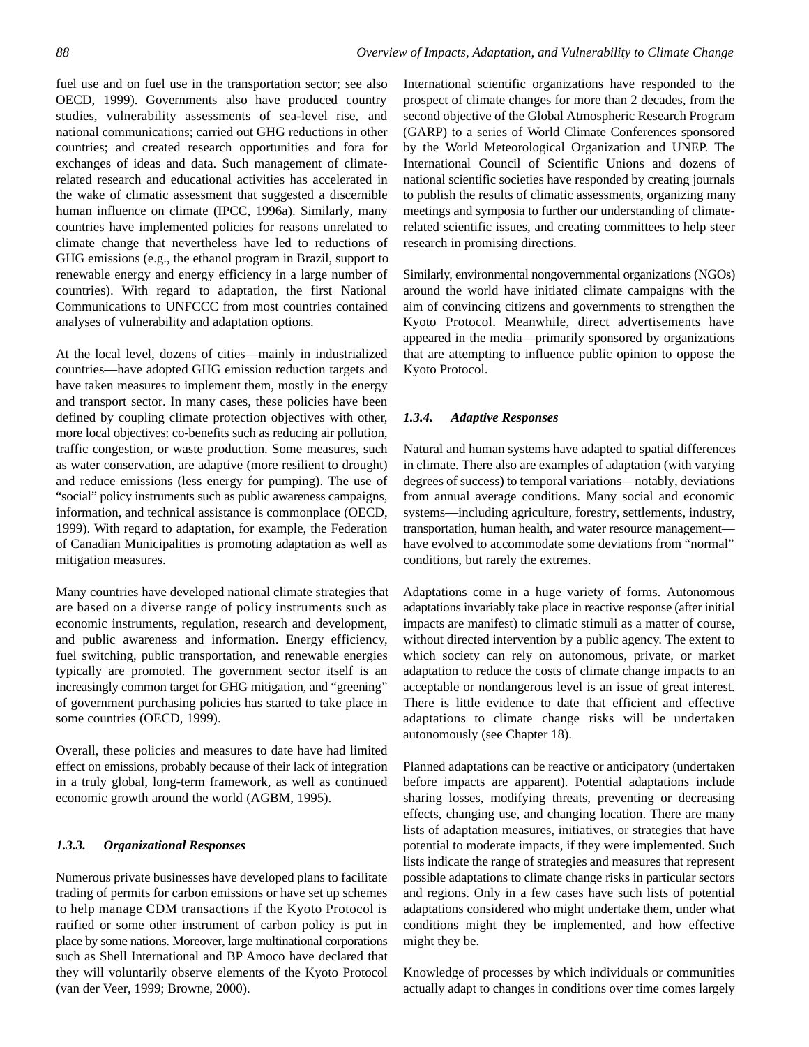fuel use and on fuel use in the transportation sector; see also OECD, 1999). Governments also have produced country studies, vulnerability assessments of sea-level rise, and national communications; carried out GHG reductions in other countries; and created research opportunities and fora for exchanges of ideas and data. Such management of climate-related research and educational activities has accelerated in the wake of climatic assessment that suggested a discernible human influence on climate (IPCC, 1996a). Similarly, many countries have implemented policies for reasons unrelated to climate change that nevertheless have led to reductions of GHG emissions (e.g., the ethanol program in Brazil, support to renewable energy and energy efficiency in a large number of countries). With regard to adaptation, the first National Communications to UNFCCC from most countries contained analyses of vulnerability and adaptation options.

At the local level, dozens of cities—mainly in industrialized countries—have adopted GHG emission reduction targets and have taken measures to implement them, mostly in the energy and transport sector. In many cases, these policies have been defined by coupling climate protection objectives with other, more local objectives: co-benefits such as reducing air pollution, traffic congestion, or waste production. Some measures, such as water conservation, are adaptive (more resilient to drought) and reduce emissions (less energy for pumping). The use of "social" policy instruments such as public awareness campaigns, information, and technical assistance is commonplace (OECD, 1999). With regard to adaptation, for example, the Federation of Canadian Municipalities is promoting adaptation as well as mitigation measures.

Many countries have developed national climate strategies that are based on a diverse range of policy instruments such as economic instruments, regulation, research and development, and public awareness and information. Energy efficiency, fuel switching, public transportation, and renewable energies typically are promoted. The government sector itself is an increasingly common target for GHG mitigation, and "greening" of government purchasing policies has started to take place in some countries (OECD, 1999).

Overall, these policies and measures to date have had limited effect on emissions, probably because of their lack of integration in a truly global, long-term framework, as well as continued economic growth around the world (AGBM, 1995).

### *1.3.3. Organizational Responses*

Numerous private businesses have developed plans to facilitate trading of permits for carbon emissions or have set up schemes to help manage CDM transactions if the Kyoto Protocol is ratified or some other instrument of carbon policy is put in place by some nations. Moreover, large multinational corporations such as Shell International and BP Amoco have declared that they will voluntarily observe elements of the Kyoto Protocol (van der Veer, 1999; Browne, 2000).

International scientific organizations have responded to the prospect of climate changes for more than 2 decades, from the second objective of the Global Atmospheric Research Program (GARP) to a series of World Climate Conferences sponsored by the World Meteorological Organization and UNEP. The International Council of Scientific Unions and dozens of national scientific societies have responded by creating journals to publish the results of climatic assessments, organizing many meetings and symposia to further our understanding of climate-related scientific issues, and creating committees to help steer research in promising directions.

Similarly, environmental nongovernmental organizations (NGOs) around the world have initiated climate campaigns with the aim of convincing citizens and governments to strengthen the Kyoto Protocol. Meanwhile, direct advertisements have appeared in the media—primarily sponsored by organizations that are attempting to influence public opinion to oppose the Kyoto Protocol.

### *1.3.4. Adaptive Responses*

Natural and human systems have adapted to spatial differences in climate. There also are examples of adaptation (with varying degrees of success) to temporal variations—notably, deviations from annual average conditions. Many social and economic systems—including agriculture, forestry, settlements, industry, transportation, human health, and water resource management—have evolved to accommodate some deviations from "normal" conditions, but rarely the extremes.

Adaptations come in a huge variety of forms. Autonomous adaptations invariably take place in reactive response (after initial impacts are manifest) to climatic stimuli as a matter of course, without directed intervention by a public agency. The extent to which society can rely on autonomous, private, or market adaptation to reduce the costs of climate change impacts to an acceptable or nondangerous level is an issue of great interest. There is little evidence to date that efficient and effective adaptations to climate change risks will be undertaken autonomously (see Chapter 18).

Planned adaptations can be reactive or anticipatory (undertaken before impacts are apparent). Potential adaptations include sharing losses, modifying threats, preventing or decreasing effects, changing use, and changing location. There are many lists of adaptation measures, initiatives, or strategies that have potential to moderate impacts, if they were implemented. Such lists indicate the range of strategies and measures that represent possible adaptations to climate change risks in particular sectors and regions. Only in a few cases have such lists of potential adaptations considered who might undertake them, under what conditions might they be implemented, and how effective might they be.

Knowledge of processes by which individuals or communities actually adapt to changes in conditions over time comes largely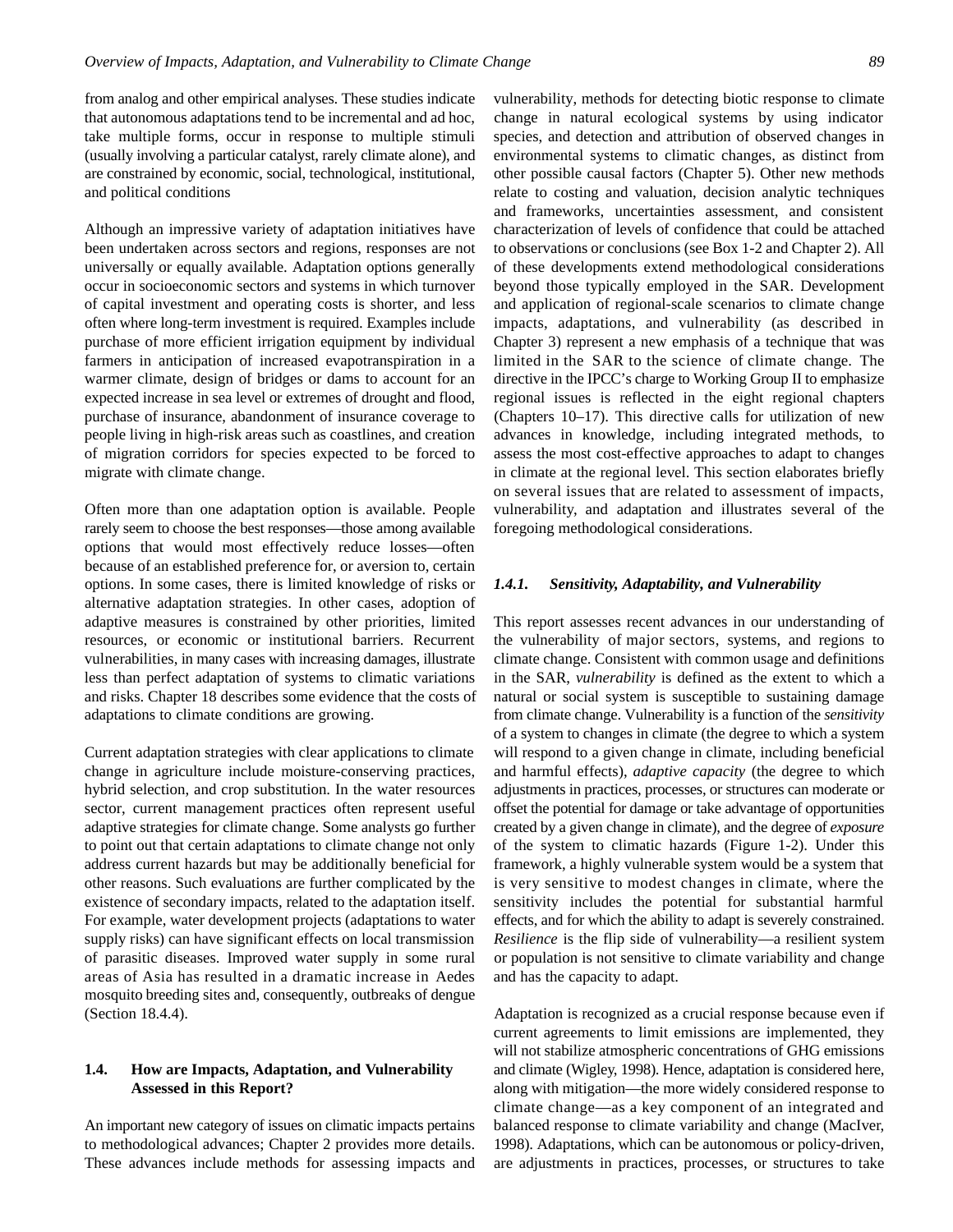from analog and other empirical analyses. These studies indicate that autonomous adaptations tend to be incremental and ad hoc, take multiple forms, occur in response to multiple stimuli (usually involving a particular catalyst, rarely climate alone), and are constrained by economic, social, technological, institutional, and political conditions

Although an impressive variety of adaptation initiatives have been undertaken across sectors and regions, responses are not universally or equally available. Adaptation options generally occur in socioeconomic sectors and systems in which turnover of capital investment and operating costs is shorter, and less often where long-term investment is required. Examples include purchase of more efficient irrigation equipment by individual farmers in anticipation of increased evapotranspiration in a warmer climate, design of bridges or dams to account for an expected increase in sea level or extremes of drought and flood, purchase of insurance, abandonment of insurance coverage to people living in high-risk areas such as coastlines, and creation of migration corridors for species expected to be forced to migrate with climate change.

Often more than one adaptation option is available. People rarely seem to choose the best responses—those among available options that would most effectively reduce losses—often because of an established preference for, or aversion to, certain options. In some cases, there is limited knowledge of risks or alternative adaptation strategies. In other cases, adoption of adaptive measures is constrained by other priorities, limited resources, or economic or institutional barriers. Recurrent vulnerabilities, in many cases with increasing damages, illustrate less than perfect adaptation of systems to climatic variations and risks. Chapter 18 describes some evidence that the costs of adaptations to climate conditions are growing.

Current adaptation strategies with clear applications to climate change in agriculture include moisture-conserving practices, hybrid selection, and crop substitution. In the water resources sector, current management practices often represent useful adaptive strategies for climate change. Some analysts go further to point out that certain adaptations to climate change not only address current hazards but may be additionally beneficial for other reasons. Such evaluations are further complicated by the existence of secondary impacts, related to the adaptation itself. For example, water development projects (adaptations to water supply risks) can have significant effects on local transmission of parasitic diseases. Improved water supply in some rural areas of Asia has resulted in a dramatic increase in Aedes mosquito breeding sites and, consequently, outbreaks of dengue (Section 18.4.4).

## 1.4. How are Impacts, Adaptation, and Vulnerability Assessed in this Report?

An important new category of issues on climatic impacts pertains to methodological advances; Chapter 2 provides more details. These advances include methods for assessing impacts and vulnerability, methods for detecting biotic response to climate change in natural ecological systems by using indicator species, and detection and attribution of observed changes in environmental systems to climatic changes, as distinct from other possible causal factors (Chapter 5). Other new methods relate to costing and valuation, decision analytic techniques and frameworks, uncertainties assessment, and consistent characterization of levels of confidence that could be attached to observations or conclusions (see Box 1-2 and Chapter 2). All of these developments extend methodological considerations beyond those typically employed in the SAR. Development and application of regional-scale scenarios to climate change impacts, adaptations, and vulnerability (as described in Chapter 3) represent a new emphasis of a technique that was limited in the SAR to the science of climate change. The directive in the IPCC's charge to Working Group II to emphasize regional issues is reflected in the eight regional chapters (Chapters 10–17). This directive calls for utilization of new advances in knowledge, including integrated methods, to assess the most cost-effective approaches to adapt to changes in climate at the regional level. This section elaborates briefly on several issues that are related to assessment of impacts, vulnerability, and adaptation and illustrates several of the foregoing methodological considerations.

### 1.4.1. *Sensitivity, Adaptability, and Vulnerability*

This report assesses recent advances in our understanding of the vulnerability of major sectors, systems, and regions to climate change. Consistent with common usage and definitions in the SAR, *vulnerability* is defined as the extent to which a natural or social system is susceptible to sustaining damage from climate change. Vulnerability is a function of the *sensitivity* of a system to changes in climate (the degree to which a system will respond to a given change in climate, including beneficial and harmful effects), *adaptive capacity* (the degree to which adjustments in practices, processes, or structures can moderate or offset the potential for damage or take advantage of opportunities created by a given change in climate), and the degree of *exposure* of the system to climatic hazards (Figure 1-2). Under this framework, a highly vulnerable system would be a system that is very sensitive to modest changes in climate, where the sensitivity includes the potential for substantial harmful effects, and for which the ability to adapt is severely constrained. *Resilience* is the flip side of vulnerability—a resilient system or population is not sensitive to climate variability and change and has the capacity to adapt.

Adaptation is recognized as a crucial response because even if current agreements to limit emissions are implemented, they will not stabilize atmospheric concentrations of GHG emissions and climate (Wigley, 1998). Hence, adaptation is considered here, along with mitigation—the more widely considered response to climate change—as a key component of an integrated and balanced response to climate variability and change (MacIver, 1998). Adaptations, which can be autonomous or policy-driven, are adjustments in practices, processes, or structures to take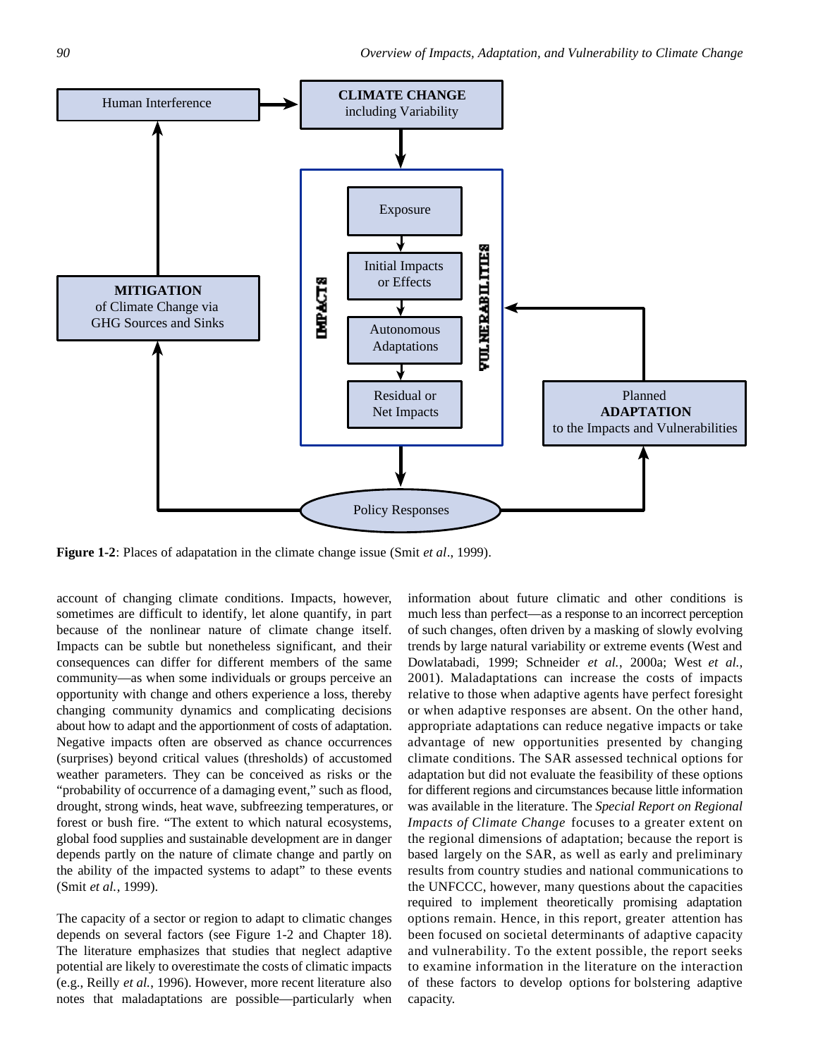**Figure 1-2**: Places of adapatation in the climate change issue (Smit *et al*., 1999).

account of changing climate conditions. Impacts, however, sometimes are difficult to identify, let alone quantify, in part because of the nonlinear nature of climate change itself. Impacts can be subtle but nonetheless significant, and their consequences can differ for different members of the same community—as when some individuals or groups perceive an opportunity with change and others experience a loss, thereby changing community dynamics and complicating decisions about how to adapt and the apportionment of costs of adaptation. Negative impacts often are observed as chance occurrences (surprises) beyond critical values (thresholds) of accustomed weather parameters. They can be conceived as risks or the "probability of occurrence of a damaging event," such as flood, drought, strong winds, heat wave, subfreezing temperatures, or forest or bush fire. "The extent to which natural ecosystems, global food supplies and sustainable development are in danger depends partly on the nature of climate change and partly on the ability of the impacted systems to adapt" to these events (Smit *et al.*, 1999).

The capacity of a sector or region to adapt to climatic changes depends on several factors (see Figure 1-2 and Chapter 18). The literature emphasizes that studies that neglect adaptive potential are likely to overestimate the costs of climatic impacts (e.g., Reilly *et al.*, 1996). However, more recent literature also notes that maladaptations are possible—particularly when information about future climatic and other conditions is much less than perfect—as a response to an incorrect perception of such changes, often driven by a masking of slowly evolving trends by large natural variability or extreme events (West and Dowlatabadi, 1999; Schneider *et al.*, 2000a; West *et al.*, 2001). Maladaptations can increase the costs of impacts relative to those when adaptive agents have perfect foresight or when adaptive responses are absent. On the other hand, appropriate adaptations can reduce negative impacts or take advantage of new opportunities presented by changing climate conditions. The SAR assessed technical options for adaptation but did not evaluate the feasibility of these options for different regions and circumstances because little information was available in the literature. The *Special Report on Regional Impacts of Climate Change* focuses to a greater extent on the regional dimensions of adaptation; because the report is based largely on the SAR, as well as early and preliminary results from country studies and national communications to the UNFCCC, however, many questions about the capacities required to implement theoretically promising adaptation options remain. Hence, in this report, greater attention has been focused on societal determinants of adaptive capacity and vulnerability. To the extent possible, the report seeks to examine information in the literature on the interaction of these factors to develop options for bolstering adaptive capacity.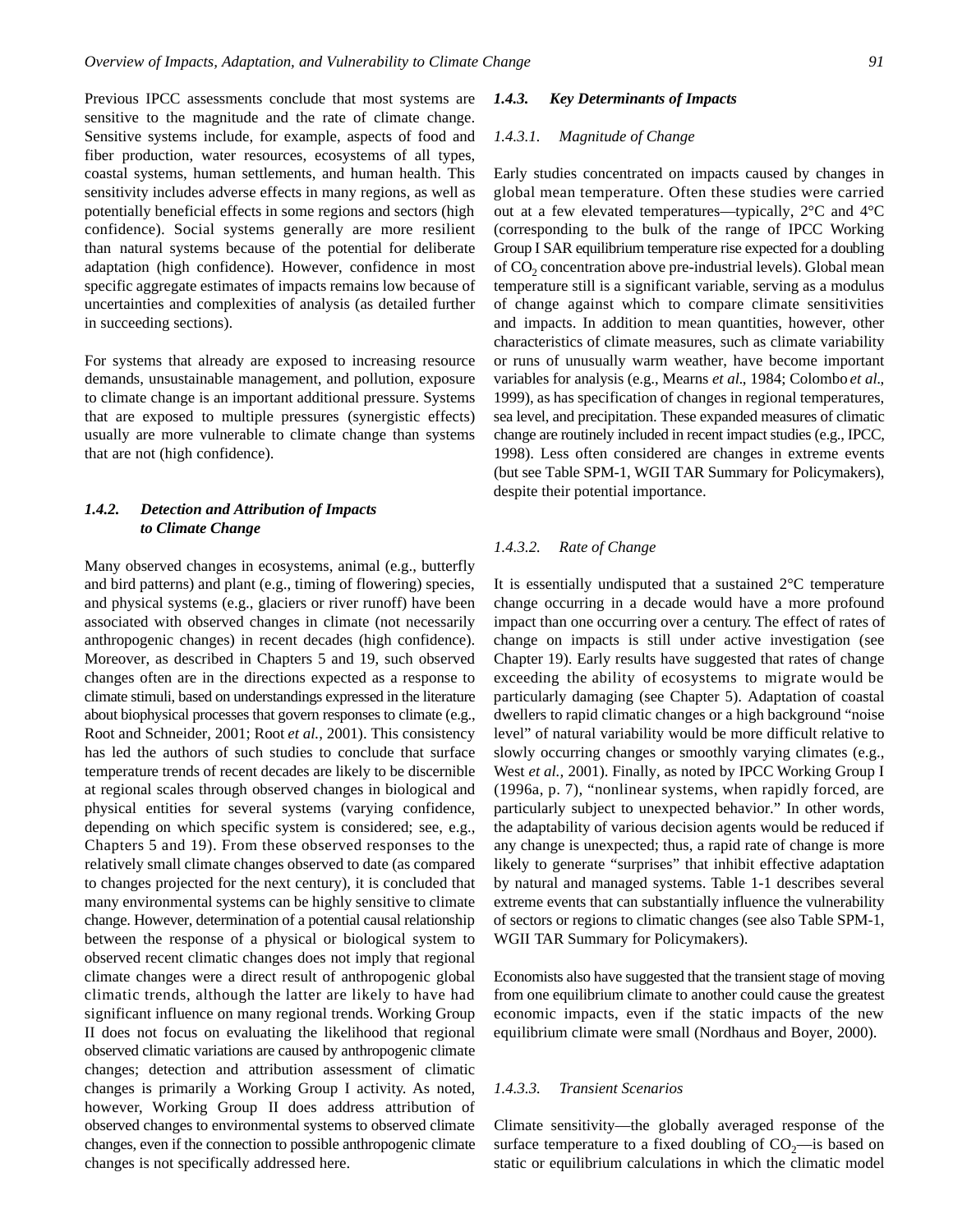Previous IPCC assessments conclude that most systems are sensitive to the magnitude and the rate of climate change. Sensitive systems include, for example, aspects of food and fiber production, water resources, ecosystems of all types, coastal systems, human settlements, and human health. This sensitivity includes adverse effects in many regions, as well as potentially beneficial effects in some regions and sectors (high confidence). Social systems generally are more resilient than natural systems because of the potential for deliberate adaptation (high confidence). However, confidence in most specific aggregate estimates of impacts remains low because of uncertainties and complexities of analysis (as detailed further in succeeding sections).

For systems that already are exposed to increasing resource demands, unsustainable management, and pollution, exposure to climate change is an important additional pressure. Systems that are exposed to multiple pressures (synergistic effects) usually are more vulnerable to climate change than systems that are not (high confidence).

### *1.4.2. Detection and Attribution of Impacts to Climate Change*

Many observed changes in ecosystems, animal (e.g., butterfly and bird patterns) and plant (e.g., timing of flowering) species, and physical systems (e.g., glaciers or river runoff) have been associated with observed changes in climate (not necessarily anthropogenic changes) in recent decades (high confidence). Moreover, as described in Chapters 5 and 19, such observed changes often are in the directions expected as a response to climate stimuli, based on understandings expressed in the literature about biophysical processes that govern responses to climate (e.g., Root and Schneider, 2001; Root *et al.*, 2001). This consistency has led the authors of such studies to conclude that surface temperature trends of recent decades are likely to be discernible at regional scales through observed changes in biological and physical entities for several systems (varying confidence, depending on which specific system is considered; see, e.g., Chapters 5 and 19). From these observed responses to the relatively small climate changes observed to date (as compared to changes projected for the next century), it is concluded that many environmental systems can be highly sensitive to climate change. However, determination of a potential causal relationship between the response of a physical or biological system to observed recent climatic changes does not imply that regional climate changes were a direct result of anthropogenic global climatic trends, although the latter are likely to have had significant influence on many regional trends. Working Group II does not focus on evaluating the likelihood that regional observed climatic variations are caused by anthropogenic climate changes; detection and attribution assessment of climatic changes is primarily a Working Group I activity. As noted, however, Working Group II does address attribution of observed changes to environmental systems to observed climate changes, even if the connection to possible anthropogenic climate changes is not specifically addressed here.

### *1.4.3. Key Determinants of Impacts*

#### *1.4.3.1. Magnitude of Change*

Early studies concentrated on impacts caused by changes in global mean temperature. Often these studies were carried out at a few elevated temperatures—typically, 2°C and 4°C (corresponding to the bulk of the range of IPCC Working Group I SAR equilibrium temperature rise expected for a doubling of $CO_2$ concentration above pre-industrial levels). Global mean temperature still is a significant variable, serving as a modulus of change against which to compare climate sensitivities and impacts. In addition to mean quantities, however, other characteristics of climate measures, such as climate variability or runs of unusually warm weather, have become important variables for analysis (e.g., Mearns *et al.*, 1984; Colombo *et al.*, 1999), as has specification of changes in regional temperatures, sea level, and precipitation. These expanded measures of climatic change are routinely included in recent impact studies (e.g., IPCC, 1998). Less often considered are changes in extreme events (but see Table SPM-1, WGII TAR Summary for Policymakers), despite their potential importance.

#### *1.4.3.2. Rate of Change*

It is essentially undisputed that a sustained 2°C temperature change occurring in a decade would have a more profound impact than one occurring over a century. The effect of rates of change on impacts is still under active investigation (see Chapter 19). Early results have suggested that rates of change exceeding the ability of ecosystems to migrate would be particularly damaging (see Chapter 5). Adaptation of coastal dwellers to rapid climatic changes or a high background "noise level" of natural variability would be more difficult relative to slowly occurring changes or smoothly varying climates (e.g., West *et al.,* 2001). Finally, as noted by IPCC Working Group I (1996a, p. 7), "nonlinear systems, when rapidly forced, are particularly subject to unexpected behavior." In other words, the adaptability of various decision agents would be reduced if any change is unexpected; thus, a rapid rate of change is more likely to generate "surprises" that inhibit effective adaptation by natural and managed systems. Table 1-1 describes several extreme events that can substantially influence the vulnerability of sectors or regions to climatic changes (see also Table SPM-1, WGII TAR Summary for Policymakers).

Economists also have suggested that the transient stage of moving from one equilibrium climate to another could cause the greatest economic impacts, even if the static impacts of the new equilibrium climate were small (Nordhaus and Boyer, 2000).

#### *1.4.3.3. Transient Scenarios*

Climate sensitivity—the globally averaged response of the surface temperature to a fixed doubling of $CO_2$—is based on static or equilibrium calculations in which the climatic model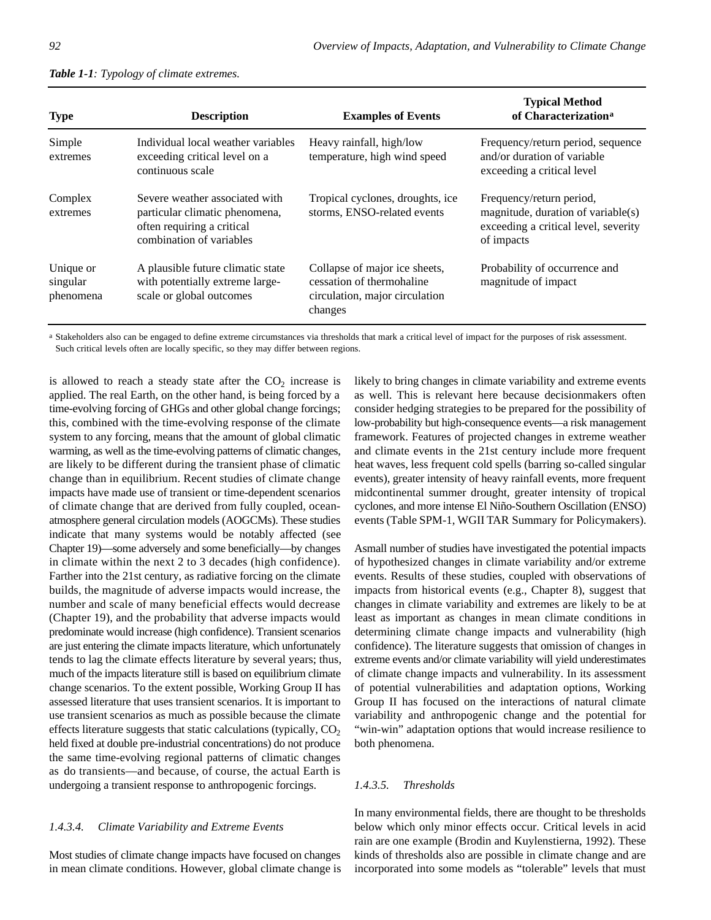*Table 1-1: Typology of climate extremes.*

| Type | Description | Examples of Events | Typical Method of Characterization[a] |
|---|---|---|---|
| Simple extremes | Individual local weather variables exceeding critical level on a continuous scale | Heavy rainfall, high/low temperature, high wind speed | Frequency/return period, sequence and/or duration of variable exceeding a critical level |
| Complex extremes | Severe weather associated with particular climatic phenomena, often requiring a critical combination of variables | Tropical cyclones, droughts, ice storms, ENSO-related events | Frequency/return period, magnitude, duration of variable(s) exceeding a critical level, severity of impacts |
| Unique or singular phenomena | A plausible future climatic state with potentially extreme large-scale or global outcomes | Collapse of major ice sheets, cessation of thermohaline circulation, major circulation changes | Probability of occurrence and magnitude of impact |

[a] Stakeholders also can be engaged to define extreme circumstances via thresholds that mark a critical level of impact for the purposes of risk assessment. Such critical levels often are locally specific, so they may differ between regions.

is allowed to reach a steady state after the $CO_2$ increase is applied. The real Earth, on the other hand, is being forced by a time-evolving forcing of GHGs and other global change forcings; this, combined with the time-evolving response of the climate system to any forcing, means that the amount of global climatic warming, as well as the time-evolving patterns of climatic changes, are likely to be different during the transient phase of climatic change than in equilibrium. Recent studies of climate change impacts have made use of transient or time-dependent scenarios of climate change that are derived from fully coupled, ocean-atmosphere general circulation models (AOGCMs). These studies indicate that many systems would be notably affected (see Chapter 19)—some adversely and some beneficially—by changes in climate within the next 2 to 3 decades (high confidence). Farther into the 21st century, as radiative forcing on the climate builds, the magnitude of adverse impacts would increase, the number and scale of many beneficial effects would decrease (Chapter 19), and the probability that adverse impacts would predominate would increase (high confidence). Transient scenarios are just entering the climate impacts literature, which unfortunately tends to lag the climate effects literature by several years; thus, much of the impacts literature still is based on equilibrium climate change scenarios. To the extent possible, Working Group II has assessed literature that uses transient scenarios. It is important to use transient scenarios as much as possible because the climate effects literature suggests that static calculations (typically, $CO_2$ held fixed at double pre-industrial concentrations) do not produce the same time-evolving regional patterns of climatic changes as do transients—and because, of course, the actual Earth is undergoing a transient response to anthropogenic forcings.

#### 1.4.3.4. Climate Variability and Extreme Events

Most studies of climate change impacts have focused on changes in mean climate conditions. However, global climate change is likely to bring changes in climate variability and extreme events as well. This is relevant here because decisionmakers often consider hedging strategies to be prepared for the possibility of low-probability but high-consequence events—a risk management framework. Features of projected changes in extreme weather and climate events in the 21st century include more frequent heat waves, less frequent cold spells (barring so-called singular events), greater intensity of heavy rainfall events, more frequent midcontinental summer drought, greater intensity of tropical cyclones, and more intense El Niño-Southern Oscillation (ENSO) events (Table SPM-1, WGII TAR Summary for Policymakers).

A small number of studies have investigated the potential impacts of hypothesized changes in climate variability and/or extreme events. Results of these studies, coupled with observations of impacts from historical events (e.g., Chapter 8), suggest that changes in climate variability and extremes are likely to be at least as important as changes in mean climate conditions in determining climate change impacts and vulnerability (high confidence). The literature suggests that omission of changes in extreme events and/or climate variability will yield underestimates of climate change impacts and vulnerability. In its assessment of potential vulnerabilities and adaptation options, Working Group II has focused on the interactions of natural climate variability and anthropogenic change and the potential for "win-win" adaptation options that would increase resilience to both phenomena.

#### 1.4.3.5. Thresholds

In many environmental fields, there are thought to be thresholds below which only minor effects occur. Critical levels in acid rain are one example (Brodin and Kuylenstierna, 1992). These kinds of thresholds also are possible in climate change and are incorporated into some models as "tolerable" levels that must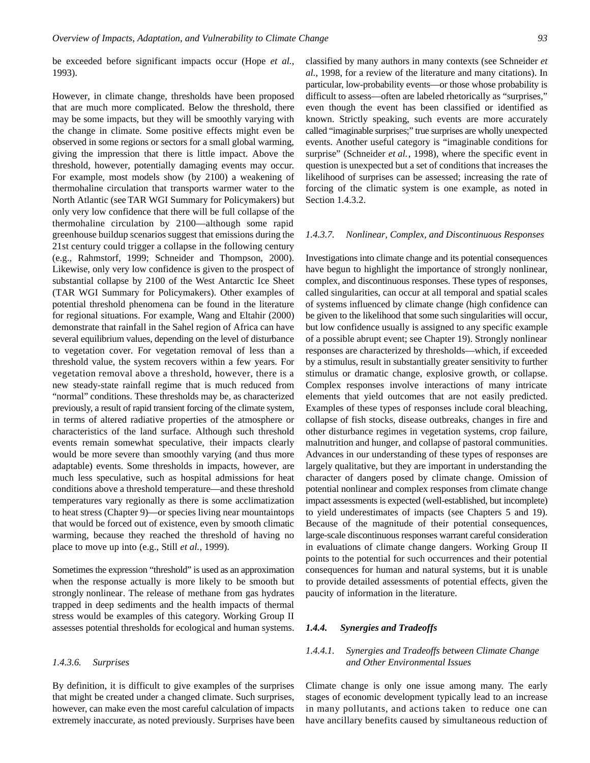be exceeded before significant impacts occur (Hope *et al.*, 1993).

However, in climate change, thresholds have been proposed that are much more complicated. Below the threshold, there may be some impacts, but they will be smoothly varying with the change in climate. Some positive effects might even be observed in some regions or sectors for a small global warming, giving the impression that there is little impact. Above the threshold, however, potentially damaging events may occur. For example, most models show (by 2100) a weakening of thermohaline circulation that transports warmer water to the North Atlantic (see TAR WGI Summary for Policymakers) but only very low confidence that there will be full collapse of the thermohaline circulation by 2100—although some rapid greenhouse buildup scenarios suggest that emissions during the 21st century could trigger a collapse in the following century (e.g., Rahmstorf, 1999; Schneider and Thompson, 2000). Likewise, only very low confidence is given to the prospect of substantial collapse by 2100 of the West Antarctic Ice Sheet (TAR WGI Summary for Policymakers). Other examples of potential threshold phenomena can be found in the literature for regional situations. For example, Wang and Eltahir (2000) demonstrate that rainfall in the Sahel region of Africa can have several equilibrium values, depending on the level of disturbance to vegetation cover. For vegetation removal of less than a threshold value, the system recovers within a few years. For vegetation removal above a threshold, however, there is a new steady-state rainfall regime that is much reduced from "normal" conditions. These thresholds may be, as characterized previously, a result of rapid transient forcing of the climate system, in terms of altered radiative properties of the atmosphere or characteristics of the land surface. Although such threshold events remain somewhat speculative, their impacts clearly would be more severe than smoothly varying (and thus more adaptable) events. Some thresholds in impacts, however, are much less speculative, such as hospital admissions for heat conditions above a threshold temperature—and these threshold temperatures vary regionally as there is some acclimatization to heat stress (Chapter 9)—or species living near mountaintops that would be forced out of existence, even by smooth climatic warming, because they reached the threshold of having no place to move up into (e.g., Still *et al.*, 1999).

Sometimes the expression "threshold" is used as an approximation when the response actually is more likely to be smooth but strongly nonlinear. The release of methane from gas hydrates trapped in deep sediments and the health impacts of thermal stress would be examples of this category. Working Group II assesses potential thresholds for ecological and human systems.

#### *1.4.3.6. Surprises*

By definition, it is difficult to give examples of the surprises that might be created under a changed climate. Such surprises, however, can make even the most careful calculation of impacts extremely inaccurate, as noted previously. Surprises have been classified by many authors in many contexts (see Schneider *et al.*, 1998, for a review of the literature and many citations). In particular, low-probability events—or those whose probability is difficult to assess—often are labeled rhetorically as "surprises," even though the event has been classified or identified as known. Strictly speaking, such events are more accurately called "imaginable surprises;" true surprises are wholly unexpected events. Another useful category is "imaginable conditions for surprise" (Schneider *et al.*, 1998), where the specific event in question is unexpected but a set of conditions that increases the likelihood of surprises can be assessed; increasing the rate of forcing of the climatic system is one example, as noted in Section 1.4.3.2.

#### *1.4.3.7. Nonlinear, Complex, and Discontinuous Responses*

Investigations into climate change and its potential consequences have begun to highlight the importance of strongly nonlinear, complex, and discontinuous responses. These types of responses, called singularities, can occur at all temporal and spatial scales of systems influenced by climate change (high confidence can be given to the likelihood that some such singularities will occur, but low confidence usually is assigned to any specific example of a possible abrupt event; see Chapter 19). Strongly nonlinear responses are characterized by thresholds—which, if exceeded by a stimulus, result in substantially greater sensitivity to further stimulus or dramatic change, explosive growth, or collapse. Complex responses involve interactions of many intricate elements that yield outcomes that are not easily predicted. Examples of these types of responses include coral bleaching, collapse of fish stocks, disease outbreaks, changes in fire and other disturbance regimes in vegetation systems, crop failure, malnutrition and hunger, and collapse of pastoral communities. Advances in our understanding of these types of responses are largely qualitative, but they are important in understanding the character of dangers posed by climate change. Omission of potential nonlinear and complex responses from climate change impact assessments is expected (well-established, but incomplete) to yield underestimates of impacts (see Chapters 5 and 19). Because of the magnitude of their potential consequences, large-scale discontinuous responses warrant careful consideration in evaluations of climate change dangers. Working Group II points to the potential for such occurrences and their potential consequences for human and natural systems, but it is unable to provide detailed assessments of potential effects, given the paucity of information in the literature.

### *1.4.4. Synergies and Tradeoffs*

#### *1.4.4.1. Synergies and Tradeoffs between Climate Change and Other Environmental Issues*

Climate change is only one issue among many. The early stages of economic development typically lead to an increase in many pollutants, and actions taken to reduce one can have ancillary benefits caused by simultaneous reduction of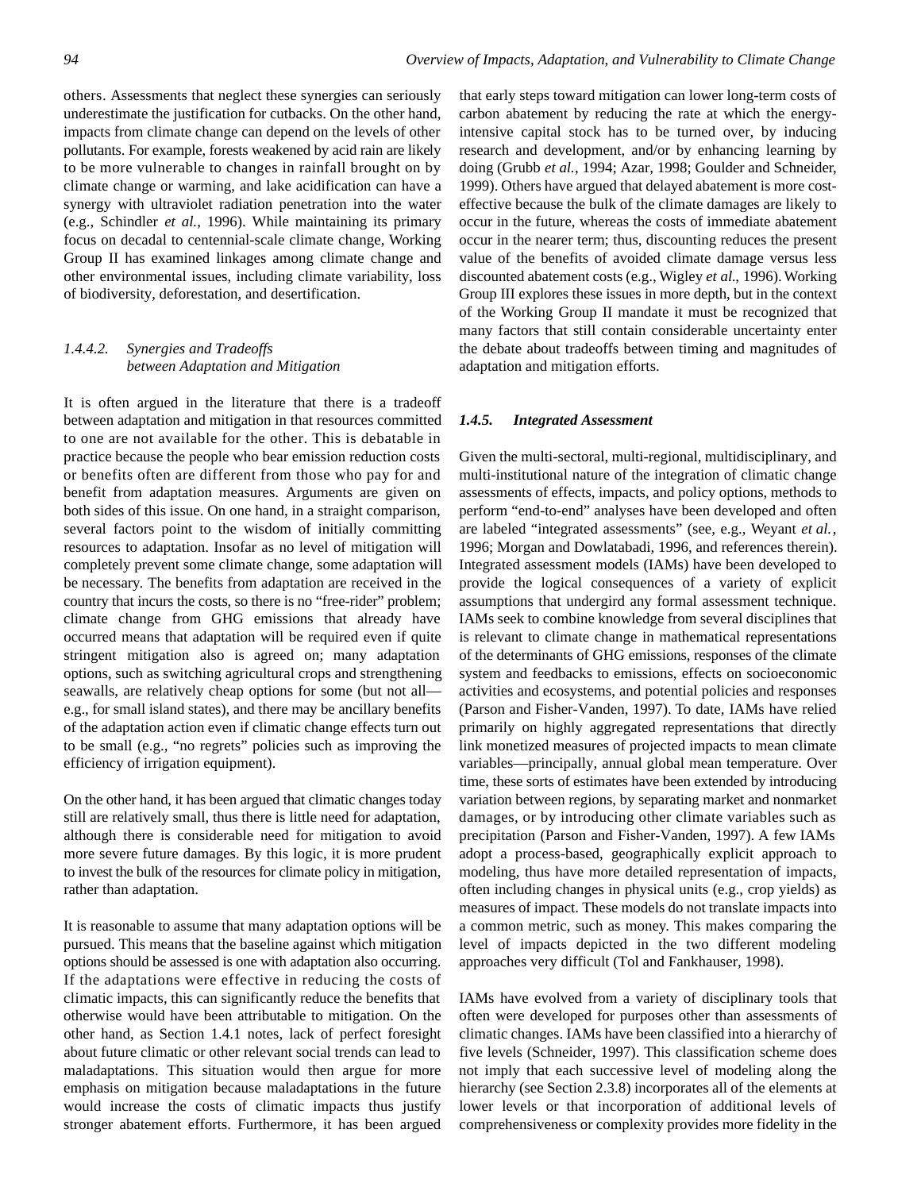others. Assessments that neglect these synergies can seriously underestimate the justification for cutbacks. On the other hand, impacts from climate change can depend on the levels of other pollutants. For example, forests weakened by acid rain are likely to be more vulnerable to changes in rainfall brought on by climate change or warming, and lake acidification can have a synergy with ultraviolet radiation penetration into the water (e.g., Schindler *et al.*, 1996). While maintaining its primary focus on decadal to centennial-scale climate change, Working Group II has examined linkages among climate change and other environmental issues, including climate variability, loss of biodiversity, deforestation, and desertification.

#### *1.4.4.2. Synergies and Tradeoffs between Adaptation and Mitigation*

It is often argued in the literature that there is a tradeoff between adaptation and mitigation in that resources committed to one are not available for the other. This is debatable in practice because the people who bear emission reduction costs or benefits often are different from those who pay for and benefit from adaptation measures. Arguments are given on both sides of this issue. On one hand, in a straight comparison, several factors point to the wisdom of initially committing resources to adaptation. Insofar as no level of mitigation will completely prevent some climate change, some adaptation will be necessary. The benefits from adaptation are received in the country that incurs the costs, so there is no "free-rider" problem; climate change from GHG emissions that already have occurred means that adaptation will be required even if quite stringent mitigation also is agreed on; many adaptation options, such as switching agricultural crops and strengthening seawalls, are relatively cheap options for some (but not all—e.g., for small island states), and there may be ancillary benefits of the adaptation action even if climatic change effects turn out to be small (e.g., "no regrets" policies such as improving the efficiency of irrigation equipment).

On the other hand, it has been argued that climatic changes today still are relatively small, thus there is little need for adaptation, although there is considerable need for mitigation to avoid more severe future damages. By this logic, it is more prudent to invest the bulk of the resources for climate policy in mitigation, rather than adaptation.

It is reasonable to assume that many adaptation options will be pursued. This means that the baseline against which mitigation options should be assessed is one with adaptation also occurring. If the adaptations were effective in reducing the costs of climatic impacts, this can significantly reduce the benefits that otherwise would have been attributable to mitigation. On the other hand, as Section 1.4.1 notes, lack of perfect foresight about future climatic or other relevant social trends can lead to maladaptations. This situation would then argue for more emphasis on mitigation because maladaptations in the future would increase the costs of climatic impacts thus justify stronger abatement efforts. Furthermore, it has been argued that early steps toward mitigation can lower long-term costs of carbon abatement by reducing the rate at which the energy-intensive capital stock has to be turned over, by inducing research and development, and/or by enhancing learning by doing (Grubb *et al.*, 1994; Azar, 1998; Goulder and Schneider, 1999). Others have argued that delayed abatement is more cost-effective because the bulk of the climate damages are likely to occur in the future, whereas the costs of immediate abatement occur in the nearer term; thus, discounting reduces the present value of the benefits of avoided climate damage versus less discounted abatement costs (e.g., Wigley *et al*., 1996). Working Group III explores these issues in more depth, but in the context of the Working Group II mandate it must be recognized that many factors that still contain considerable uncertainty enter the debate about tradeoffs between timing and magnitudes of adaptation and mitigation efforts.

### ***1.4.5. Integrated Assessment***

Given the multi-sectoral, multi-regional, multidisciplinary, and multi-institutional nature of the integration of climatic change assessments of effects, impacts, and policy options, methods to perform "end-to-end" analyses have been developed and often are labeled "integrated assessments" (see, e.g., Weyant *et al.*, 1996; Morgan and Dowlatabadi, 1996, and references therein). Integrated assessment models (IAMs) have been developed to provide the logical consequences of a variety of explicit assumptions that undergird any formal assessment technique. IAMs seek to combine knowledge from several disciplines that is relevant to climate change in mathematical representations of the determinants of GHG emissions, responses of the climate system and feedbacks to emissions, effects on socioeconomic activities and ecosystems, and potential policies and responses (Parson and Fisher-Vanden, 1997). To date, IAMs have relied primarily on highly aggregated representations that directly link monetized measures of projected impacts to mean climate variables—principally, annual global mean temperature. Over time, these sorts of estimates have been extended by introducing variation between regions, by separating market and nonmarket damages, or by introducing other climate variables such as precipitation (Parson and Fisher-Vanden, 1997). A few IAMs adopt a process-based, geographically explicit approach to modeling, thus have more detailed representation of impacts, often including changes in physical units (e.g., crop yields) as measures of impact. These models do not translate impacts into a common metric, such as money. This makes comparing the level of impacts depicted in the two different modeling approaches very difficult (Tol and Fankhauser, 1998).

IAMs have evolved from a variety of disciplinary tools that often were developed for purposes other than assessments of climatic changes. IAMs have been classified into a hierarchy of five levels (Schneider, 1997). This classification scheme does not imply that each successive level of modeling along the hierarchy (see Section 2.3.8) incorporates all of the elements at lower levels or that incorporation of additional levels of comprehensiveness or complexity provides more fidelity in the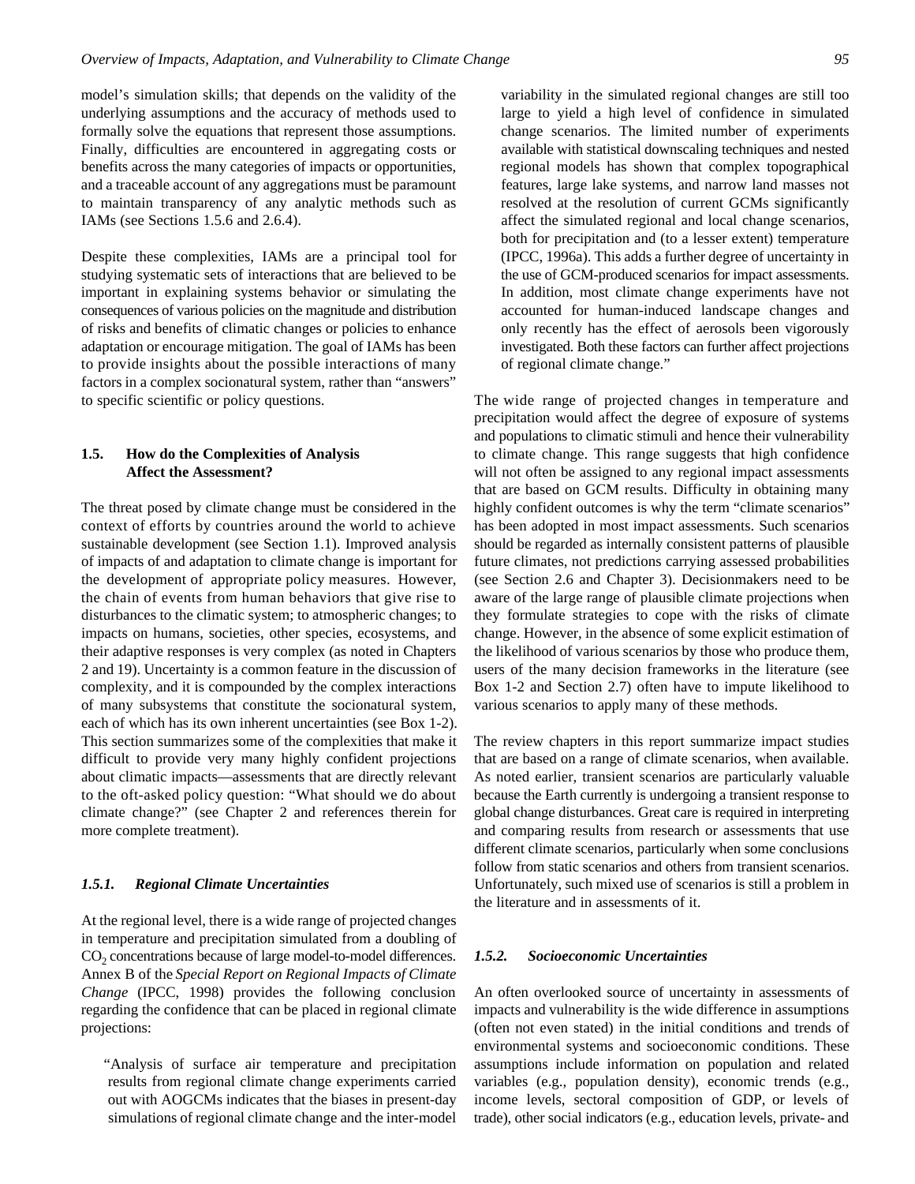model's simulation skills; that depends on the validity of the underlying assumptions and the accuracy of methods used to formally solve the equations that represent those assumptions. Finally, difficulties are encountered in aggregating costs or benefits across the many categories of impacts or opportunities, and a traceable account of any aggregations must be paramount to maintain transparency of any analytic methods such as IAMs (see Sections 1.5.6 and 2.6.4).

Despite these complexities, IAMs are a principal tool for studying systematic sets of interactions that are believed to be important in explaining systems behavior or simulating the consequences of various policies on the magnitude and distribution of risks and benefits of climatic changes or policies to enhance adaptation or encourage mitigation. The goal of IAMs has been to provide insights about the possible interactions of many factors in a complex socionatural system, rather than "answers" to specific scientific or policy questions.

## 1.5. How do the Complexities of Analysis Affect the Assessment?

The threat posed by climate change must be considered in the context of efforts by countries around the world to achieve sustainable development (see Section 1.1). Improved analysis of impacts of and adaptation to climate change is important for the development of appropriate policy measures. However, the chain of events from human behaviors that give rise to disturbances to the climatic system; to atmospheric changes; to impacts on humans, societies, other species, ecosystems, and their adaptive responses is very complex (as noted in Chapters 2 and 19). Uncertainty is a common feature in the discussion of complexity, and it is compounded by the complex interactions of many subsystems that constitute the socionatural system, each of which has its own inherent uncertainties (see Box 1-2). This section summarizes some of the complexities that make it difficult to provide very many highly confident projections about climatic impacts—assessments that are directly relevant to the oft-asked policy question: "What should we do about climate change?" (see Chapter 2 and references therein for more complete treatment).

### *1.5.1. Regional Climate Uncertainties*

At the regional level, there is a wide range of projected changes in temperature and precipitation simulated from a doubling of $CO_2$ concentrations because of large model-to-model differences. Annex B of the *Special Report on Regional Impacts of Climate Change* (IPCC, 1998) provides the following conclusion regarding the confidence that can be placed in regional climate projections:

> "Analysis of surface air temperature and precipitation results from regional climate change experiments carried out with AOGCMs indicates that the biases in present-day simulations of regional climate change and the inter-model variability in the simulated regional changes are still too large to yield a high level of confidence in simulated change scenarios. The limited number of experiments available with statistical downscaling techniques and nested regional models has shown that complex topographical features, large lake systems, and narrow land masses not resolved at the resolution of current GCMs significantly affect the simulated regional and local change scenarios, both for precipitation and (to a lesser extent) temperature (IPCC, 1996a). This adds a further degree of uncertainty in the use of GCM-produced scenarios for impact assessments. In addition, most climate change experiments have not accounted for human-induced landscape changes and only recently has the effect of aerosols been vigorously investigated. Both these factors can further affect projections of regional climate change."

The wide range of projected changes in temperature and precipitation would affect the degree of exposure of systems and populations to climatic stimuli and hence their vulnerability to climate change. This range suggests that high confidence will not often be assigned to any regional impact assessments that are based on GCM results. Difficulty in obtaining many highly confident outcomes is why the term "climate scenarios" has been adopted in most impact assessments. Such scenarios should be regarded as internally consistent patterns of plausible future climates, not predictions carrying assessed probabilities (see Section 2.6 and Chapter 3). Decisionmakers need to be aware of the large range of plausible climate projections when they formulate strategies to cope with the risks of climate change. However, in the absence of some explicit estimation of the likelihood of various scenarios by those who produce them, users of the many decision frameworks in the literature (see Box 1-2 and Section 2.7) often have to impute likelihood to various scenarios to apply many of these methods.

The review chapters in this report summarize impact studies that are based on a range of climate scenarios, when available. As noted earlier, transient scenarios are particularly valuable because the Earth currently is undergoing a transient response to global change disturbances. Great care is required in interpreting and comparing results from research or assessments that use different climate scenarios, particularly when some conclusions follow from static scenarios and others from transient scenarios. Unfortunately, such mixed use of scenarios is still a problem in the literature and in assessments of it.

### *1.5.2. Socioeconomic Uncertainties*

An often overlooked source of uncertainty in assessments of impacts and vulnerability is the wide difference in assumptions (often not even stated) in the initial conditions and trends of environmental systems and socioeconomic conditions. These assumptions include information on population and related variables (e.g., population density), economic trends (e.g., income levels, sectoral composition of GDP, or levels of trade), other social indicators (e.g., education levels, private- and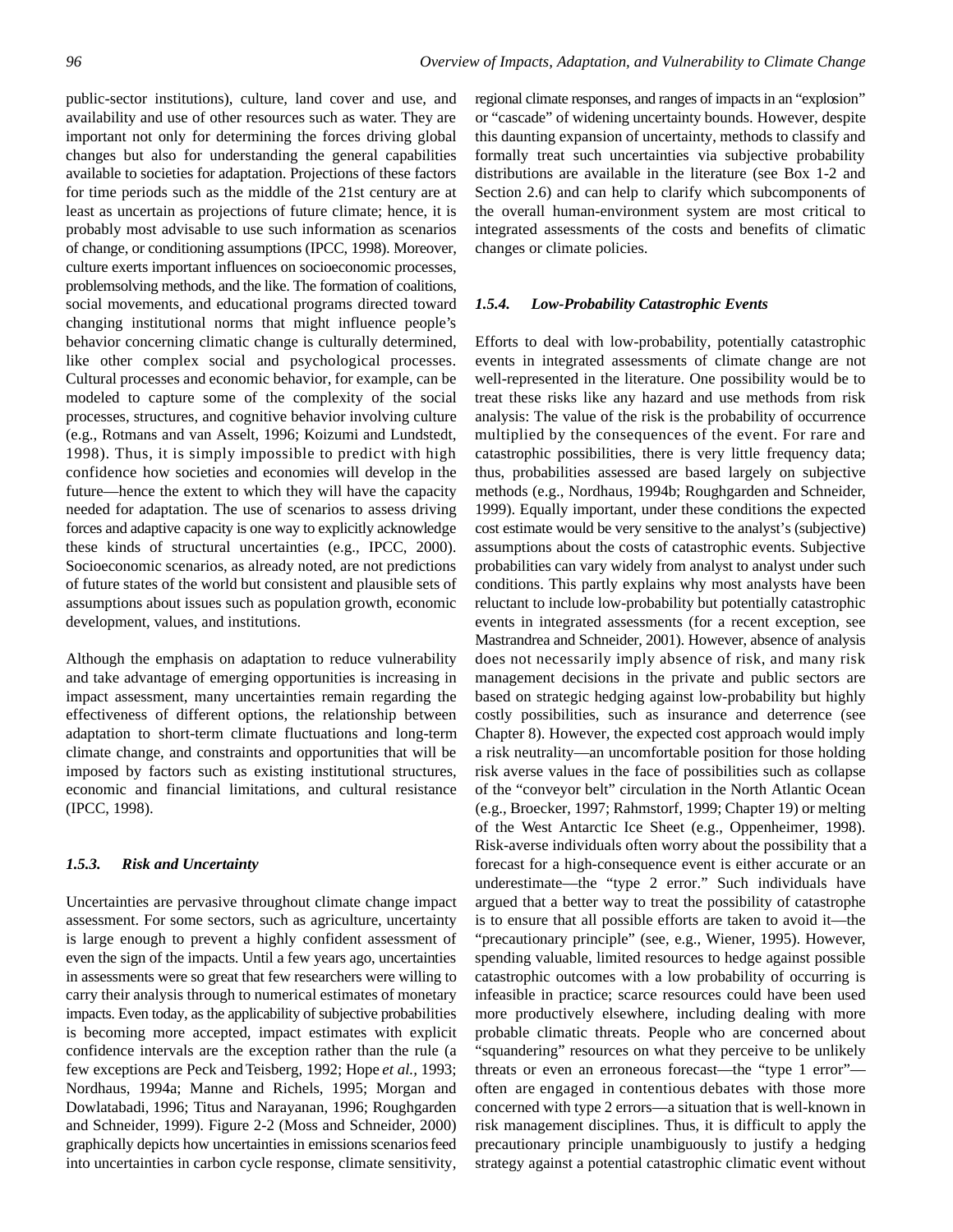public-sector institutions), culture, land cover and use, and availability and use of other resources such as water. They are important not only for determining the forces driving global changes but also for understanding the general capabilities available to societies for adaptation. Projections of these factors for time periods such as the middle of the 21st century are at least as uncertain as projections of future climate; hence, it is probably most advisable to use such information as scenarios of change, or conditioning assumptions (IPCC, 1998). Moreover, culture exerts important influences on socioeconomic processes, problemsolving methods, and the like. The formation of coalitions, social movements, and educational programs directed toward changing institutional norms that might influence people's behavior concerning climatic change is culturally determined, like other complex social and psychological processes. Cultural processes and economic behavior, for example, can be modeled to capture some of the complexity of the social processes, structures, and cognitive behavior involving culture (e.g., Rotmans and van Asselt, 1996; Koizumi and Lundstedt, 1998). Thus, it is simply impossible to predict with high confidence how societies and economies will develop in the future—hence the extent to which they will have the capacity needed for adaptation. The use of scenarios to assess driving forces and adaptive capacity is one way to explicitly acknowledge these kinds of structural uncertainties (e.g., IPCC, 2000). Socioeconomic scenarios, as already noted, are not predictions of future states of the world but consistent and plausible sets of assumptions about issues such as population growth, economic development, values, and institutions.

Although the emphasis on adaptation to reduce vulnerability and take advantage of emerging opportunities is increasing in impact assessment, many uncertainties remain regarding the effectiveness of different options, the relationship between adaptation to short-term climate fluctuations and long-term climate change, and constraints and opportunities that will be imposed by factors such as existing institutional structures, economic and financial limitations, and cultural resistance (IPCC, 1998).

### *1.5.3. Risk and Uncertainty*

Uncertainties are pervasive throughout climate change impact assessment. For some sectors, such as agriculture, uncertainty is large enough to prevent a highly confident assessment of even the sign of the impacts. Until a few years ago, uncertainties in assessments were so great that few researchers were willing to carry their analysis through to numerical estimates of monetary impacts. Even today, as the applicability of subjective probabilities is becoming more accepted, impact estimates with explicit confidence intervals are the exception rather than the rule (a few exceptions are Peck and Teisberg, 1992; Hope *et al.*, 1993; Nordhaus, 1994a; Manne and Richels, 1995; Morgan and Dowlatabadi, 1996; Titus and Narayanan, 1996; Roughgarden and Schneider, 1999). Figure 2-2 (Moss and Schneider, 2000) graphically depicts how uncertainties in emissions scenarios feed into uncertainties in carbon cycle response, climate sensitivity, regional climate responses, and ranges of impacts in an "explosion" or "cascade" of widening uncertainty bounds. However, despite this daunting expansion of uncertainty, methods to classify and formally treat such uncertainties via subjective probability distributions are available in the literature (see Box 1-2 and Section 2.6) and can help to clarify which subcomponents of the overall human-environment system are most critical to integrated assessments of the costs and benefits of climatic changes or climate policies.

### *1.5.4. Low-Probability Catastrophic Events*

Efforts to deal with low-probability, potentially catastrophic events in integrated assessments of climate change are not well-represented in the literature. One possibility would be to treat these risks like any hazard and use methods from risk analysis: The value of the risk is the probability of occurrence multiplied by the consequences of the event. For rare and catastrophic possibilities, there is very little frequency data; thus, probabilities assessed are based largely on subjective methods (e.g., Nordhaus, 1994b; Roughgarden and Schneider, 1999). Equally important, under these conditions the expected cost estimate would be very sensitive to the analyst's (subjective) assumptions about the costs of catastrophic events. Subjective probabilities can vary widely from analyst to analyst under such conditions. This partly explains why most analysts have been reluctant to include low-probability but potentially catastrophic events in integrated assessments (for a recent exception, see Mastrandrea and Schneider, 2001). However, absence of analysis does not necessarily imply absence of risk, and many risk management decisions in the private and public sectors are based on strategic hedging against low-probability but highly costly possibilities, such as insurance and deterrence (see Chapter 8). However, the expected cost approach would imply a risk neutrality—an uncomfortable position for those holding risk averse values in the face of possibilities such as collapse of the "conveyor belt" circulation in the North Atlantic Ocean (e.g., Broecker, 1997; Rahmstorf, 1999; Chapter 19) or melting of the West Antarctic Ice Sheet (e.g., Oppenheimer, 1998). Risk-averse individuals often worry about the possibility that a forecast for a high-consequence event is either accurate or an underestimate—the "type 2 error." Such individuals have argued that a better way to treat the possibility of catastrophe is to ensure that all possible efforts are taken to avoid it—the "precautionary principle" (see, e.g., Wiener, 1995). However, spending valuable, limited resources to hedge against possible catastrophic outcomes with a low probability of occurring is infeasible in practice; scarce resources could have been used more productively elsewhere, including dealing with more probable climatic threats. People who are concerned about "squandering" resources on what they perceive to be unlikely threats or even an erroneous forecast—the "type 1 error"—often are engaged in contentious debates with those more concerned with type 2 errors—a situation that is well-known in risk management disciplines. Thus, it is difficult to apply the precautionary principle unambiguously to justify a hedging strategy against a potential catastrophic climatic event without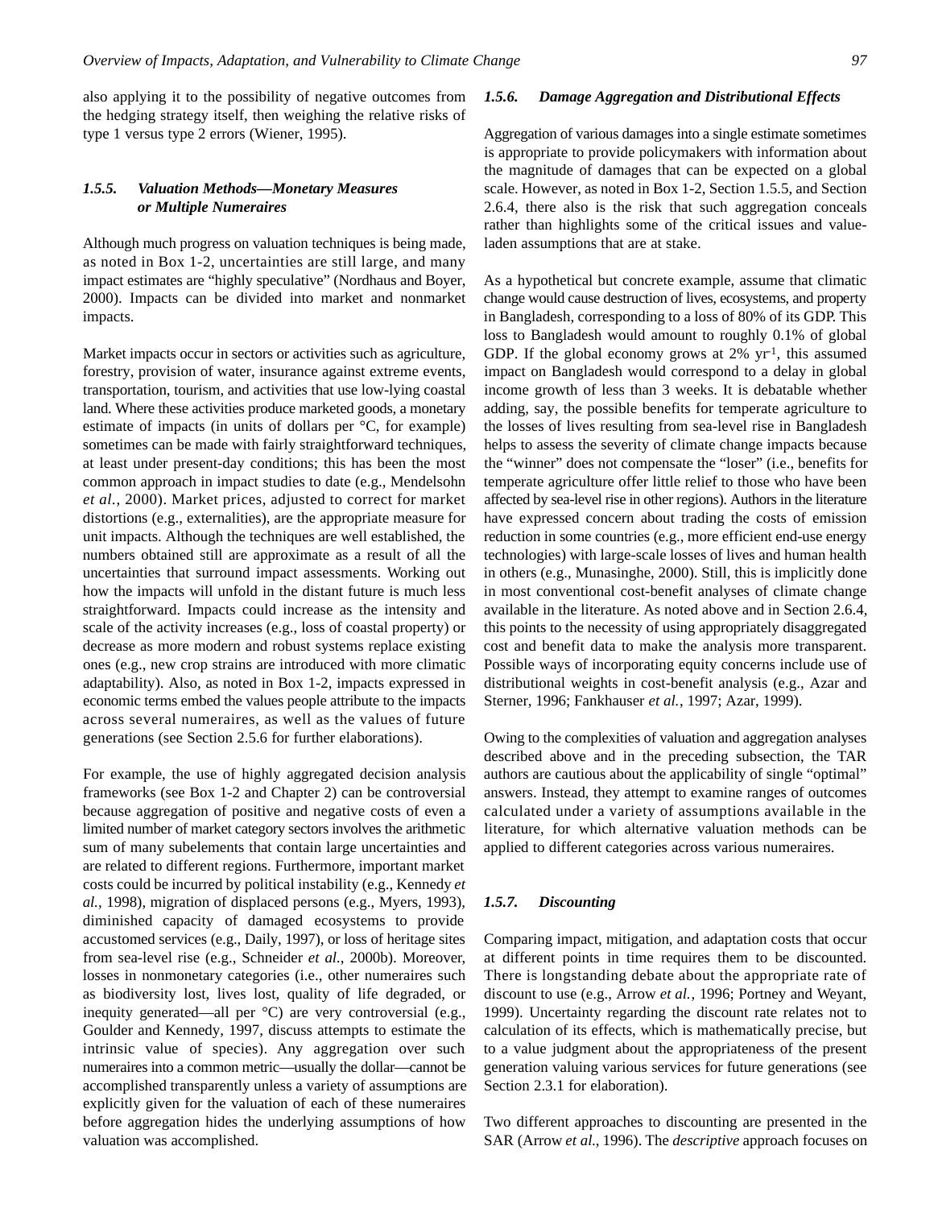also applying it to the possibility of negative outcomes from the hedging strategy itself, then weighing the relative risks of type 1 versus type 2 errors (Wiener, 1995).

### *1.5.5. Valuation Methods—Monetary Measures or Multiple Numeraires*

Although much progress on valuation techniques is being made, as noted in Box 1-2, uncertainties are still large, and many impact estimates are "highly speculative" (Nordhaus and Boyer, 2000). Impacts can be divided into market and nonmarket impacts.

Market impacts occur in sectors or activities such as agriculture, forestry, provision of water, insurance against extreme events, transportation, tourism, and activities that use low-lying coastal land. Where these activities produce marketed goods, a monetary estimate of impacts (in units of dollars per °C, for example) sometimes can be made with fairly straightforward techniques, at least under present-day conditions; this has been the most common approach in impact studies to date (e.g., Mendelsohn *et al.*, 2000). Market prices, adjusted to correct for market distortions (e.g., externalities), are the appropriate measure for unit impacts. Although the techniques are well established, the numbers obtained still are approximate as a result of all the uncertainties that surround impact assessments. Working out how the impacts will unfold in the distant future is much less straightforward. Impacts could increase as the intensity and scale of the activity increases (e.g., loss of coastal property) or decrease as more modern and robust systems replace existing ones (e.g., new crop strains are introduced with more climatic adaptability). Also, as noted in Box 1-2, impacts expressed in economic terms embed the values people attribute to the impacts across several numeraires, as well as the values of future generations (see Section 2.5.6 for further elaborations).

For example, the use of highly aggregated decision analysis frameworks (see Box 1-2 and Chapter 2) can be controversial because aggregation of positive and negative costs of even a limited number of market category sectors involves the arithmetic sum of many subelements that contain large uncertainties and are related to different regions. Furthermore, important market costs could be incurred by political instability (e.g., Kennedy *et al.*, 1998), migration of displaced persons (e.g., Myers, 1993), diminished capacity of damaged ecosystems to provide accustomed services (e.g., Daily, 1997), or loss of heritage sites from sea-level rise (e.g., Schneider *et al.*, 2000b). Moreover, losses in nonmonetary categories (i.e., other numeraires such as biodiversity lost, lives lost, quality of life degraded, or inequity generated—all per °C) are very controversial (e.g., Goulder and Kennedy, 1997, discuss attempts to estimate the intrinsic value of species). Any aggregation over such numeraires into a common metric—usually the dollar—cannot be accomplished transparently unless a variety of assumptions are explicitly given for the valuation of each of these numeraires before aggregation hides the underlying assumptions of how valuation was accomplished.

### *1.5.6. Damage Aggregation and Distributional Effects*

Aggregation of various damages into a single estimate sometimes is appropriate to provide policymakers with information about the magnitude of damages that can be expected on a global scale. However, as noted in Box 1-2, Section 1.5.5, and Section 2.6.4, there also is the risk that such aggregation conceals rather than highlights some of the critical issues and value-laden assumptions that are at stake.

As a hypothetical but concrete example, assume that climatic change would cause destruction of lives, ecosystems, and property in Bangladesh, corresponding to a loss of 80% of its GDP. This loss to Bangladesh would amount to roughly 0.1% of global GDP. If the global economy grows at 2% $yr^{-1}$, this assumed impact on Bangladesh would correspond to a delay in global income growth of less than 3 weeks. It is debatable whether adding, say, the possible benefits for temperate agriculture to the losses of lives resulting from sea-level rise in Bangladesh helps to assess the severity of climate change impacts because the "winner" does not compensate the "loser" (i.e., benefits for temperate agriculture offer little relief to those who have been affected by sea-level rise in other regions). Authors in the literature have expressed concern about trading the costs of emission reduction in some countries (e.g., more efficient end-use energy technologies) with large-scale losses of lives and human health in others (e.g., Munasinghe, 2000). Still, this is implicitly done in most conventional cost-benefit analyses of climate change available in the literature. As noted above and in Section 2.6.4, this points to the necessity of using appropriately disaggregated cost and benefit data to make the analysis more transparent. Possible ways of incorporating equity concerns include use of distributional weights in cost-benefit analysis (e.g., Azar and Sterner, 1996; Fankhauser *et al.*, 1997; Azar, 1999).

Owing to the complexities of valuation and aggregation analyses described above and in the preceding subsection, the TAR authors are cautious about the applicability of single "optimal" answers. Instead, they attempt to examine ranges of outcomes calculated under a variety of assumptions available in the literature, for which alternative valuation methods can be applied to different categories across various numeraires.

### *1.5.7. Discounting*

Comparing impact, mitigation, and adaptation costs that occur at different points in time requires them to be discounted. There is longstanding debate about the appropriate rate of discount to use (e.g., Arrow *et al.*, 1996; Portney and Weyant, 1999). Uncertainty regarding the discount rate relates not to calculation of its effects, which is mathematically precise, but to a value judgment about the appropriateness of the present generation valuing various services for future generations (see Section 2.3.1 for elaboration).

Two different approaches to discounting are presented in the SAR (Arrow *et al.*, 1996). The *descriptive* approach focuses on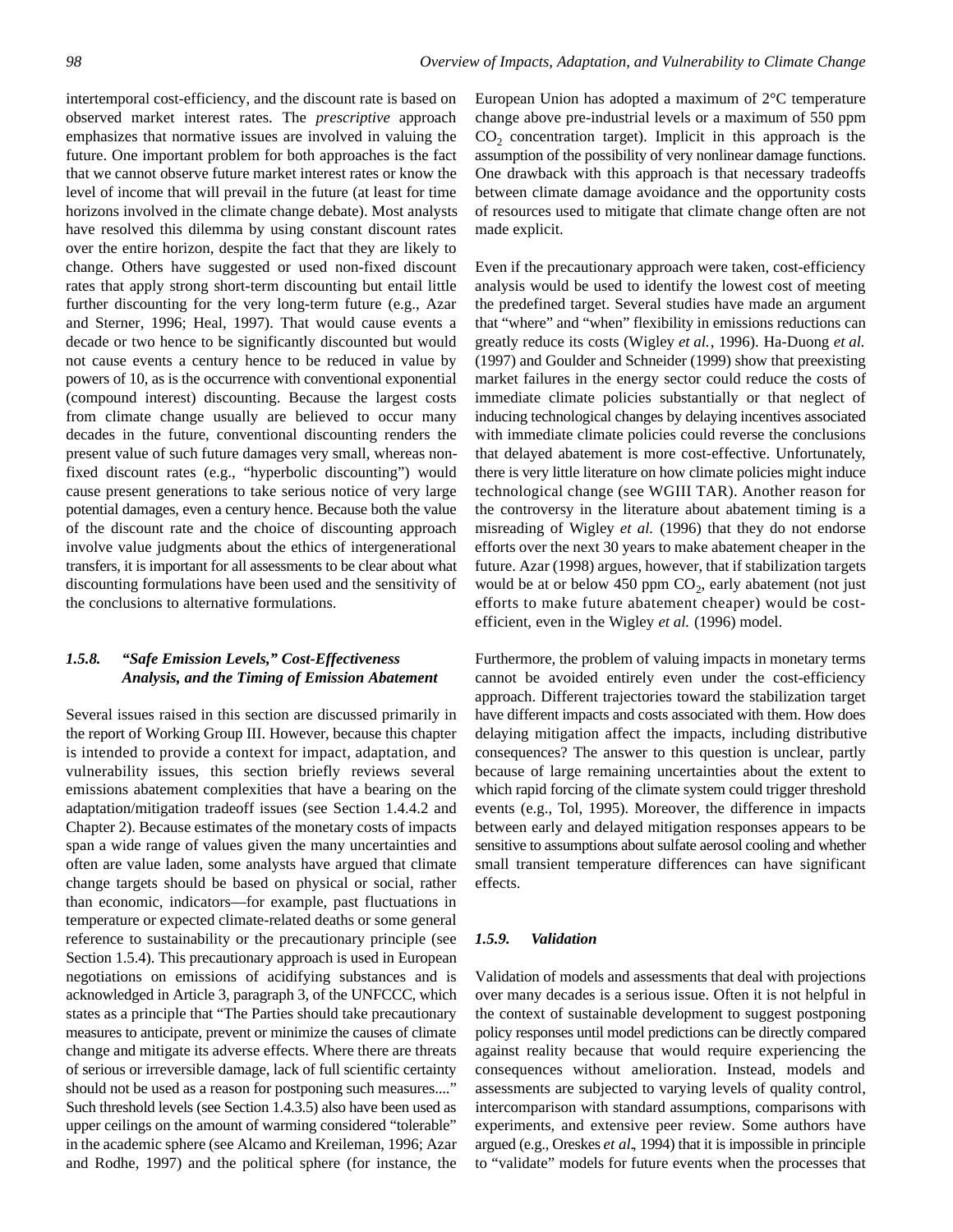intertemporal cost-efficiency, and the discount rate is based on observed market interest rates. The *prescriptive* approach emphasizes that normative issues are involved in valuing the future. One important problem for both approaches is the fact that we cannot observe future market interest rates or know the level of income that will prevail in the future (at least for time horizons involved in the climate change debate). Most analysts have resolved this dilemma by using constant discount rates over the entire horizon, despite the fact that they are likely to change. Others have suggested or used non-fixed discount rates that apply strong short-term discounting but entail little further discounting for the very long-term future (e.g., Azar and Sterner, 1996; Heal, 1997). That would cause events a decade or two hence to be significantly discounted but would not cause events a century hence to be reduced in value by powers of 10, as is the occurrence with conventional exponential (compound interest) discounting. Because the largest costs from climate change usually are believed to occur many decades in the future, conventional discounting renders the present value of such future damages very small, whereas non-fixed discount rates (e.g., "hyperbolic discounting") would cause present generations to take serious notice of very large potential damages, even a century hence. Because both the value of the discount rate and the choice of discounting approach involve value judgments about the ethics of intergenerational transfers, it is important for all assessments to be clear about what discounting formulations have been used and the sensitivity of the conclusions to alternative formulations.

### *1.5.8. "Safe Emission Levels," Cost-Effectiveness Analysis, and the Timing of Emission Abatement*

Several issues raised in this section are discussed primarily in the report of Working Group III. However, because this chapter is intended to provide a context for impact, adaptation, and vulnerability issues, this section briefly reviews several emissions abatement complexities that have a bearing on the adaptation/mitigation tradeoff issues (see Section 1.4.4.2 and Chapter 2). Because estimates of the monetary costs of impacts span a wide range of values given the many uncertainties and often are value laden, some analysts have argued that climate change targets should be based on physical or social, rather than economic, indicators—for example, past fluctuations in temperature or expected climate-related deaths or some general reference to sustainability or the precautionary principle (see Section 1.5.4). This precautionary approach is used in European negotiations on emissions of acidifying substances and is acknowledged in Article 3, paragraph 3, of the UNFCCC, which states as a principle that "The Parties should take precautionary measures to anticipate, prevent or minimize the causes of climate change and mitigate its adverse effects. Where there are threats of serious or irreversible damage, lack of full scientific certainty should not be used as a reason for postponing such measures...." Such threshold levels (see Section 1.4.3.5) also have been used as upper ceilings on the amount of warming considered "tolerable" in the academic sphere (see Alcamo and Kreileman, 1996; Azar and Rodhe, 1997) and the political sphere (for instance, the European Union has adopted a maximum of 2°C temperature change above pre-industrial levels or a maximum of 550 ppm $CO_2$ concentration target). Implicit in this approach is the assumption of the possibility of very nonlinear damage functions. One drawback with this approach is that necessary tradeoffs between climate damage avoidance and the opportunity costs of resources used to mitigate that climate change often are not made explicit.

Even if the precautionary approach were taken, cost-efficiency analysis would be used to identify the lowest cost of meeting the predefined target. Several studies have made an argument that "where" and "when" flexibility in emissions reductions can greatly reduce its costs (Wigley *et al.*, 1996). Ha-Duong *et al.* (1997) and Goulder and Schneider (1999) show that preexisting market failures in the energy sector could reduce the costs of immediate climate policies substantially or that neglect of inducing technological changes by delaying incentives associated with immediate climate policies could reverse the conclusions that delayed abatement is more cost-effective. Unfortunately, there is very little literature on how climate policies might induce technological change (see WGIII TAR). Another reason for the controversy in the literature about abatement timing is a misreading of Wigley *et al.* (1996) that they do not endorse efforts over the next 30 years to make abatement cheaper in the future. Azar (1998) argues, however, that if stabilization targets would be at or below 450 ppm $CO_2$, early abatement (not just efforts to make future abatement cheaper) would be cost-efficient, even in the Wigley *et al.* (1996) model.

Furthermore, the problem of valuing impacts in monetary terms cannot be avoided entirely even under the cost-efficiency approach. Different trajectories toward the stabilization target have different impacts and costs associated with them. How does delaying mitigation affect the impacts, including distributive consequences? The answer to this question is unclear, partly because of large remaining uncertainties about the extent to which rapid forcing of the climate system could trigger threshold events (e.g., Tol, 1995). Moreover, the difference in impacts between early and delayed mitigation responses appears to be sensitive to assumptions about sulfate aerosol cooling and whether small transient temperature differences can have significant effects.

### *1.5.9. Validation*

Validation of models and assessments that deal with projections over many decades is a serious issue. Often it is not helpful in the context of sustainable development to suggest postponing policy responses until model predictions can be directly compared against reality because that would require experiencing the consequences without amelioration. Instead, models and assessments are subjected to varying levels of quality control, intercomparison with standard assumptions, comparisons with experiments, and extensive peer review. Some authors have argued (e.g., Oreskes *et al*., 1994) that it is impossible in principle to "validate" models for future events when the processes that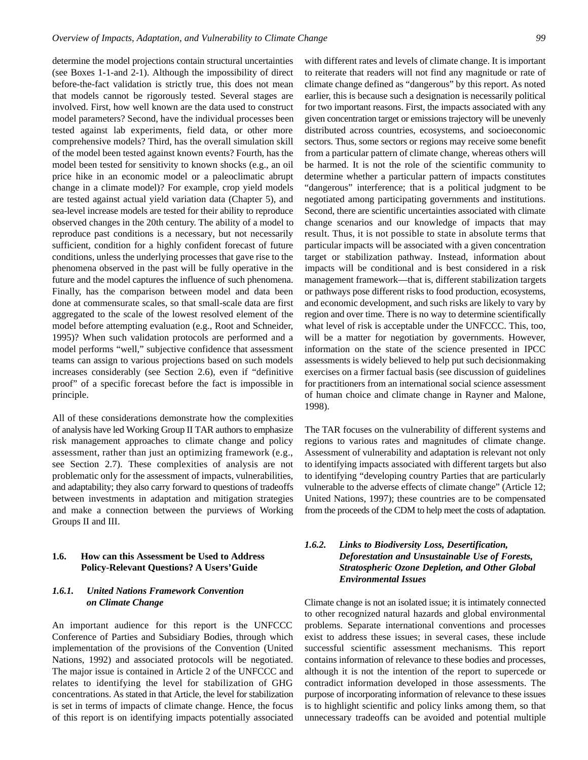determine the model projections contain structural uncertainties (see Boxes 1-1-and 2-1). Although the impossibility of direct before-the-fact validation is strictly true, this does not mean that models cannot be rigorously tested. Several stages are involved. First, how well known are the data used to construct model parameters? Second, have the individual processes been tested against lab experiments, field data, or other more comprehensive models? Third, has the overall simulation skill of the model been tested against known events? Fourth, has the model been tested for sensitivity to known shocks (e.g., an oil price hike in an economic model or a paleoclimatic abrupt change in a climate model)? For example, crop yield models are tested against actual yield variation data (Chapter 5), and sea-level increase models are tested for their ability to reproduce observed changes in the 20th century. The ability of a model to reproduce past conditions is a necessary, but not necessarily sufficient, condition for a highly confident forecast of future conditions, unless the underlying processes that gave rise to the phenomena observed in the past will be fully operative in the future and the model captures the influence of such phenomena. Finally, has the comparison between model and data been done at commensurate scales, so that small-scale data are first aggregated to the scale of the lowest resolved element of the model before attempting evaluation (e.g., Root and Schneider, 1995)? When such validation protocols are performed and a model performs "well," subjective confidence that assessment teams can assign to various projections based on such models increases considerably (see Section 2.6), even if "definitive proof" of a specific forecast before the fact is impossible in principle.

All of these considerations demonstrate how the complexities of analysis have led Working Group II TAR authors to emphasize risk management approaches to climate change and policy assessment, rather than just an optimizing framework (e.g., see Section 2.7). These complexities of analysis are not problematic only for the assessment of impacts, vulnerabilities, and adaptability; they also carry forward to questions of tradeoffs between investments in adaptation and mitigation strategies and make a connection between the purviews of Working Groups II and III.

## 1.6. How can this Assessment be Used to Address Policy-Relevant Questions? A Users' Guide

### *1.6.1. United Nations Framework Convention on Climate Change*

An important audience for this report is the UNFCCC Conference of Parties and Subsidiary Bodies, through which implementation of the provisions of the Convention (United Nations, 1992) and associated protocols will be negotiated. The major issue is contained in Article 2 of the UNFCCC and relates to identifying the level for stabilization of GHG concentrations. As stated in that Article, the level for stabilization is set in terms of impacts of climate change. Hence, the focus of this report is on identifying impacts potentially associated with different rates and levels of climate change. It is important to reiterate that readers will not find any magnitude or rate of climate change defined as "dangerous" by this report. As noted earlier, this is because such a designation is necessarily political for two important reasons. First, the impacts associated with any given concentration target or emissions trajectory will be unevenly distributed across countries, ecosystems, and socioeconomic sectors. Thus, some sectors or regions may receive some benefit from a particular pattern of climate change, whereas others will be harmed. It is not the role of the scientific community to determine whether a particular pattern of impacts constitutes "dangerous" interference; that is a political judgment to be negotiated among participating governments and institutions. Second, there are scientific uncertainties associated with climate change scenarios and our knowledge of impacts that may result. Thus, it is not possible to state in absolute terms that particular impacts will be associated with a given concentration target or stabilization pathway. Instead, information about impacts will be conditional and is best considered in a risk management framework—that is, different stabilization targets or pathways pose different risks to food production, ecosystems, and economic development, and such risks are likely to vary by region and over time. There is no way to determine scientifically what level of risk is acceptable under the UNFCCC. This, too, will be a matter for negotiation by governments. However, information on the state of the science presented in IPCC assessments is widely believed to help put such decisionmaking exercises on a firmer factual basis (see discussion of guidelines for practitioners from an international social science assessment of human choice and climate change in Rayner and Malone, 1998).

The TAR focuses on the vulnerability of different systems and regions to various rates and magnitudes of climate change. Assessment of vulnerability and adaptation is relevant not only to identifying impacts associated with different targets but also to identifying "developing country Parties that are particularly vulnerable to the adverse effects of climate change" (Article 12; United Nations, 1997); these countries are to be compensated from the proceeds of the CDM to help meet the costs of adaptation.

### *1.6.2. Links to Biodiversity Loss, Desertification, Deforestation and Unsustainable Use of Forests, Stratospheric Ozone Depletion, and Other Global Environmental Issues*

Climate change is not an isolated issue; it is intimately connected to other recognized natural hazards and global environmental problems. Separate international conventions and processes exist to address these issues; in several cases, these include successful scientific assessment mechanisms. This report contains information of relevance to these bodies and processes, although it is not the intention of the report to supercede or contradict information developed in those assessments. The purpose of incorporating information of relevance to these issues is to highlight scientific and policy links among them, so that unnecessary tradeoffs can be avoided and potential multiple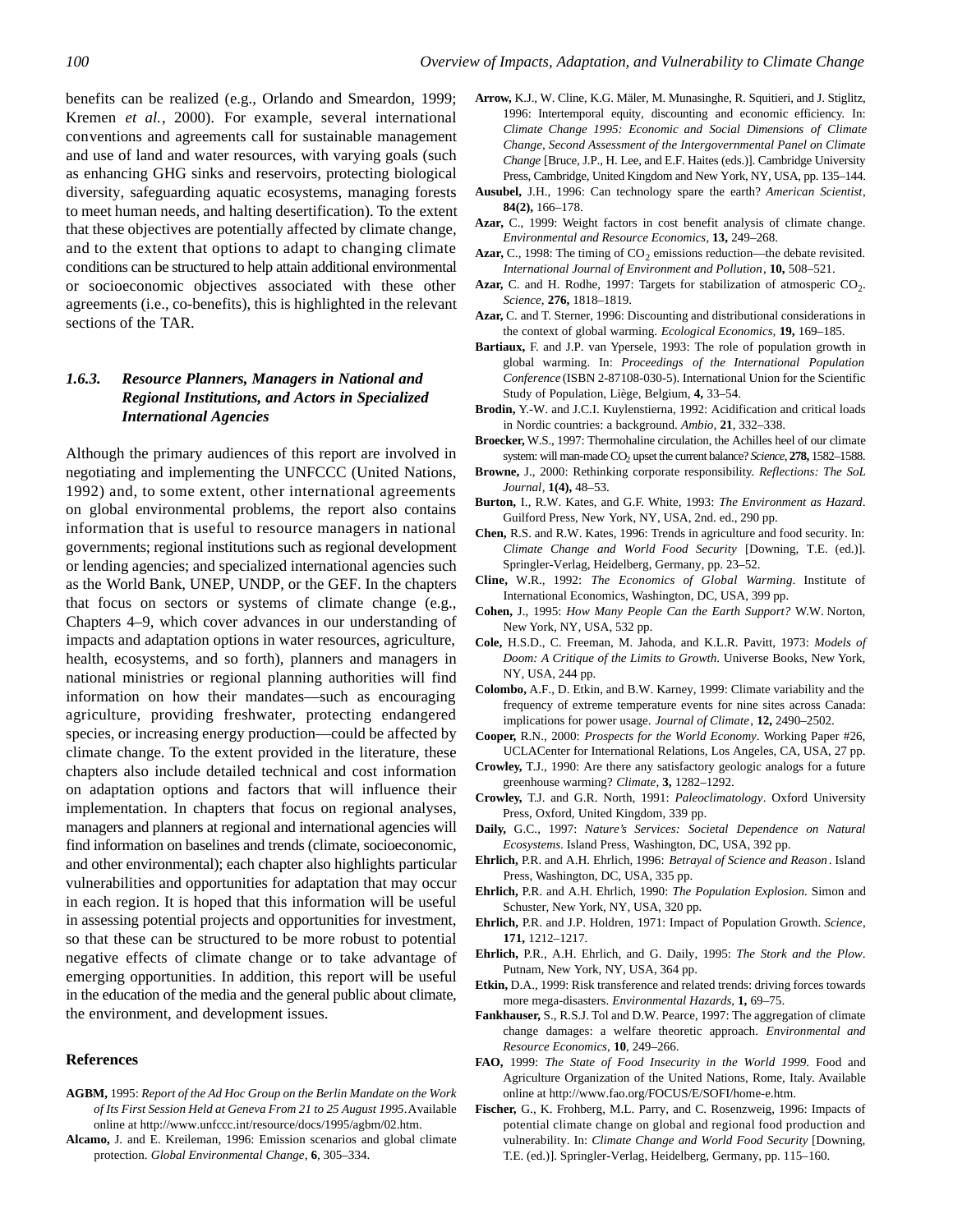benefits can be realized (e.g., Orlando and Smeardon, 1999; Kremen *et al.*, 2000). For example, several international conventions and agreements call for sustainable management and use of land and water resources, with varying goals (such as enhancing GHG sinks and reservoirs, protecting biological diversity, safeguarding aquatic ecosystems, managing forests to meet human needs, and halting desertification). To the extent that these objectives are potentially affected by climate change, and to the extent that options to adapt to changing climate conditions can be structured to help attain additional environmental or socioeconomic objectives associated with these other agreements (i.e., co-benefits), this is highlighted in the relevant sections of the TAR.

### *1.6.3. Resource Planners, Managers in National and Regional Institutions, and Actors in Specialized International Agencies*

Although the primary audiences of this report are involved in negotiating and implementing the UNFCCC (United Nations, 1992) and, to some extent, other international agreements on global environmental problems, the report also contains information that is useful to resource managers in national governments; regional institutions such as regional development or lending agencies; and specialized international agencies such as the World Bank, UNEP, UNDP, or the GEF. In the chapters that focus on sectors or systems of climate change (e.g., Chapters 4–9, which cover advances in our understanding of impacts and adaptation options in water resources, agriculture, health, ecosystems, and so forth), planners and managers in national ministries or regional planning authorities will find information on how their mandates—such as encouraging agriculture, providing freshwater, protecting endangered species, or increasing energy production—could be affected by climate change. To the extent provided in the literature, these chapters also include detailed technical and cost information on adaptation options and factors that will influence their implementation. In chapters that focus on regional analyses, managers and planners at regional and international agencies will find information on baselines and trends (climate, socioeconomic, and other environmental); each chapter also highlights particular vulnerabilities and opportunities for adaptation that may occur in each region. It is hoped that this information will be useful in assessing potential projects and opportunities for investment, so that these can be structured to be more robust to potential negative effects of climate change or to take advantage of emerging opportunities. In addition, this report will be useful in the education of the media and the general public about climate, the environment, and development issues.

### References

**AGBM,** 1995: *Report of the Ad Hoc Group on the Berlin Mandate on the Work of Its First Session Held at Geneva From 21 to 25 August 1995*. Available online at http://www.unfccc.int/resource/docs/1995/agbm/02.htm.

**Alcamo,** J. and E. Kreileman, 1996: Emission scenarios and global climate protection. *Global Environmental Change*, **6**, 305–334.

**Arrow,** K.J., W. Cline, K.G. Mäler, M. Munasinghe, R. Squitieri, and J. Stiglitz, 1996: Intertemporal equity, discounting and economic efficiency. In: *Climate Change 1995: Economic and Social Dimensions of Climate Change, Second Assessment of the Intergovernmental Panel on Climate Change* [Bruce, J.P., H. Lee, and E.F. Haites (eds.)]. Cambridge University Press, Cambridge, United Kingdom and New York, NY, USA, pp. 135–144.

**Ausubel,** J.H., 1996: Can technology spare the earth? *American Scientist*, **84(2),** 166–178.

**Azar,** C., 1999: Weight factors in cost benefit analysis of climate change. *Environmental and Resource Economics*, **13,** 249–268.

**Azar,** C., 1998: The timing of $CO_2$ emissions reduction—the debate revisited. *International Journal of Environment and Pollution*, **10,** 508–521.

**Azar,** C. and H. Rodhe, 1997: Targets for stabilization of atmosperic $CO_2$. *Science*, **276,** 1818–1819.

**Azar,** C. and T. Sterner, 1996: Discounting and distributional considerations in the context of global warming. *Ecological Economics*, **19,** 169–185.

**Bartiaux,** F. and J.P. van Ypersele, 1993: The role of population growth in global warming. In: *Proceedings of the International Population Conference* (ISBN 2-87108-030-5). International Union for the Scientific Study of Population, Liège, Belgium, **4,** 33–54.

**Brodin,** Y.-W. and J.C.I. Kuylenstierna, 1992: Acidification and critical loads in Nordic countries: a background. *Ambio*, **21**, 332–338.

**Broecker,** W.S., 1997: Thermohaline circulation, the Achilles heel of our climate system: will man-made $CO_2$ upset the current balance? *Science*, **278,** 1582–1588.

**Browne,** J., 2000: Rethinking corporate responsibility. *Reflections: The SoL Journal*, **1(4),** 48–53.

**Burton,** I., R.W. Kates, and G.F. White, 1993: *The Environment as Hazard*. Guilford Press, New York, NY, USA, 2nd. ed., 290 pp.

**Chen,** R.S. and R.W. Kates, 1996: Trends in agriculture and food security. In: *Climate Change and World Food Security* [Downing, T.E. (ed.)]. Springler-Verlag, Heidelberg, Germany, pp. 23–52.

**Cline,** W.R., 1992: *The Economics of Global Warming*. Institute of International Economics, Washington, DC, USA, 399 pp.

**Cohen,** J., 1995: *How Many People Can the Earth Support?* W.W. Norton, New York, NY, USA, 532 pp.

**Cole,** H.S.D., C. Freeman, M. Jahoda, and K.L.R. Pavitt, 1973: *Models of Doom: A Critique of the Limits to Growth*. Universe Books, New York, NY, USA, 244 pp.

**Colombo,** A.F., D. Etkin, and B.W. Karney, 1999: Climate variability and the frequency of extreme temperature events for nine sites across Canada: implications for power usage. *Journal of Climate*, **12,** 2490–2502.

**Cooper,** R.N., 2000: *Prospects for the World Economy*. Working Paper #26, UCLACenter for International Relations, Los Angeles, CA, USA, 27 pp.

**Crowley,** T.J., 1990: Are there any satisfactory geologic analogs for a future greenhouse warming? *Climate*, **3,** 1282–1292.

**Crowley,** T.J. and G.R. North, 1991: *Paleoclimatology*. Oxford University Press, Oxford, United Kingdom, 339 pp.

**Daily,** G.C., 1997: *Nature's Services: Societal Dependence on Natural Ecosystems*. Island Press, Washington, DC, USA, 392 pp.

**Ehrlich,** P.R. and A.H. Ehrlich, 1996: *Betrayal of Science and Reason*. Island Press, Washington, DC, USA, 335 pp.

**Ehrlich,** P.R. and A.H. Ehrlich, 1990: *The Population Explosion*. Simon and Schuster, New York, NY, USA, 320 pp.

**Ehrlich,** P.R. and J.P. Holdren, 1971: Impact of Population Growth. *Science*, **171,** 1212–1217.

**Ehrlich,** P.R., A.H. Ehrlich, and G. Daily, 1995: *The Stork and the Plow*. Putnam, New York, NY, USA, 364 pp.

**Etkin,** D.A., 1999: Risk transference and related trends: driving forces towards more mega-disasters. *Environmental Hazards*, **1,** 69–75.

**Fankhauser,** S., R.S.J. Tol and D.W. Pearce, 1997: The aggregation of climate change damages: a welfare theoretic approach. *Environmental and Resource Economics*, **10**, 249–266.

**FAO,** 1999: *The State of Food Insecurity in the World 1999*. Food and Agriculture Organization of the United Nations, Rome, Italy. Available online at http://www.fao.org/FOCUS/E/SOFI/home-e.htm.

**Fischer,** G., K. Frohberg, M.L. Parry, and C. Rosenzweig, 1996: Impacts of potential climate change on global and regional food production and vulnerability. In: *Climate Change and World Food Security* [Downing, T.E. (ed.)]. Springler-Verlag, Heidelberg, Germany, pp. 115–160.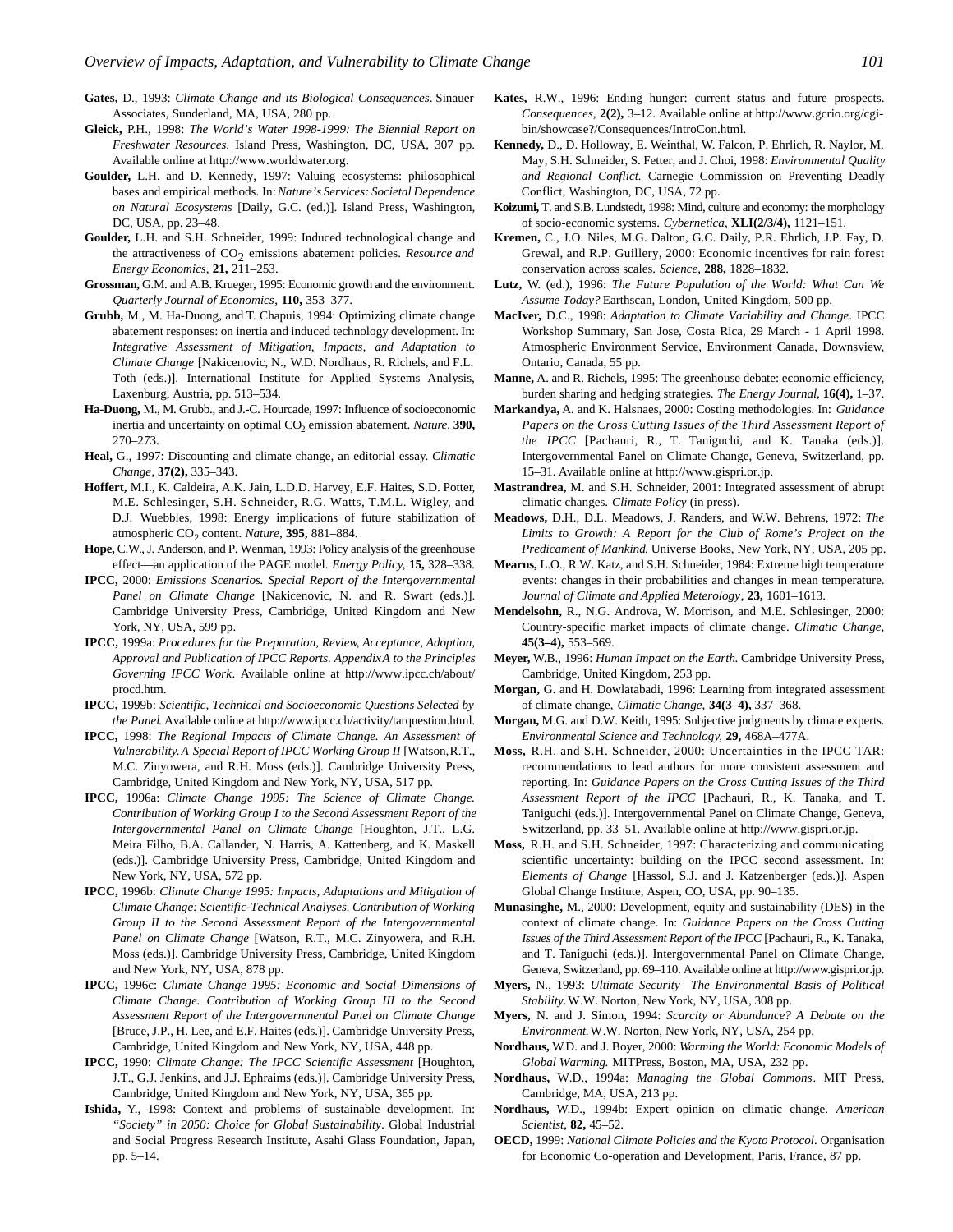**Gates,** D., 1993: *Climate Change and its Biological Consequences*. Sinauer Associates, Sunderland, MA, USA, 280 pp.

**Gleick,** P.H., 1998: *The World's Water 1998-1999: The Biennial Report on Freshwater Resources*. Island Press, Washington, DC, USA, 307 pp. Available online at http://www.worldwater.org.

**Goulder,** L.H. and D. Kennedy, 1997: Valuing ecosystems: philosophical bases and empirical methods. In: *Nature's Services: Societal Dependence on Natural Ecosystems* [Daily, G.C. (ed.)]. Island Press, Washington, DC, USA, pp. 23–48.

**Goulder,** L.H. and S.H. Schneider, 1999: Induced technological change and the attractiveness of $CO_2$ emissions abatement policies. *Resource and Energy Economics*, **21,** 211–253.

**Grossman,** G.M. and A.B. Krueger, 1995: Economic growth and the environment. *Quarterly Journal of Economics*, **110,** 353–377.

**Grubb,** M., M. Ha-Duong, and T. Chapuis, 1994: Optimizing climate change abatement responses: on inertia and induced technology development. In: *Integrative Assessment of Mitigation, Impacts, and Adaptation to Climate Change* [Nakicenovic, N., W.D. Nordhaus, R. Richels, and F.L. Toth (eds.)]. International Institute for Applied Systems Analysis, Laxenburg, Austria, pp. 513–534.

**Ha-Duong,** M., M. Grubb., and J.-C. Hourcade, 1997: Influence of socioeconomic inertia and uncertainty on optimal $CO_2$ emission abatement. *Nature*, **390,** 270–273.

**Heal,** G., 1997: Discounting and climate change, an editorial essay. *Climatic Change*, **37(2),** 335–343.

**Hoffert,** M.I., K. Caldeira, A.K. Jain, L.D.D. Harvey, E.F. Haites, S.D. Potter, M.E. Schlesinger, S.H. Schneider, R.G. Watts, T.M.L. Wigley, and D.J. Wuebbles, 1998: Energy implications of future stabilization of atmospheric $CO_2$ content. *Nature*, **395,** 881–884.

**Hope,** C.W., J. Anderson, and P. Wenman, 1993: Policy analysis of the greenhouse effect—an application of the PAGE model. *Energy Policy*, **15,** 328–338.

**IPCC,** 2000: *Emissions Scenarios. Special Report of the Intergovernmental Panel on Climate Change* [Nakicenovic, N. and R. Swart (eds.)]. Cambridge University Press, Cambridge, United Kingdom and New York, NY, USA, 599 pp.

**IPCC,** 1999a: *Procedures for the Preparation, Review, Acceptance, Adoption, Approval and Publication of IPCC Reports. AppendixA to the Principles Governing IPCC Work*. Available online at http://www.ipcc.ch/about/procd.htm.

**IPCC,** 1999b: *Scientific, Technical and Socioeconomic Questions Selected by the Panel*. Available online at http://www.ipcc.ch/activity/tarquestion.html.

**IPCC,** 1998: *The Regional Impacts of Climate Change. An Assessment of Vulnerability. A Special Report of IPCC Working Group II* [Watson, R.T., M.C. Zinyowera, and R.H. Moss (eds.)]. Cambridge University Press, Cambridge, United Kingdom and New York, NY, USA, 517 pp.

**IPCC,** 1996a: *Climate Change 1995: The Science of Climate Change. Contribution of Working Group I to the Second Assessment Report of the Intergovernmental Panel on Climate Change* [Houghton, J.T., L.G. Meira Filho, B.A. Callander, N. Harris, A. Kattenberg, and K. Maskell (eds.)]. Cambridge University Press, Cambridge, United Kingdom and New York, NY, USA, 572 pp.

**IPCC,** 1996b: *Climate Change 1995: Impacts, Adaptations and Mitigation of Climate Change: Scientific-Technical Analyses. Contribution of Working Group II to the Second Assessment Report of the Intergovernmental Panel on Climate Change* [Watson, R.T., M.C. Zinyowera, and R.H. Moss (eds.)]. Cambridge University Press, Cambridge, United Kingdom and New York, NY, USA, 878 pp.

**IPCC,** 1996c: *Climate Change 1995: Economic and Social Dimensions of Climate Change. Contribution of Working Group III to the Second Assessment Report of the Intergovernmental Panel on Climate Change* [Bruce, J.P., H. Lee, and E.F. Haites (eds.)]. Cambridge University Press, Cambridge, United Kingdom and New York, NY, USA, 448 pp.

**IPCC,** 1990: *Climate Change: The IPCC Scientific Assessment* [Houghton, J.T., G.J. Jenkins, and J.J. Ephraims (eds.)]. Cambridge University Press, Cambridge, United Kingdom and New York, NY, USA, 365 pp.

**Ishida,** Y., 1998: Context and problems of sustainable development. In: *"Society" in 2050: Choice for Global Sustainability*. Global Industrial and Social Progress Research Institute, Asahi Glass Foundation, Japan, pp. 5–14.

**Kates,** R.W., 1996: Ending hunger: current status and future prospects. *Consequences*, **2(2),** 3–12. Available online at http://www.gcrio.org/cgi-bin/showcase?/Consequences/IntroCon.html.

**Kennedy,** D., D. Holloway, E. Weinthal, W. Falcon, P. Ehrlich, R. Naylor, M. May, S.H. Schneider, S. Fetter, and J. Choi, 1998: *Environmental Quality and Regional Conflict*. Carnegie Commission on Preventing Deadly Conflict, Washington, DC, USA, 72 pp.

**Koizumi,** T. and S.B. Lundstedt, 1998: Mind, culture and economy: the morphology of socio-economic systems. *Cybernetica*, **XLI(2/3/4),** 1121–151.

**Kremen,** C., J.O. Niles, M.G. Dalton, G.C. Daily, P.R. Ehrlich, J.P. Fay, D. Grewal, and R.P. Guillery, 2000: Economic incentives for rain forest conservation across scales. *Science*, **288,** 1828–1832.

**Lutz,** W. (ed.), 1996: *The Future Population of the World: What Can We Assume Today?* Earthscan, London, United Kingdom, 500 pp.

**MacIver,** D.C., 1998: *Adaptation to Climate Variability and Change*. IPCC Workshop Summary, San Jose, Costa Rica, 29 March - 1 April 1998. Atmospheric Environment Service, Environment Canada, Downsview, Ontario, Canada, 55 pp.

**Manne,** A. and R. Richels, 1995: The greenhouse debate: economic efficiency, burden sharing and hedging strategies. *The Energy Journal*, **16(4),** 1–37.

**Markandya,** A. and K. Halsnaes, 2000: Costing methodologies. In: *Guidance Papers on the Cross Cutting Issues of the Third Assessment Report of the IPCC* [Pachauri, R., T. Taniguchi, and K. Tanaka (eds.)]. Intergovernmental Panel on Climate Change, Geneva, Switzerland, pp. 15–31. Available online at http://www.gispri.or.jp.

**Mastrandrea,** M. and S.H. Schneider, 2001: Integrated assessment of abrupt climatic changes. *Climate Policy* (in press).

**Meadows,** D.H., D.L. Meadows, J. Randers, and W.W. Behrens, 1972: *The Limits to Growth: A Report for the Club of Rome's Project on the Predicament of Mankind.* Universe Books, New York, NY, USA, 205 pp.

**Mearns,** L.O., R.W. Katz, and S.H. Schneider, 1984: Extreme high temperature events: changes in their probabilities and changes in mean temperature. *Journal of Climate and Applied Meterology*, **23,** 1601–1613.

**Mendelsohn,** R., N.G. Androva, W. Morrison, and M.E. Schlesinger, 2000: Country-specific market impacts of climate change. *Climatic Change*, **45(3–4),** 553–569.

**Meyer,** W.B., 1996: *Human Impact on the Earth*. Cambridge University Press, Cambridge, United Kingdom, 253 pp.

**Morgan,** G. and H. Dowlatabadi, 1996: Learning from integrated assessment of climate change, *Climatic Change*, **34(3–4),** 337–368.

**Morgan,** M.G. and D.W. Keith, 1995: Subjective judgments by climate experts. *Environmental Science and Technology*, **29,** 468A–477A.

**Moss,** R.H. and S.H. Schneider, 2000: Uncertainties in the IPCC TAR: recommendations to lead authors for more consistent assessment and reporting. In: *Guidance Papers on the Cross Cutting Issues of the Third Assessment Report of the IPCC* [Pachauri, R., K. Tanaka, and T. Taniguchi (eds.)]. Intergovernmental Panel on Climate Change, Geneva, Switzerland, pp. 33–51. Available online at http://www.gispri.or.jp.

**Moss,** R.H. and S.H. Schneider, 1997: Characterizing and communicating scientific uncertainty: building on the IPCC second assessment. In: *Elements of Change* [Hassol, S.J. and J. Katzenberger (eds.)]. Aspen Global Change Institute, Aspen, CO, USA, pp. 90–135.

**Munasinghe,** M., 2000: Development, equity and sustainability (DES) in the context of climate change. In: *Guidance Papers on the Cross Cutting Issues of the Third Assessment Report of the IPCC* [Pachauri, R., K. Tanaka, and T. Taniguchi (eds.)]. Intergovernmental Panel on Climate Change, Geneva, Switzerland, pp. 69–110. Available online at http://www.gispri.or.jp.

**Myers,** N., 1993: *Ultimate Security—The Environmental Basis of Political Stability*. W.W. Norton, New York, NY, USA, 308 pp.

**Myers,** N. and J. Simon, 1994: *Scarcity or Abundance? A Debate on the Environment*. W.W. Norton, New York, NY, USA, 254 pp.

**Nordhaus,** W.D. and J. Boyer, 2000: *Warming the World: Economic Models of Global Warming.* MITPress, Boston, MA, USA, 232 pp.

**Nordhaus,** W.D., 1994a: *Managing the Global Commons*. MIT Press, Cambridge, MA, USA, 213 pp.

**Nordhaus,** W.D., 1994b: Expert opinion on climatic change. *American Scientist*, **82,** 45–52.

**OECD,** 1999: *National Climate Policies and the Kyoto Protocol*. Organisation for Economic Co-operation and Development, Paris, France, 87 pp.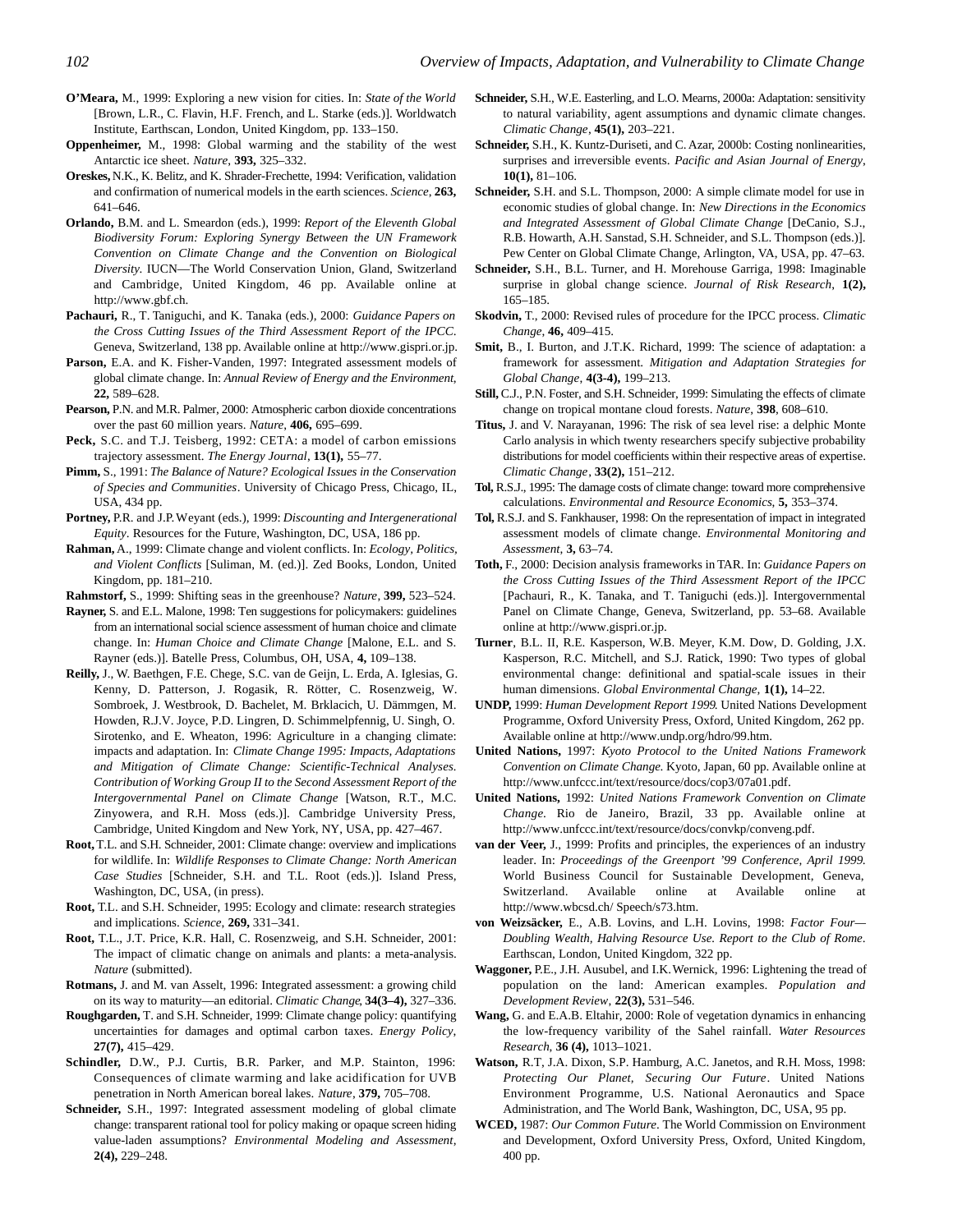**O'Meara,** M., 1999: Exploring a new vision for cities. In: *State of the World* [Brown, L.R., C. Flavin, H.F. French, and L. Starke (eds.)]. Worldwatch Institute, Earthscan, London, United Kingdom, pp. 133–150.

**Oppenheimer,** M., 1998: Global warming and the stability of the west Antarctic ice sheet. *Nature*, **393,** 325–332.

**Oreskes,** N.K., K. Belitz, and K. Shrader-Frechette, 1994: Verification, validation and confirmation of numerical models in the earth sciences. *Science*, **263,** 641–646.

**Orlando,** B.M. and L. Smeardon (eds.), 1999: *Report of the Eleventh Global Biodiversity Forum: Exploring Synergy Between the UN Framework Convention on Climate Change and the Convention on Biological Diversity*. IUCN—The World Conservation Union, Gland, Switzerland and Cambridge, United Kingdom, 46 pp. Available online at http://www.gbf.ch.

**Pachauri,** R., T. Taniguchi, and K. Tanaka (eds.), 2000: *Guidance Papers on the Cross Cutting Issues of the Third Assessment Report of the IPCC*. Geneva, Switzerland, 138 pp. Available online at http://www.gispri.or.jp.

**Parson,** E.A. and K. Fisher-Vanden, 1997: Integrated assessment models of global climate change. In: *Annual Review of Energy and the Environment*, **22,** 589–628.

**Pearson,** P.N. and M.R. Palmer, 2000: Atmospheric carbon dioxide concentrations over the past 60 million years. *Nature*, **406,** 695–699.

**Peck,** S.C. and T.J. Teisberg, 1992: CETA: a model of carbon emissions trajectory assessment. *The Energy Journal*, **13(1),** 55–77.

**Pimm,** S., 1991: *The Balance of Nature? Ecological Issues in the Conservation of Species and Communities*. University of Chicago Press, Chicago, IL, USA, 434 pp.

**Portney,** P.R. and J.P. Weyant (eds.), 1999: *Discounting and Intergenerational Equity*. Resources for the Future, Washington, DC, USA, 186 pp.

**Rahman,** A., 1999: Climate change and violent conflicts. In: *Ecology, Politics, and Violent Conflicts* [Suliman, M. (ed.)]. Zed Books, London, United Kingdom, pp. 181–210.

**Rahmstorf,** S., 1999: Shifting seas in the greenhouse? *Nature*, **399,** 523–524.

**Rayner,** S. and E.L. Malone, 1998: Ten suggestions for policymakers: guidelines from an international social science assessment of human choice and climate change. In: *Human Choice and Climate Change* [Malone, E.L. and S. Rayner (eds.)]. Batelle Press, Columbus, OH, USA, **4,** 109–138.

**Reilly,** J., W. Baethgen, F.E. Chege, S.C. van de Geijn, L. Erda, A. Iglesias, G. Kenny, D. Patterson, J. Rogasik, R. Rötter, C. Rosenzweig, W. Sombroek, J. Westbrook, D. Bachelet, M. Brklacich, U. Dämmgen, M. Howden, R.J.V. Joyce, P.D. Lingren, D. Schimmelpfennig, U. Singh, O. Sirotenko, and E. Wheaton, 1996: Agriculture in a changing climate: impacts and adaptation. In: *Climate Change 1995: Impacts, Adaptations and Mitigation of Climate Change: Scientific-Technical Analyses. Contribution of Working Group II to the Second Assessment Report of the Intergovernmental Panel on Climate Change* [Watson, R.T., M.C. Zinyowera, and R.H. Moss (eds.)]. Cambridge University Press, Cambridge, United Kingdom and New York, NY, USA, pp. 427–467.

**Root,** T.L. and S.H. Schneider, 2001: Climate change: overview and implications for wildlife. In: *Wildlife Responses to Climate Change: North American Case Studies* [Schneider, S.H. and T.L. Root (eds.)]. Island Press, Washington, DC, USA, (in press).

**Root,** T.L. and S.H. Schneider, 1995: Ecology and climate: research strategies and implications. *Science*, **269,** 331–341.

**Root,** T.L., J.T. Price, K.R. Hall, C. Rosenzweig, and S.H. Schneider, 2001: The impact of climatic change on animals and plants: a meta-analysis. *Nature* (submitted).

**Rotmans,** J. and M. van Asselt, 1996: Integrated assessment: a growing child on its way to maturity—an editorial. *Climatic Change*, **34(3–4),** 327–336.

**Roughgarden,** T. and S.H. Schneider, 1999: Climate change policy: quantifying uncertainties for damages and optimal carbon taxes. *Energy Policy*, **27(7),** 415–429.

**Schindler,** D.W., P.J. Curtis, B.R. Parker, and M.P. Stainton, 1996: Consequences of climate warming and lake acidification for UVB penetration in North American boreal lakes. *Nature*, **379,** 705–708.

**Schneider,** S.H., 1997: Integrated assessment modeling of global climate change: transparent rational tool for policy making or opaque screen hiding value-laden assumptions? *Environmental Modeling and Assessment*, **2(4),** 229–248.

**Schneider,** S.H., W.E. Easterling, and L.O. Mearns, 2000a: Adaptation: sensitivity to natural variability, agent assumptions and dynamic climate changes. *Climatic Change*, **45(1),** 203–221.

**Schneider,** S.H., K. Kuntz-Duriseti, and C. Azar, 2000b: Costing nonlinearities, surprises and irreversible events. *Pacific and Asian Journal of Energy*, **10(1),** 81–106.

**Schneider,** S.H. and S.L. Thompson, 2000: A simple climate model for use in economic studies of global change. In: *New Directions in the Economics and Integrated Assessment of Global Climate Change* [DeCanio, S.J., R.B. Howarth, A.H. Sanstad, S.H. Schneider, and S.L. Thompson (eds.)]. Pew Center on Global Climate Change, Arlington, VA, USA, pp. 47–63.

**Schneider,** S.H., B.L. Turner, and H. Morehouse Garriga, 1998: Imaginable surprise in global change science. *Journal of Risk Research*, **1(2),** 165–185.

**Skodvin,** T., 2000: Revised rules of procedure for the IPCC process. *Climatic Change*, **46,** 409–415.

**Smit,** B., I. Burton, and J.T.K. Richard, 1999: The science of adaptation: a framework for assessment. *Mitigation and Adaptation Strategies for Global Change*, **4(3-4),** 199–213.

**Still,** C.J., P.N. Foster, and S.H. Schneider, 1999: Simulating the effects of climate change on tropical montane cloud forests. *Nature*, **398**, 608–610.

**Titus,** J. and V. Narayanan, 1996: The risk of sea level rise: a delphic Monte Carlo analysis in which twenty researchers specify subjective probability distributions for model coefficients within their respective areas of expertise. *Climatic Change*, **33(2),** 151–212.

**Tol,** R.S.J., 1995: The damage costs of climate change: toward more comprehensive calculations. *Environmental and Resource Economics*, **5,** 353–374.

**Tol,** R.S.J. and S. Fankhauser, 1998: On the representation of impact in integrated assessment models of climate change. *Environmental Monitoring and Assessment*, **3,** 63–74.

**Toth,** F., 2000: Decision analysis frameworks in TAR. In: *Guidance Papers on the Cross Cutting Issues of the Third Assessment Report of the IPCC* [Pachauri, R., K. Tanaka, and T. Taniguchi (eds.)]. Intergovernmental Panel on Climate Change, Geneva, Switzerland, pp. 53–68. Available online at http://www.gispri.or.jp.

**Turner**, B.L. II, R.E. Kasperson, W.B. Meyer, K.M. Dow, D. Golding, J.X. Kasperson, R.C. Mitchell, and S.J. Ratick, 1990: Two types of global environmental change: definitional and spatial-scale issues in their human dimensions. *Global Environmental Change*, **1(1),** 14–22.

**UNDP,** 1999: *Human Development Report 1999*. United Nations Development Programme, Oxford University Press, Oxford, United Kingdom, 262 pp. Available online at http://www.undp.org/hdro/99.htm.

**United Nations,** 1997: *Kyoto Protocol to the United Nations Framework Convention on Climate Change*. Kyoto, Japan, 60 pp. Available online at http://www.unfccc.int/text/resource/docs/cop3/07a01.pdf.

**United Nations,** 1992: *United Nations Framework Convention on Climate Change*. Rio de Janeiro, Brazil, 33 pp. Available online at http://www.unfccc.int/text/resource/docs/convkp/conveng.pdf.

**van der Veer,** J., 1999: Profits and principles, the experiences of an industry leader. In: *Proceedings of the Greenport '99 Conference, April 1999.* World Business Council for Sustainable Development, Geneva, Switzerland. Available online at Available online at http://www.wbcsd.ch/ Speech/s73.htm.

**von Weizsäcker,** E., A.B. Lovins, and L.H. Lovins, 1998: *Factor Four—Doubling Wealth, Halving Resource Use. Report to the Club of Rome*. Earthscan, London, United Kingdom, 322 pp.

**Waggoner,** P.E., J.H. Ausubel, and I.K. Wernick, 1996: Lightening the tread of population on the land: American examples. *Population and Development Review*, **22(3),** 531–546.

**Wang,** G. and E.A.B. Eltahir, 2000: Role of vegetation dynamics in enhancing the low-frequency varibility of the Sahel rainfall. *Water Resources Research*, **36 (4),** 1013–1021.

**Watson,** R.T, J.A. Dixon, S.P. Hamburg, A.C. Janetos, and R.H. Moss, 1998: *Protecting Our Planet, Securing Our Future*. United Nations Environment Programme, U.S. National Aeronautics and Space Administration, and The World Bank, Washington, DC, USA, 95 pp.

**WCED,** 1987: *Our Common Future*. The World Commission on Environment and Development, Oxford University Press, Oxford, United Kingdom, 400 pp.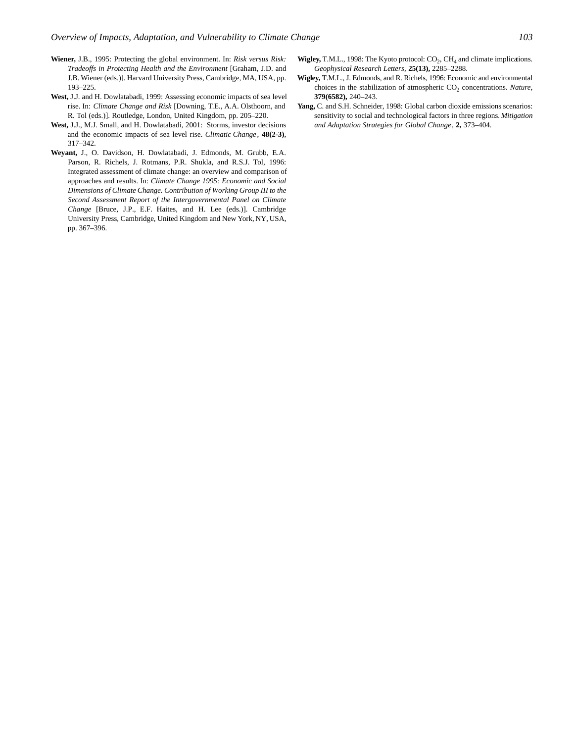**Wiener,** J.B., 1995: Protecting the global environment. In: *Risk versus Risk: Tradeoffs in Protecting Health and the Environment* [Graham, J.D. and J.B. Wiener (eds.)]. Harvard University Press, Cambridge, MA, USA, pp. 193–225.

**West,** J.J. and H. Dowlatabadi, 1999: Assessing economic impacts of sea level rise. In: *Climate Change and Risk* [Downing, T.E., A.A. Olsthoorn, and R. Tol (eds.)]. Routledge, London, United Kingdom, pp. 205–220.

**West,** J.J., M.J. Small, and H. Dowlatabadi, 2001: Storms, investor decisions and the economic impacts of sea level rise. *Climatic Change*, **48(2-3)**, 317–342.

**Weyant,** J., O. Davidson, H. Dowlatabadi, J. Edmonds, M. Grubb, E.A. Parson, R. Richels, J. Rotmans, P.R. Shukla, and R.S.J. Tol, 1996: Integrated assessment of climate change: an overview and comparison of approaches and results. In: *Climate Change 1995: Economic and Social Dimensions of Climate Change. Contribution of Working Group III to the Second Assessment Report of the Intergovernmental Panel on Climate Change* [Bruce, J.P., E.F. Haites, and H. Lee (eds.)]. Cambridge University Press, Cambridge, United Kingdom and New York, NY, USA, pp. 367–396.

**Wigley,** T.M.L., 1998: The Kyoto protocol: $CO_2$, $CH_4$ and climate implications. *Geophysical Research Letters*, **25(13),** 2285–2288.

**Wigley,** T.M.L., J. Edmonds, and R. Richels, 1996: Economic and environmental choices in the stabilization of atmospheric $CO_2$ concentrations. *Nature*, **379(6582),** 240–243.

**Yang,** C. and S.H. Schneider, 1998: Global carbon dioxide emissions scenarios: sensitivity to social and technological factors in three regions. *Mitigation and Adaptation Strategies for Global Change*, **2,** 373–404.